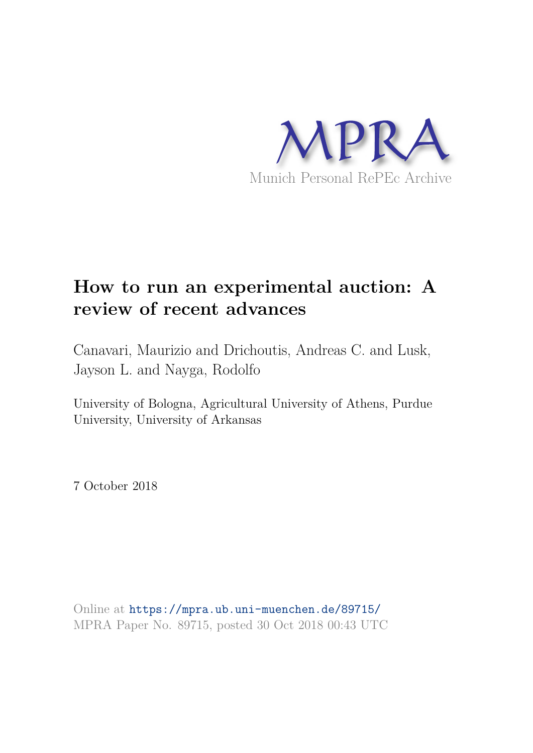MPRA

Munich Personal RePEc Archive

# How to run an experimental auction: A review of recent advances

Canavari, Maurizio and Drichoutis, Andreas C. and Lusk, Jayson L. and Nayga, Rodolfo

University of Bologna, Agricultural University of Athens, Purdue University, University of Arkansas

7 October 2018

Online at https://mpra.ub.uni-muenchen.de/89715/
MPRA Paper No. 89715, posted 30 Oct 2018 00:43 UTC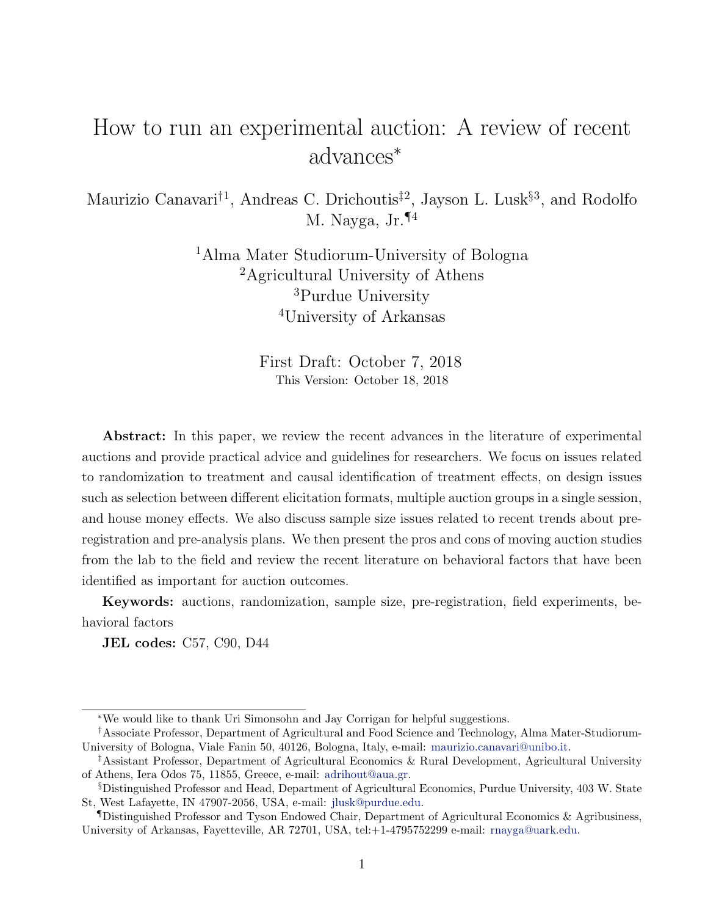# How to run an experimental auction: A review of recent advances[*]

Maurizio Canavari[†1], Andreas C. Drichoutis[‡2], Jayson L. Lusk[§3], and Rodolfo M. Nayga, Jr.[¶4]

[1]Alma Mater Studiorum-University of Bologna
[2]Agricultural University of Athens
[3]Purdue University
[4]University of Arkansas

First Draft: October 7, 2018
This Version: October 18, 2018

**Abstract:** In this paper, we review the recent advances in the literature of experimental auctions and provide practical advice and guidelines for researchers. We focus on issues related to randomization to treatment and causal identification of treatment effects, on design issues such as selection between different elicitation formats, multiple auction groups in a single session, and house money effects. We also discuss sample size issues related to recent trends about pre-registration and pre-analysis plans. We then present the pros and cons of moving auction studies from the lab to the field and review the recent literature on behavioral factors that have been identified as important for auction outcomes.

**Keywords:** auctions, randomization, sample size, pre-registration, field experiments, behavioral factors

**JEL codes:** C57, C90, D44

---

[*]We would like to thank Uri Simonsohn and Jay Corrigan for helpful suggestions.

[†]Associate Professor, Department of Agricultural and Food Science and Technology, Alma Mater-Studiorum-University of Bologna, Viale Fanin 50, 40126, Bologna, Italy, e-mail: maurizio.canavari@unibo.it.

[‡]Assistant Professor, Department of Agricultural Economics & Rural Development, Agricultural University of Athens, Iera Odos 75, 11855, Greece, e-mail: adrihout@aua.gr.

[§]Distinguished Professor and Head, Department of Agricultural Economics, Purdue University, 403 W. State St, West Lafayette, IN 47907-2056, USA, e-mail: jlusk@purdue.edu.

[¶]Distinguished Professor and Tyson Endowed Chair, Department of Agricultural Economics & Agribusiness, University of Arkansas, Fayetteville, AR 72701, USA, tel:+1-4795752299 e-mail: rnayga@uark.edu.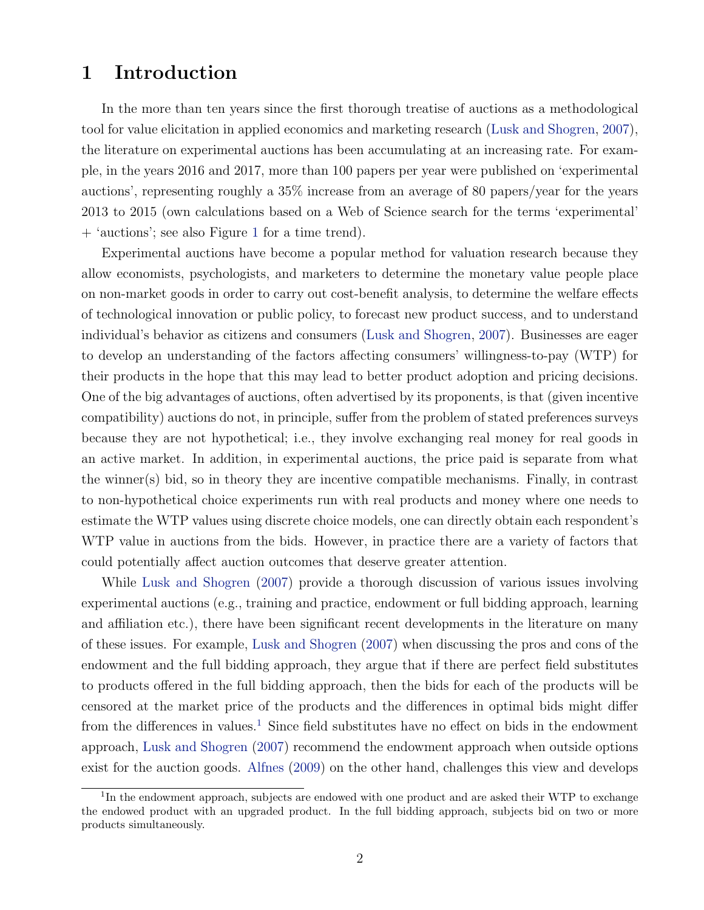# 1 Introduction

In the more than ten years since the first thorough treatise of auctions as a methodological tool for value elicitation in applied economics and marketing research (Lusk and Shogren, 2007), the literature on experimental auctions has been accumulating at an increasing rate. For example, in the years 2016 and 2017, more than 100 papers per year were published on 'experimental auctions', representing roughly a 35% increase from an average of 80 papers/year for the years 2013 to 2015 (own calculations based on a Web of Science search for the terms 'experimental' + 'auctions'; see also Figure 1 for a time trend).

Experimental auctions have become a popular method for valuation research because they allow economists, psychologists, and marketers to determine the monetary value people place on non-market goods in order to carry out cost-benefit analysis, to determine the welfare effects of technological innovation or public policy, to forecast new product success, and to understand individual's behavior as citizens and consumers (Lusk and Shogren, 2007). Businesses are eager to develop an understanding of the factors affecting consumers' willingness-to-pay (WTP) for their products in the hope that this may lead to better product adoption and pricing decisions. One of the big advantages of auctions, often advertised by its proponents, is that (given incentive compatibility) auctions do not, in principle, suffer from the problem of stated preferences surveys because they are not hypothetical; i.e., they involve exchanging real money for real goods in an active market. In addition, in experimental auctions, the price paid is separate from what the winner(s) bid, so in theory they are incentive compatible mechanisms. Finally, in contrast to non-hypothetical choice experiments run with real products and money where one needs to estimate the WTP values using discrete choice models, one can directly obtain each respondent's WTP value in auctions from the bids. However, in practice there are a variety of factors that could potentially affect auction outcomes that deserve greater attention.

While Lusk and Shogren (2007) provide a thorough discussion of various issues involving experimental auctions (e.g., training and practice, endowment or full bidding approach, learning and affiliation etc.), there have been significant recent developments in the literature on many of these issues. For example, Lusk and Shogren (2007) when discussing the pros and cons of the endowment and the full bidding approach, they argue that if there are perfect field substitutes to products offered in the full bidding approach, then the bids for each of the products will be censored at the market price of the products and the differences in optimal bids might differ from the differences in values.[1] Since field substitutes have no effect on bids in the endowment approach, Lusk and Shogren (2007) recommend the endowment approach when outside options exist for the auction goods. Alfnes (2009) on the other hand, challenges this view and develops

[1] In the endowment approach, subjects are endowed with one product and are asked their WTP to exchange the endowed product with an upgraded product. In the full bidding approach, subjects bid on two or more products simultaneously.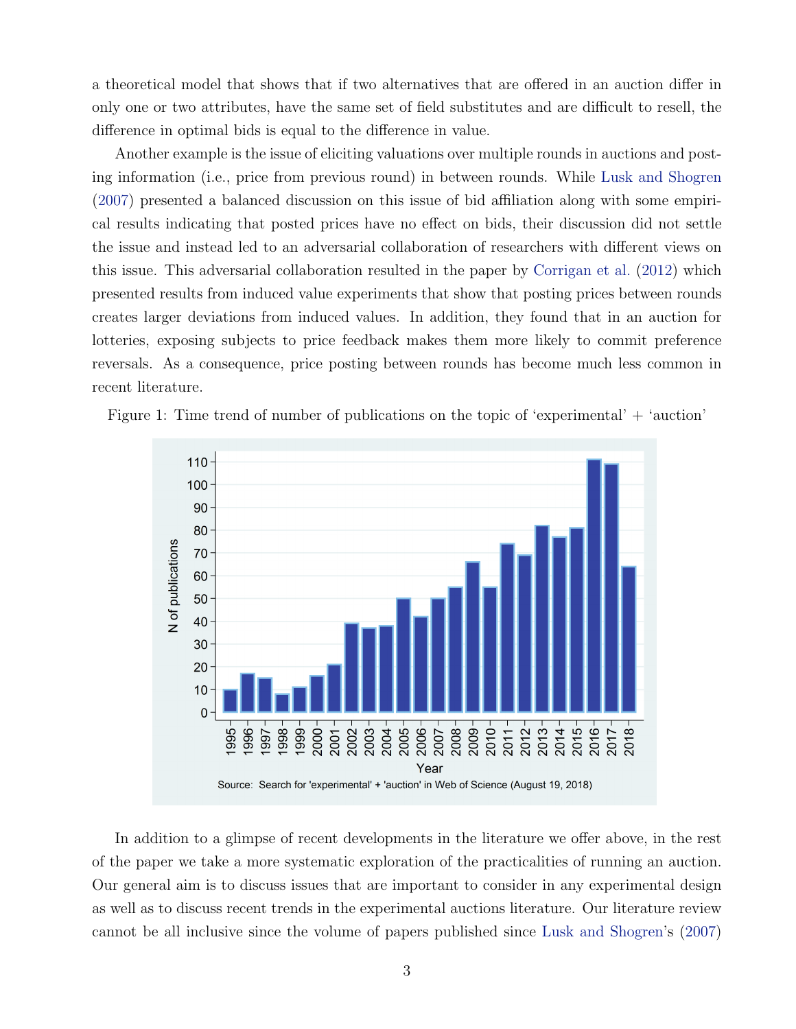a theoretical model that shows that if two alternatives that are offered in an auction differ in only one or two attributes, have the same set of field substitutes and are difficult to resell, the difference in optimal bids is equal to the difference in value.

Another example is the issue of eliciting valuations over multiple rounds in auctions and posting information (i.e., price from previous round) in between rounds. While Lusk and Shogren (2007) presented a balanced discussion on this issue of bid affiliation along with some empirical results indicating that posted prices have no effect on bids, their discussion did not settle the issue and instead led to an adversarial collaboration of researchers with different views on this issue. This adversarial collaboration resulted in the paper by Corrigan et al. (2012) which presented results from induced value experiments that show that posting prices between rounds creates larger deviations from induced values. In addition, they found that in an auction for lotteries, exposing subjects to price feedback makes them more likely to commit preference reversals. As a consequence, price posting between rounds has become much less common in recent literature.

Figure 1: Time trend of number of publications on the topic of 'experimental' + 'auction'

Source: Search for 'experimental' + 'auction' in Web of Science (August 19, 2018)

In addition to a glimpse of recent developments in the literature we offer above, in the rest of the paper we take a more systematic exploration of the practicalities of running an auction. Our general aim is to discuss issues that are important to consider in any experimental design as well as to discuss recent trends in the experimental auctions literature. Our literature review cannot be all inclusive since the volume of papers published since Lusk and Shogren's (2007)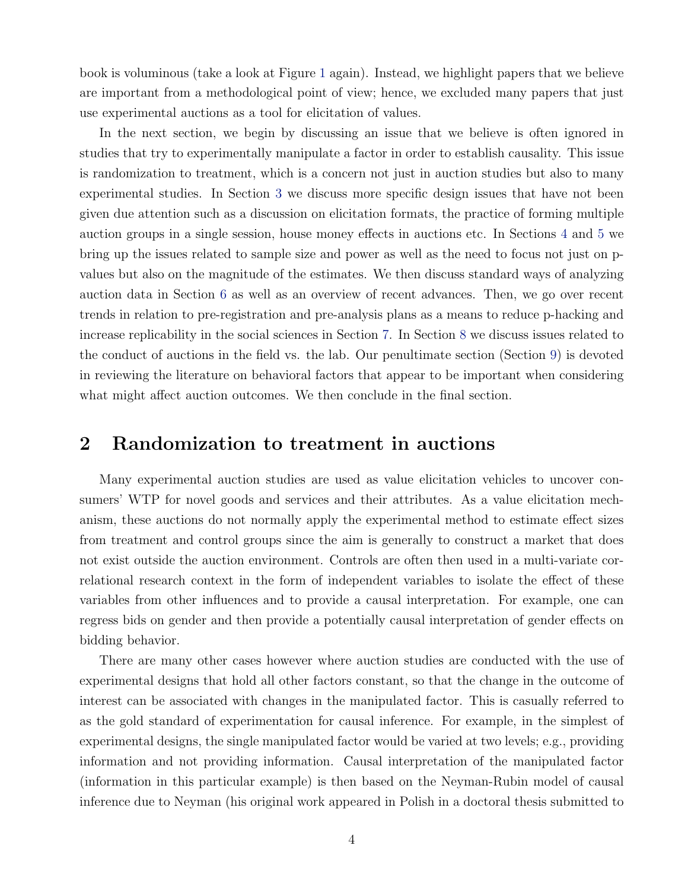book is voluminous (take a look at Figure 1 again). Instead, we highlight papers that we believe are important from a methodological point of view; hence, we excluded many papers that just use experimental auctions as a tool for elicitation of values.

In the next section, we begin by discussing an issue that we believe is often ignored in studies that try to experimentally manipulate a factor in order to establish causality. This issue is randomization to treatment, which is a concern not just in auction studies but also to many experimental studies. In Section 3 we discuss more specific design issues that have not been given due attention such as a discussion on elicitation formats, the practice of forming multiple auction groups in a single session, house money effects in auctions etc. In Sections 4 and 5 we bring up the issues related to sample size and power as well as the need to focus not just on p-values but also on the magnitude of the estimates. We then discuss standard ways of analyzing auction data in Section 6 as well as an overview of recent advances. Then, we go over recent trends in relation to pre-registration and pre-analysis plans as a means to reduce p-hacking and increase replicability in the social sciences in Section 7. In Section 8 we discuss issues related to the conduct of auctions in the field vs. the lab. Our penultimate section (Section 9) is devoted in reviewing the literature on behavioral factors that appear to be important when considering what might affect auction outcomes. We then conclude in the final section.

## 2 Randomization to treatment in auctions

Many experimental auction studies are used as value elicitation vehicles to uncover consumers' WTP for novel goods and services and their attributes. As a value elicitation mechanism, these auctions do not normally apply the experimental method to estimate effect sizes from treatment and control groups since the aim is generally to construct a market that does not exist outside the auction environment. Controls are often then used in a multi-variate correlational research context in the form of independent variables to isolate the effect of these variables from other influences and to provide a causal interpretation. For example, one can regress bids on gender and then provide a potentially causal interpretation of gender effects on bidding behavior.

There are many other cases however where auction studies are conducted with the use of experimental designs that hold all other factors constant, so that the change in the outcome of interest can be associated with changes in the manipulated factor. This is casually referred to as the gold standard of experimentation for causal inference. For example, in the simplest of experimental designs, the single manipulated factor would be varied at two levels; e.g., providing information and not providing information. Causal interpretation of the manipulated factor (information in this particular example) is then based on the Neyman-Rubin model of causal inference due to Neyman (his original work appeared in Polish in a doctoral thesis submitted to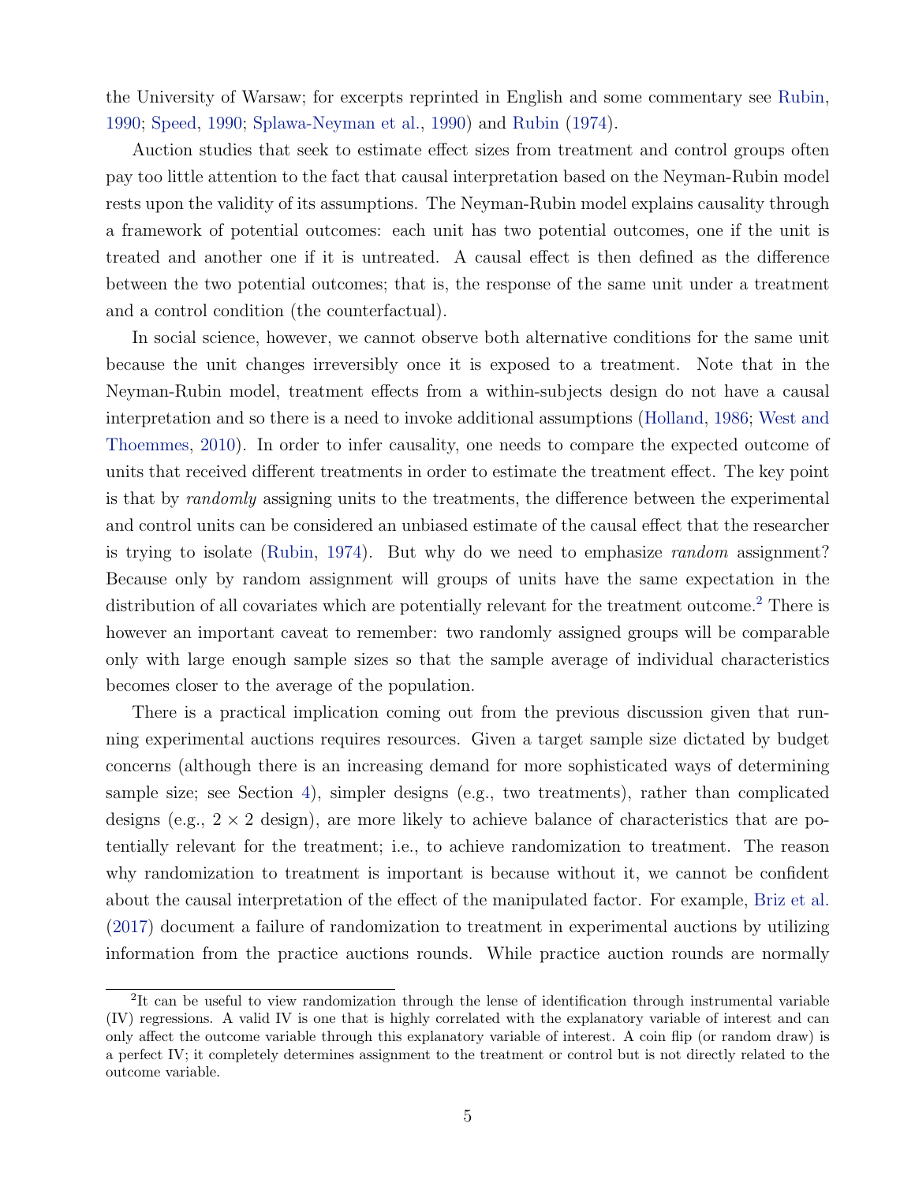the University of Warsaw; for excerpts reprinted in English and some commentary see Rubin, 1990; Speed, 1990; Splawa-Neyman et al., 1990) and Rubin (1974).

Auction studies that seek to estimate effect sizes from treatment and control groups often pay too little attention to the fact that causal interpretation based on the Neyman-Rubin model rests upon the validity of its assumptions. The Neyman-Rubin model explains causality through a framework of potential outcomes: each unit has two potential outcomes, one if the unit is treated and another one if it is untreated. A causal effect is then defined as the difference between the two potential outcomes; that is, the response of the same unit under a treatment and a control condition (the counterfactual).

In social science, however, we cannot observe both alternative conditions for the same unit because the unit changes irreversibly once it is exposed to a treatment. Note that in the Neyman-Rubin model, treatment effects from a within-subjects design do not have a causal interpretation and so there is a need to invoke additional assumptions (Holland, 1986; West and Thoemmes, 2010). In order to infer causality, one needs to compare the expected outcome of units that received different treatments in order to estimate the treatment effect. The key point is that by *randomly* assigning units to the treatments, the difference between the experimental and control units can be considered an unbiased estimate of the causal effect that the researcher is trying to isolate (Rubin, 1974). But why do we need to emphasize *random* assignment? Because only by random assignment will groups of units have the same expectation in the distribution of all covariates which are potentially relevant for the treatment outcome.[2] There is however an important caveat to remember: two randomly assigned groups will be comparable only with large enough sample sizes so that the sample average of individual characteristics becomes closer to the average of the population.

There is a practical implication coming out from the previous discussion given that running experimental auctions requires resources. Given a target sample size dictated by budget concerns (although there is an increasing demand for more sophisticated ways of determining sample size; see Section 4), simpler designs (e.g., two treatments), rather than complicated designs (e.g., $2 \times 2$ design), are more likely to achieve balance of characteristics that are potentially relevant for the treatment; i.e., to achieve randomization to treatment. The reason why randomization to treatment is important is because without it, we cannot be confident about the causal interpretation of the effect of the manipulated factor. For example, Briz et al. (2017) document a failure of randomization to treatment in experimental auctions by utilizing information from the practice auctions rounds. While practice auction rounds are normally

[2] It can be useful to view randomization through the lense of identification through instrumental variable (IV) regressions. A valid IV is one that is highly correlated with the explanatory variable of interest and can only affect the outcome variable through this explanatory variable of interest. A coin flip (or random draw) is a perfect IV; it completely determines assignment to the treatment or control but is not directly related to the outcome variable.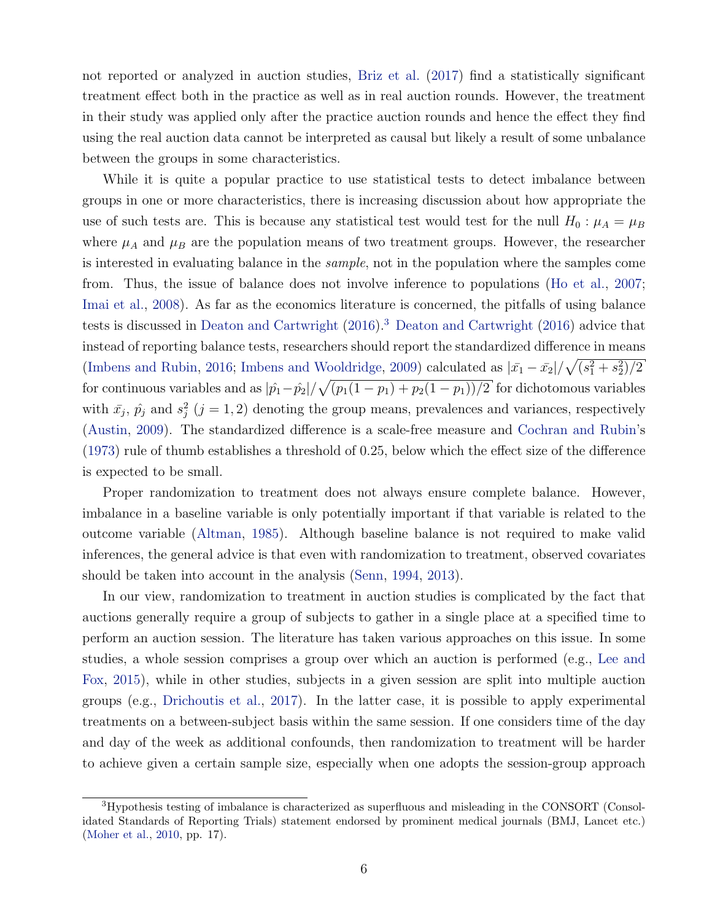not reported or analyzed in auction studies, Briz et al. (2017) find a statistically significant treatment effect both in the practice as well as in real auction rounds. However, the treatment in their study was applied only after the practice auction rounds and hence the effect they find using the real auction data cannot be interpreted as causal but likely a result of some unbalance between the groups in some characteristics.

While it is quite a popular practice to use statistical tests to detect imbalance between groups in one or more characteristics, there is increasing discussion about how appropriate the use of such tests are. This is because any statistical test would test for the null $H_0 : \mu_A = \mu_B$ where $\mu_A$ and $\mu_B$ are the population means of two treatment groups. However, the researcher is interested in evaluating balance in the *sample*, not in the population where the samples come from. Thus, the issue of balance does not involve inference to populations (Ho et al., 2007; Imai et al., 2008). As far as the economics literature is concerned, the pitfalls of using balance tests is discussed in Deaton and Cartwright (2016).[3] Deaton and Cartwright (2016) advice that instead of reporting balance tests, researchers should report the standardized difference in means (Imbens and Rubin, 2016; Imbens and Wooldridge, 2009) calculated as $|\bar{x_1} - \bar{x_2}|/\sqrt{(s_1^2 + s_2^2)/2}$ for continuous variables and as $|\hat{p_1} - \hat{p_2}|/\sqrt{(p_1(1-p_1) + p_2(1-p_1))/2}$ for dichotomous variables with $\bar{x_j}$, $\hat{p_j}$ and $s_j^2$ $(j = 1, 2)$ denoting the group means, prevalences and variances, respectively (Austin, 2009). The standardized difference is a scale-free measure and Cochran and Rubin's (1973) rule of thumb establishes a threshold of 0.25, below which the effect size of the difference is expected to be small.

Proper randomization to treatment does not always ensure complete balance. However, imbalance in a baseline variable is only potentially important if that variable is related to the outcome variable (Altman, 1985). Although baseline balance is not required to make valid inferences, the general advice is that even with randomization to treatment, observed covariates should be taken into account in the analysis (Senn, 1994, 2013).

In our view, randomization to treatment in auction studies is complicated by the fact that auctions generally require a group of subjects to gather in a single place at a specified time to perform an auction session. The literature has taken various approaches on this issue. In some studies, a whole session comprises a group over which an auction is performed (e.g., Lee and Fox, 2015), while in other studies, subjects in a given session are split into multiple auction groups (e.g., Drichoutis et al., 2017). In the latter case, it is possible to apply experimental treatments on a between-subject basis within the same session. If one considers time of the day and day of the week as additional confounds, then randomization to treatment will be harder to achieve given a certain sample size, especially when one adopts the session-group approach

[3] Hypothesis testing of imbalance is characterized as superfluous and misleading in the CONSORT (Consolidated Standards of Reporting Trials) statement endorsed by prominent medical journals (BMJ, Lancet etc.) (Moher et al., 2010, pp. 17).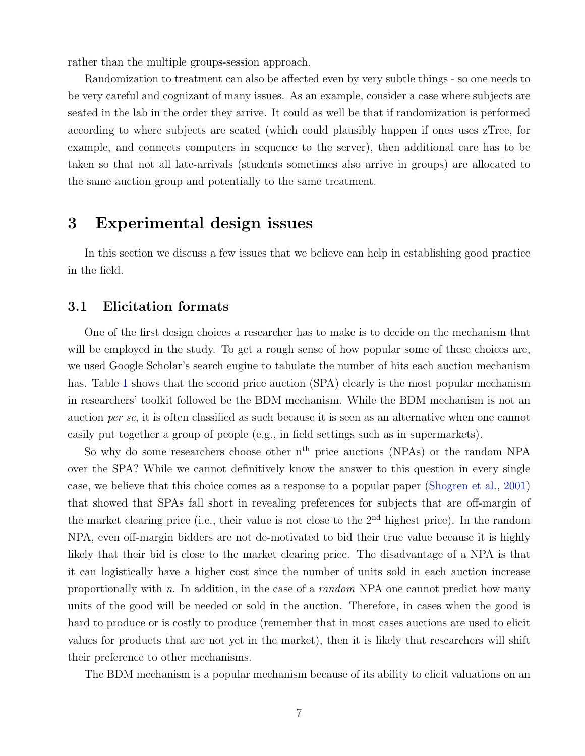rather than the multiple groups-session approach.

Randomization to treatment can also be affected even by very subtle things - so one needs to be very careful and cognizant of many issues. As an example, consider a case where subjects are seated in the lab in the order they arrive. It could as well be that if randomization is performed according to where subjects are seated (which could plausibly happen if ones uses zTree, for example, and connects computers in sequence to the server), then additional care has to be taken so that not all late-arrivals (students sometimes also arrive in groups) are allocated to the same auction group and potentially to the same treatment.

# 3 Experimental design issues

In this section we discuss a few issues that we believe can help in establishing good practice in the field.

## 3.1 Elicitation formats

One of the first design choices a researcher has to make is to decide on the mechanism that will be employed in the study. To get a rough sense of how popular some of these choices are, we used Google Scholar's search engine to tabulate the number of hits each auction mechanism has. Table 1 shows that the second price auction (SPA) clearly is the most popular mechanism in researchers' toolkit followed be the BDM mechanism. While the BDM mechanism is not an auction *per se*, it is often classified as such because it is seen as an alternative when one cannot easily put together a group of people (e.g., in field settings such as in supermarkets).

So why do some researchers choose other n$^{\text{th}}$ price auctions (NPAs) or the random NPA over the SPA? While we cannot definitively know the answer to this question in every single case, we believe that this choice comes as a response to a popular paper (Shogren et al., 2001) that showed that SPAs fall short in revealing preferences for subjects that are off-margin of the market clearing price (i.e., their value is not close to the 2$^{\text{nd}}$ highest price). In the random NPA, even off-margin bidders are not de-motivated to bid their true value because it is highly likely that their bid is close to the market clearing price. The disadvantage of a NPA is that it can logistically have a higher cost since the number of units sold in each auction increase proportionally with $n$. In addition, in the case of a *random* NPA one cannot predict how many units of the good will be needed or sold in the auction. Therefore, in cases when the good is hard to produce or is costly to produce (remember that in most cases auctions are used to elicit values for products that are not yet in the market), then it is likely that researchers will shift their preference to other mechanisms.

The BDM mechanism is a popular mechanism because of its ability to elicit valuations on an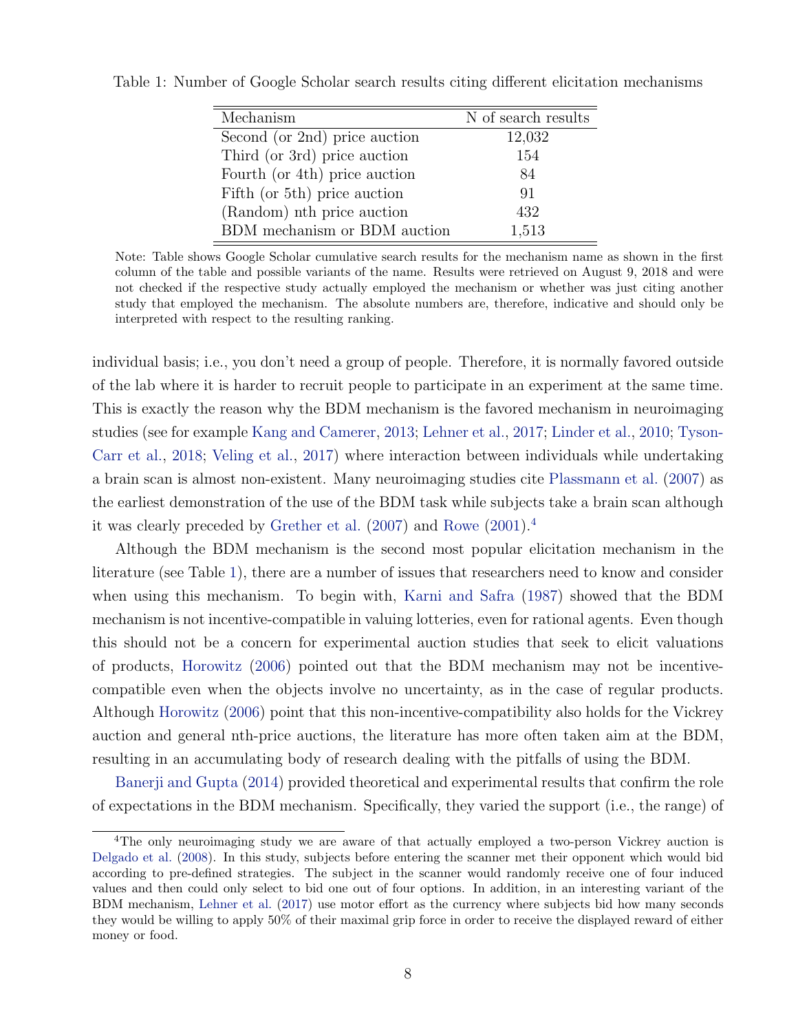Table 1: Number of Google Scholar search results citing different elicitation mechanisms

| Mechanism | N of search results |
|---|---|
| Second (or 2nd) price auction | 12,032 |
| Third (or 3rd) price auction | 154 |
| Fourth (or 4th) price auction | 84 |
| Fifth (or 5th) price auction | 91 |
| (Random) nth price auction | 432 |
| BDM mechanism or BDM auction | 1,513 |

Note: Table shows Google Scholar cumulative search results for the mechanism name as shown in the first column of the table and possible variants of the name. Results were retrieved on August 9, 2018 and were not checked if the respective study actually employed the mechanism or whether was just citing another study that employed the mechanism. The absolute numbers are, therefore, indicative and should only be interpreted with respect to the resulting ranking.

individual basis; i.e., you don't need a group of people. Therefore, it is normally favored outside of the lab where it is harder to recruit people to participate in an experiment at the same time. This is exactly the reason why the BDM mechanism is the favored mechanism in neuroimaging studies (see for example Kang and Camerer, 2013; Lehner et al., 2017; Linder et al., 2010; Tyson-Carr et al., 2018; Veling et al., 2017) where interaction between individuals while undertaking a brain scan is almost non-existent. Many neuroimaging studies cite Plassmann et al. (2007) as the earliest demonstration of the use of the BDM task while subjects take a brain scan although it was clearly preceded by Grether et al. (2007) and Rowe (2001).[4]

Although the BDM mechanism is the second most popular elicitation mechanism in the literature (see Table 1), there are a number of issues that researchers need to know and consider when using this mechanism. To begin with, Karni and Safra (1987) showed that the BDM mechanism is not incentive-compatible in valuing lotteries, even for rational agents. Even though this should not be a concern for experimental auction studies that seek to elicit valuations of products, Horowitz (2006) pointed out that the BDM mechanism may not be incentive-compatible even when the objects involve no uncertainty, as in the case of regular products. Although Horowitz (2006) point that this non-incentive-compatibility also holds for the Vickrey auction and general nth-price auctions, the literature has more often taken aim at the BDM, resulting in an accumulating body of research dealing with the pitfalls of using the BDM.

Banerji and Gupta (2014) provided theoretical and experimental results that confirm the role of expectations in the BDM mechanism. Specifically, they varied the support (i.e., the range) of

[4] The only neuroimaging study we are aware of that actually employed a two-person Vickrey auction is Delgado et al. (2008). In this study, subjects before entering the scanner met their opponent which would bid according to pre-defined strategies. The subject in the scanner would randomly receive one of four induced values and then could only select to bid one out of four options. In addition, in an interesting variant of the BDM mechanism, Lehner et al. (2017) use motor effort as the currency where subjects bid how many seconds they would be willing to apply 50% of their maximal grip force in order to receive the displayed reward of either money or food.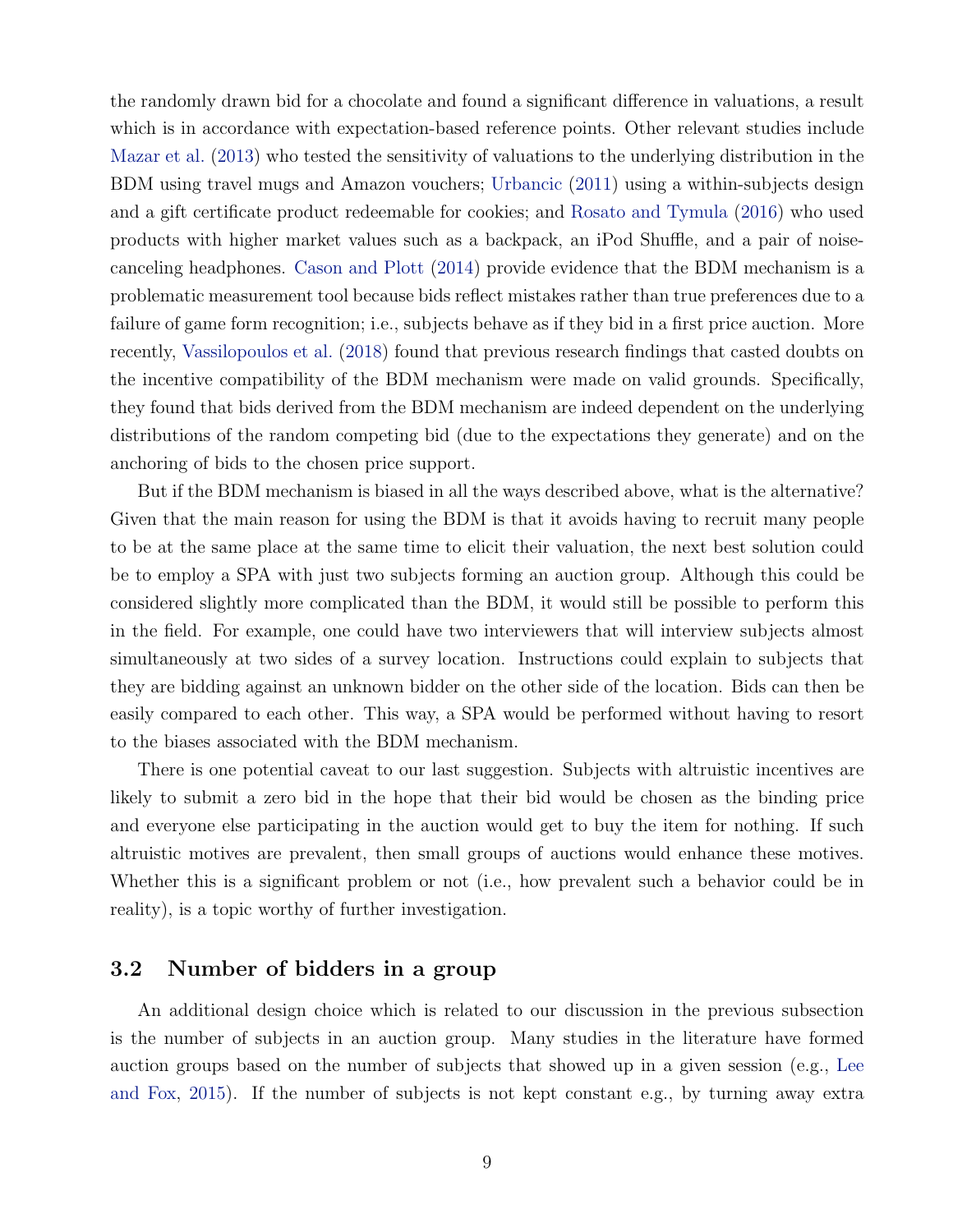the randomly drawn bid for a chocolate and found a significant difference in valuations, a result which is in accordance with expectation-based reference points. Other relevant studies include Mazar et al. (2013) who tested the sensitivity of valuations to the underlying distribution in the BDM using travel mugs and Amazon vouchers; Urbancic (2011) using a within-subjects design and a gift certificate product redeemable for cookies; and Rosato and Tymula (2016) who used products with higher market values such as a backpack, an iPod Shuffle, and a pair of noise-canceling headphones. Cason and Plott (2014) provide evidence that the BDM mechanism is a problematic measurement tool because bids reflect mistakes rather than true preferences due to a failure of game form recognition; i.e., subjects behave as if they bid in a first price auction. More recently, Vassilopoulos et al. (2018) found that previous research findings that casted doubts on the incentive compatibility of the BDM mechanism were made on valid grounds. Specifically, they found that bids derived from the BDM mechanism are indeed dependent on the underlying distributions of the random competing bid (due to the expectations they generate) and on the anchoring of bids to the chosen price support.

But if the BDM mechanism is biased in all the ways described above, what is the alternative? Given that the main reason for using the BDM is that it avoids having to recruit many people to be at the same place at the same time to elicit their valuation, the next best solution could be to employ a SPA with just two subjects forming an auction group. Although this could be considered slightly more complicated than the BDM, it would still be possible to perform this in the field. For example, one could have two interviewers that will interview subjects almost simultaneously at two sides of a survey location. Instructions could explain to subjects that they are bidding against an unknown bidder on the other side of the location. Bids can then be easily compared to each other. This way, a SPA would be performed without having to resort to the biases associated with the BDM mechanism.

There is one potential caveat to our last suggestion. Subjects with altruistic incentives are likely to submit a zero bid in the hope that their bid would be chosen as the binding price and everyone else participating in the auction would get to buy the item for nothing. If such altruistic motives are prevalent, then small groups of auctions would enhance these motives. Whether this is a significant problem or not (i.e., how prevalent such a behavior could be in reality), is a topic worthy of further investigation.

### 3.2 Number of bidders in a group

An additional design choice which is related to our discussion in the previous subsection is the number of subjects in an auction group. Many studies in the literature have formed auction groups based on the number of subjects that showed up in a given session (e.g., Lee and Fox, 2015). If the number of subjects is not kept constant e.g., by turning away extra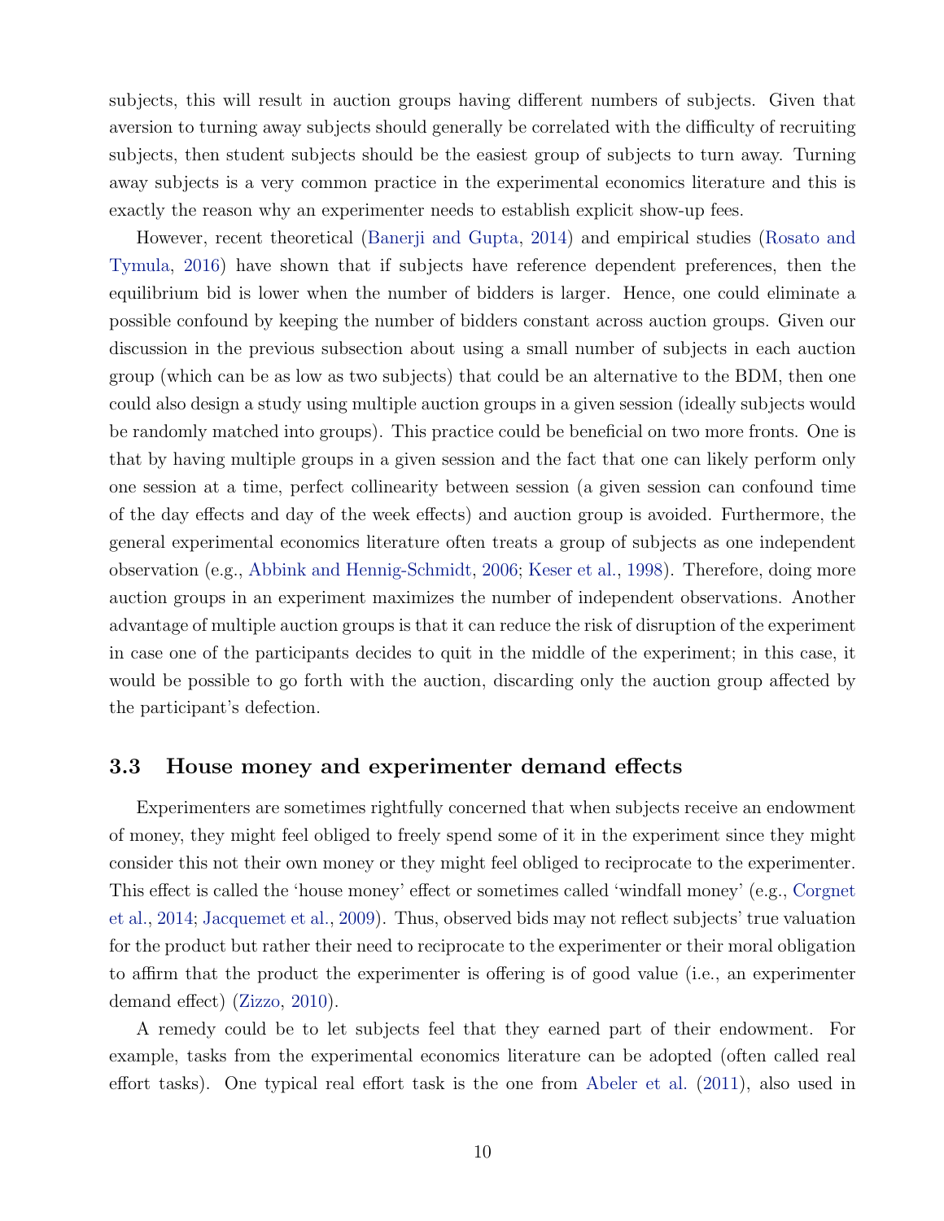subjects, this will result in auction groups having different numbers of subjects. Given that aversion to turning away subjects should generally be correlated with the difficulty of recruiting subjects, then student subjects should be the easiest group of subjects to turn away. Turning away subjects is a very common practice in the experimental economics literature and this is exactly the reason why an experimenter needs to establish explicit show-up fees.

However, recent theoretical (Banerji and Gupta, 2014) and empirical studies (Rosato and Tymula, 2016) have shown that if subjects have reference dependent preferences, then the equilibrium bid is lower when the number of bidders is larger. Hence, one could eliminate a possible confound by keeping the number of bidders constant across auction groups. Given our discussion in the previous subsection about using a small number of subjects in each auction group (which can be as low as two subjects) that could be an alternative to the BDM, then one could also design a study using multiple auction groups in a given session (ideally subjects would be randomly matched into groups). This practice could be beneficial on two more fronts. One is that by having multiple groups in a given session and the fact that one can likely perform only one session at a time, perfect collinearity between session (a given session can confound time of the day effects and day of the week effects) and auction group is avoided. Furthermore, the general experimental economics literature often treats a group of subjects as one independent observation (e.g., Abbink and Hennig-Schmidt, 2006; Keser et al., 1998). Therefore, doing more auction groups in an experiment maximizes the number of independent observations. Another advantage of multiple auction groups is that it can reduce the risk of disruption of the experiment in case one of the participants decides to quit in the middle of the experiment; in this case, it would be possible to go forth with the auction, discarding only the auction group affected by the participant's defection.

### 3.3 House money and experimenter demand effects

Experimenters are sometimes rightfully concerned that when subjects receive an endowment of money, they might feel obliged to freely spend some of it in the experiment since they might consider this not their own money or they might feel obliged to reciprocate to the experimenter. This effect is called the 'house money' effect or sometimes called 'windfall money' (e.g., Corgnet et al., 2014; Jacquemet et al., 2009). Thus, observed bids may not reflect subjects' true valuation for the product but rather their need to reciprocate to the experimenter or their moral obligation to affirm that the product the experimenter is offering is of good value (i.e., an experimenter demand effect) (Zizzo, 2010).

A remedy could be to let subjects feel that they earned part of their endowment. For example, tasks from the experimental economics literature can be adopted (often called real effort tasks). One typical real effort task is the one from Abeler et al. (2011), also used in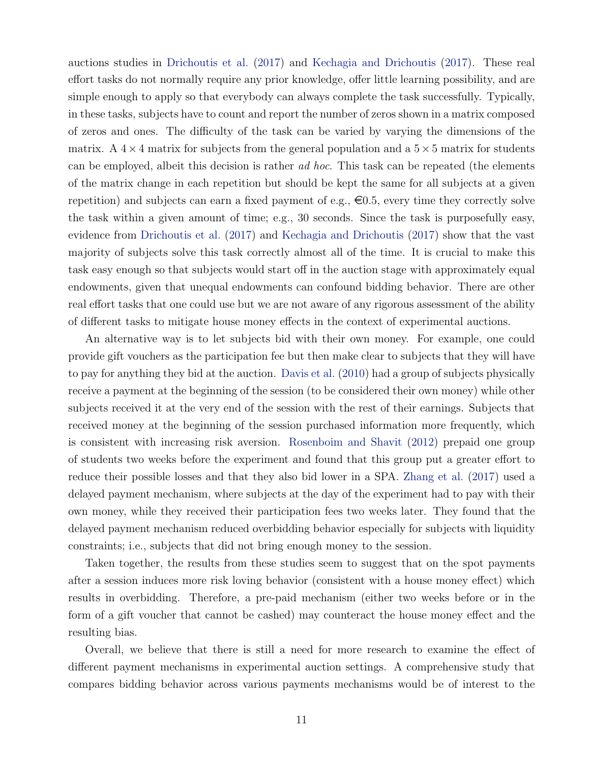auctions studies in Drichoutis et al. (2017) and Kechagia and Drichoutis (2017). These real effort tasks do not normally require any prior knowledge, offer little learning possibility, and are simple enough to apply so that everybody can always complete the task successfully. Typically, in these tasks, subjects have to count and report the number of zeros shown in a matrix composed of zeros and ones. The difficulty of the task can be varied by varying the dimensions of the matrix. A $4 \times 4$ matrix for subjects from the general population and a $5 \times 5$ matrix for students can be employed, albeit this decision is rather *ad hoc*. This task can be repeated (the elements of the matrix change in each repetition but should be kept the same for all subjects at a given repetition) and subjects can earn a fixed payment of e.g., €0.5, every time they correctly solve the task within a given amount of time; e.g., 30 seconds. Since the task is purposefully easy, evidence from Drichoutis et al. (2017) and Kechagia and Drichoutis (2017) show that the vast majority of subjects solve this task correctly almost all of the time. It is crucial to make this task easy enough so that subjects would start off in the auction stage with approximately equal endowments, given that unequal endowments can confound bidding behavior. There are other real effort tasks that one could use but we are not aware of any rigorous assessment of the ability of different tasks to mitigate house money effects in the context of experimental auctions.

An alternative way is to let subjects bid with their own money. For example, one could provide gift vouchers as the participation fee but then make clear to subjects that they will have to pay for anything they bid at the auction. Davis et al. (2010) had a group of subjects physically receive a payment at the beginning of the session (to be considered their own money) while other subjects received it at the very end of the session with the rest of their earnings. Subjects that received money at the beginning of the session purchased information more frequently, which is consistent with increasing risk aversion. Rosenboim and Shavit (2012) prepaid one group of students two weeks before the experiment and found that this group put a greater effort to reduce their possible losses and that they also bid lower in a SPA. Zhang et al. (2017) used a delayed payment mechanism, where subjects at the day of the experiment had to pay with their own money, while they received their participation fees two weeks later. They found that the delayed payment mechanism reduced overbidding behavior especially for subjects with liquidity constraints; i.e., subjects that did not bring enough money to the session.

Taken together, the results from these studies seem to suggest that on the spot payments after a session induces more risk loving behavior (consistent with a house money effect) which results in overbidding. Therefore, a pre-paid mechanism (either two weeks before or in the form of a gift voucher that cannot be cashed) may counteract the house money effect and the resulting bias.

Overall, we believe that there is still a need for more research to examine the effect of different payment mechanisms in experimental auction settings. A comprehensive study that compares bidding behavior across various payments mechanisms would be of interest to the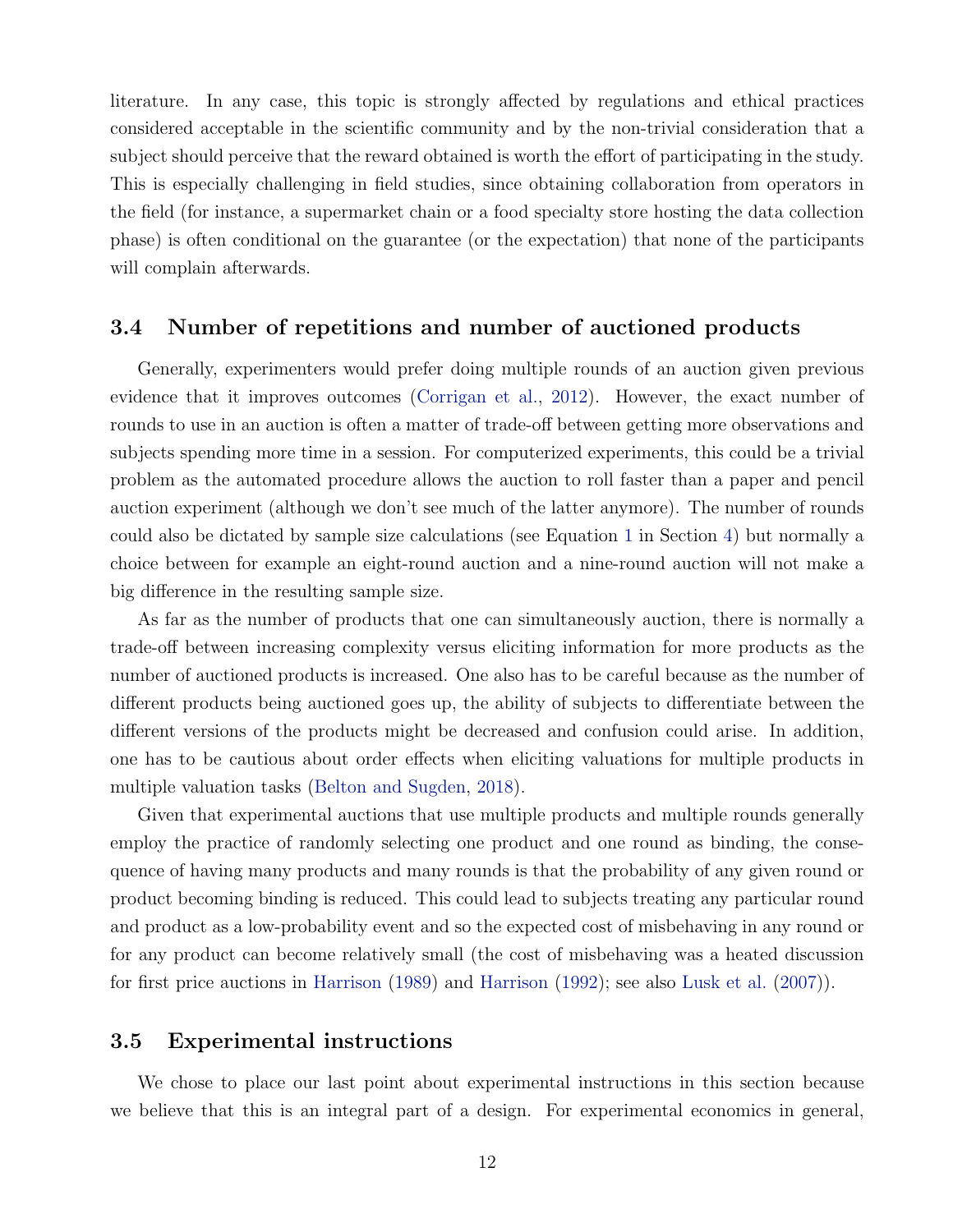literature. In any case, this topic is strongly affected by regulations and ethical practices considered acceptable in the scientific community and by the non-trivial consideration that a subject should perceive that the reward obtained is worth the effort of participating in the study. This is especially challenging in field studies, since obtaining collaboration from operators in the field (for instance, a supermarket chain or a food specialty store hosting the data collection phase) is often conditional on the guarantee (or the expectation) that none of the participants will complain afterwards.

### 3.4 Number of repetitions and number of auctioned products

Generally, experimenters would prefer doing multiple rounds of an auction given previous evidence that it improves outcomes (Corrigan et al., 2012). However, the exact number of rounds to use in an auction is often a matter of trade-off between getting more observations and subjects spending more time in a session. For computerized experiments, this could be a trivial problem as the automated procedure allows the auction to roll faster than a paper and pencil auction experiment (although we don't see much of the latter anymore). The number of rounds could also be dictated by sample size calculations (see Equation 1 in Section 4) but normally a choice between for example an eight-round auction and a nine-round auction will not make a big difference in the resulting sample size.

As far as the number of products that one can simultaneously auction, there is normally a trade-off between increasing complexity versus eliciting information for more products as the number of auctioned products is increased. One also has to be careful because as the number of different products being auctioned goes up, the ability of subjects to differentiate between the different versions of the products might be decreased and confusion could arise. In addition, one has to be cautious about order effects when eliciting valuations for multiple products in multiple valuation tasks (Belton and Sugden, 2018).

Given that experimental auctions that use multiple products and multiple rounds generally employ the practice of randomly selecting one product and one round as binding, the consequence of having many products and many rounds is that the probability of any given round or product becoming binding is reduced. This could lead to subjects treating any particular round and product as a low-probability event and so the expected cost of misbehaving in any round or for any product can become relatively small (the cost of misbehaving was a heated discussion for first price auctions in Harrison (1989) and Harrison (1992); see also Lusk et al. (2007)).

### 3.5 Experimental instructions

We chose to place our last point about experimental instructions in this section because we believe that this is an integral part of a design. For experimental economics in general,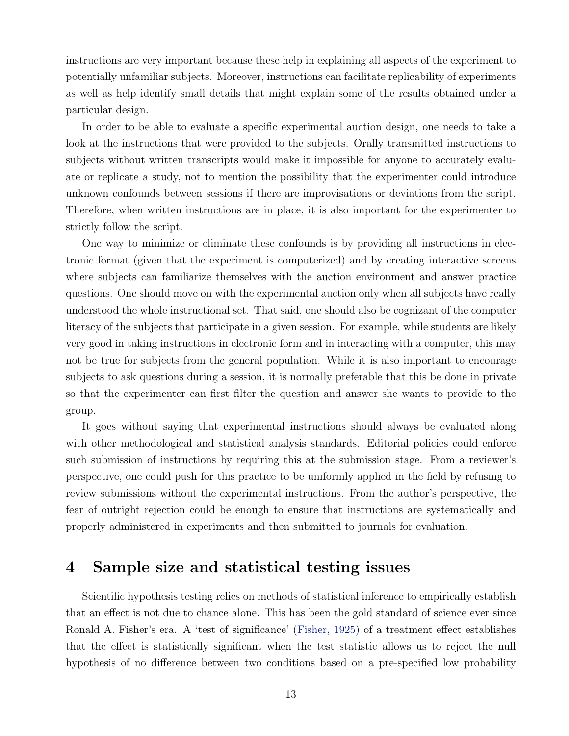instructions are very important because these help in explaining all aspects of the experiment to potentially unfamiliar subjects. Moreover, instructions can facilitate replicability of experiments as well as help identify small details that might explain some of the results obtained under a particular design.

In order to be able to evaluate a specific experimental auction design, one needs to take a look at the instructions that were provided to the subjects. Orally transmitted instructions to subjects without written transcripts would make it impossible for anyone to accurately evaluate or replicate a study, not to mention the possibility that the experimenter could introduce unknown confounds between sessions if there are improvisations or deviations from the script. Therefore, when written instructions are in place, it is also important for the experimenter to strictly follow the script.

One way to minimize or eliminate these confounds is by providing all instructions in electronic format (given that the experiment is computerized) and by creating interactive screens where subjects can familiarize themselves with the auction environment and answer practice questions. One should move on with the experimental auction only when all subjects have really understood the whole instructional set. That said, one should also be cognizant of the computer literacy of the subjects that participate in a given session. For example, while students are likely very good in taking instructions in electronic form and in interacting with a computer, this may not be true for subjects from the general population. While it is also important to encourage subjects to ask questions during a session, it is normally preferable that this be done in private so that the experimenter can first filter the question and answer she wants to provide to the group.

It goes without saying that experimental instructions should always be evaluated along with other methodological and statistical analysis standards. Editorial policies could enforce such submission of instructions by requiring this at the submission stage. From a reviewer's perspective, one could push for this practice to be uniformly applied in the field by refusing to review submissions without the experimental instructions. From the author's perspective, the fear of outright rejection could be enough to ensure that instructions are systematically and properly administered in experiments and then submitted to journals for evaluation.

# 4 Sample size and statistical testing issues

Scientific hypothesis testing relies on methods of statistical inference to empirically establish that an effect is not due to chance alone. This has been the gold standard of science ever since Ronald A. Fisher's era. A 'test of significance' (Fisher, 1925) of a treatment effect establishes that the effect is statistically significant when the test statistic allows us to reject the null hypothesis of no difference between two conditions based on a pre-specified low probability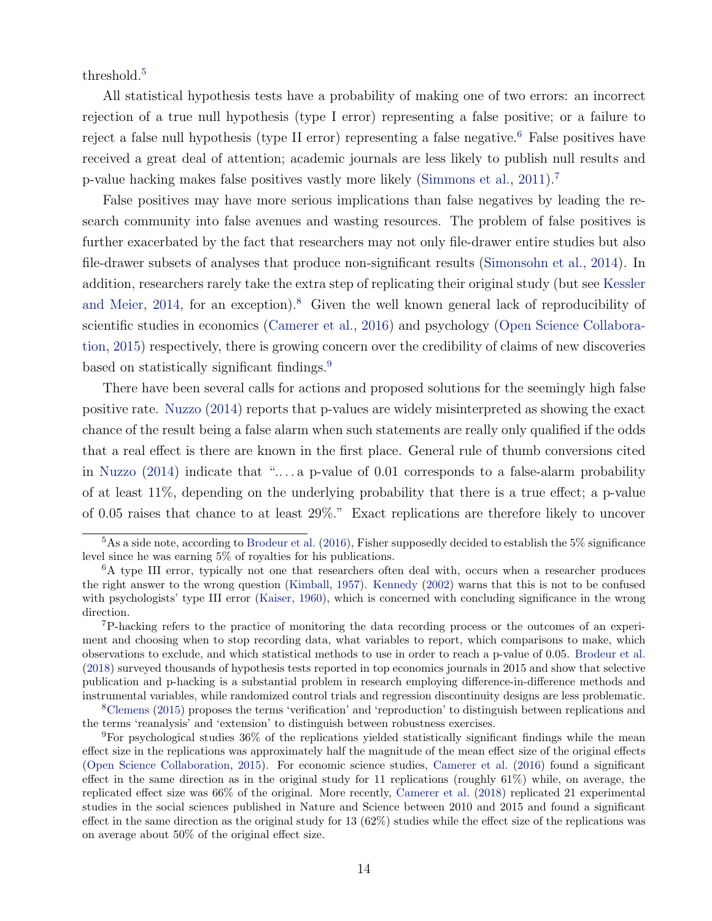threshold.[5]

All statistical hypothesis tests have a probability of making one of two errors: an incorrect rejection of a true null hypothesis (type I error) representing a false positive; or a failure to reject a false null hypothesis (type II error) representing a false negative.[6] False positives have received a great deal of attention; academic journals are less likely to publish null results and p-value hacking makes false positives vastly more likely (Simmons et al., 2011).[7]

False positives may have more serious implications than false negatives by leading the research community into false avenues and wasting resources. The problem of false positives is further exacerbated by the fact that researchers may not only file-drawer entire studies but also file-drawer subsets of analyses that produce non-significant results (Simonsohn et al., 2014). In addition, researchers rarely take the extra step of replicating their original study (but see Kessler and Meier, 2014, for an exception).[8] Given the well known general lack of reproducibility of scientific studies in economics (Camerer et al., 2016) and psychology (Open Science Collaboration, 2015) respectively, there is growing concern over the credibility of claims of new discoveries based on statistically significant findings.[9]

There have been several calls for actions and proposed solutions for the seemingly high false positive rate. Nuzzo (2014) reports that p-values are widely misinterpreted as showing the exact chance of the result being a false alarm when such statements are really only qualified if the odds that a real effect is there are known in the first place. General rule of thumb conversions cited in Nuzzo (2014) indicate that ".. . . a p-value of 0.01 corresponds to a false-alarm probability of at least 11%, depending on the underlying probability that there is a true effect; a p-value of 0.05 raises that chance to at least 29%." Exact replications are therefore likely to uncover

---

[5] As a side note, according to Brodeur et al. (2016), Fisher supposedly decided to establish the 5% significance level since he was earning 5% of royalties for his publications.

[6] A type III error, typically not one that researchers often deal with, occurs when a researcher produces the right answer to the wrong question (Kimball, 1957). Kennedy (2002) warns that this is not to be confused with psychologists' type III error (Kaiser, 1960), which is concerned with concluding significance in the wrong direction.

[7] P-hacking refers to the practice of monitoring the data recording process or the outcomes of an experiment and choosing when to stop recording data, what variables to report, which comparisons to make, which observations to exclude, and which statistical methods to use in order to reach a p-value of 0.05. Brodeur et al. (2018) surveyed thousands of hypothesis tests reported in top economics journals in 2015 and show that selective publication and p-hacking is a substantial problem in research employing difference-in-difference methods and instrumental variables, while randomized control trials and regression discontinuity designs are less problematic.

[8] Clemens (2015) proposes the terms 'verification' and 'reproduction' to distinguish between replications and the terms 'reanalysis' and 'extension' to distinguish between robustness exercises.

[9] For psychological studies 36% of the replications yielded statistically significant findings while the mean effect size in the replications was approximately half the magnitude of the mean effect size of the original effects (Open Science Collaboration, 2015). For economic science studies, Camerer et al. (2016) found a significant effect in the same direction as in the original study for 11 replications (roughly 61%) while, on average, the replicated effect size was 66% of the original. More recently, Camerer et al. (2018) replicated 21 experimental studies in the social sciences published in Nature and Science between 2010 and 2015 and found a significant effect in the same direction as the original study for 13 (62%) studies while the effect size of the replications was on average about 50% of the original effect size.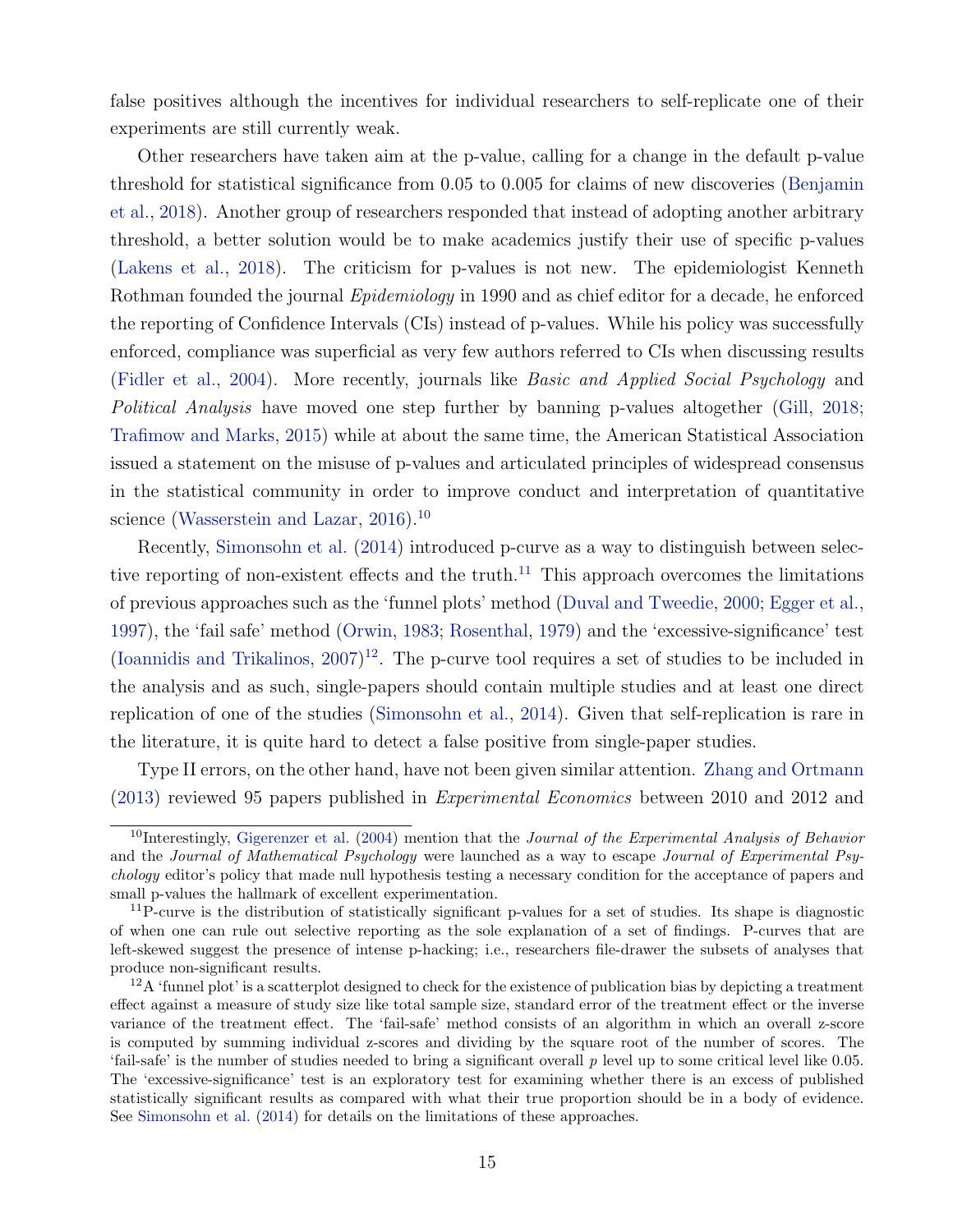false positives although the incentives for individual researchers to self-replicate one of their experiments are still currently weak.

Other researchers have taken aim at the p-value, calling for a change in the default p-value threshold for statistical significance from 0.05 to 0.005 for claims of new discoveries (Benjamin et al., 2018). Another group of researchers responded that instead of adopting another arbitrary threshold, a better solution would be to make academics justify their use of specific p-values (Lakens et al., 2018). The criticism for p-values is not new. The epidemiologist Kenneth Rothman founded the journal *Epidemiology* in 1990 and as chief editor for a decade, he enforced the reporting of Confidence Intervals (CIs) instead of p-values. While his policy was successfully enforced, compliance was superficial as very few authors referred to CIs when discussing results (Fidler et al., 2004). More recently, journals like *Basic and Applied Social Psychology* and *Political Analysis* have moved one step further by banning p-values altogether (Gill, 2018; Trafimow and Marks, 2015) while at about the same time, the American Statistical Association issued a statement on the misuse of p-values and articulated principles of widespread consensus in the statistical community in order to improve conduct and interpretation of quantitative science (Wasserstein and Lazar, 2016).[10]

Recently, Simonsohn et al. (2014) introduced p-curve as a way to distinguish between selective reporting of non-existent effects and the truth.[11] This approach overcomes the limitations of previous approaches such as the 'funnel plots' method (Duval and Tweedie, 2000; Egger et al., 1997), the 'fail safe' method (Orwin, 1983; Rosenthal, 1979) and the 'excessive-significance' test (Ioannidis and Trikalinos, 2007)[12]. The p-curve tool requires a set of studies to be included in the analysis and as such, single-papers should contain multiple studies and at least one direct replication of one of the studies (Simonsohn et al., 2014). Given that self-replication is rare in the literature, it is quite hard to detect a false positive from single-paper studies.

Type II errors, on the other hand, have not been given similar attention. Zhang and Ortmann (2013) reviewed 95 papers published in *Experimental Economics* between 2010 and 2012 and

---

[10] Interestingly, Gigerenzer et al. (2004) mention that the *Journal of the Experimental Analysis of Behavior* and the *Journal of Mathematical Psychology* were launched as a way to escape *Journal of Experimental Psychology* editor's policy that made null hypothesis testing a necessary condition for the acceptance of papers and small p-values the hallmark of excellent experimentation.

[11] P-curve is the distribution of statistically significant p-values for a set of studies. Its shape is diagnostic of when one can rule out selective reporting as the sole explanation of a set of findings. P-curves that are left-skewed suggest the presence of intense p-hacking; i.e., researchers file-drawer the subsets of analyses that produce non-significant results.

[12] A 'funnel plot' is a scatterplot designed to check for the existence of publication bias by depicting a treatment effect against a measure of study size like total sample size, standard error of the treatment effect or the inverse variance of the treatment effect. The 'fail-safe' method consists of an algorithm in which an overall z-score is computed by summing individual z-scores and dividing by the square root of the number of scores. The 'fail-safe' is the number of studies needed to bring a significant overall $p$ level up to some critical level like 0.05. The 'excessive-significance' test is an exploratory test for examining whether there is an excess of published statistically significant results as compared with what their true proportion should be in a body of evidence. See Simonsohn et al. (2014) for details on the limitations of these approaches.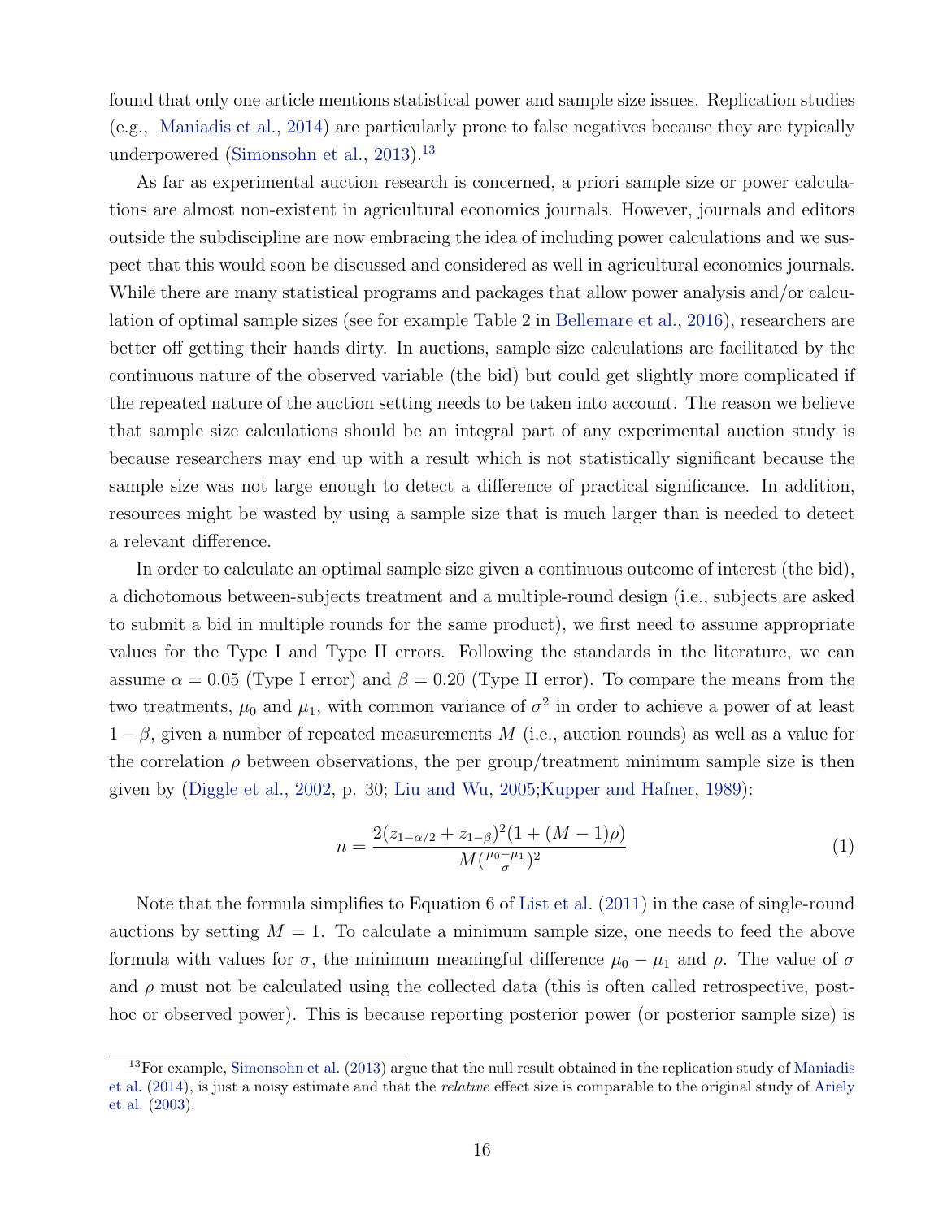found that only one article mentions statistical power and sample size issues. Replication studies (e.g., Maniadis et al., 2014) are particularly prone to false negatives because they are typically underpowered (Simonsohn et al., 2013).[13]

As far as experimental auction research is concerned, a priori sample size or power calculations are almost non-existent in agricultural economics journals. However, journals and editors outside the subdiscipline are now embracing the idea of including power calculations and we suspect that this would soon be discussed and considered as well in agricultural economics journals. While there are many statistical programs and packages that allow power analysis and/or calculation of optimal sample sizes (see for example Table 2 in Bellemare et al., 2016), researchers are better off getting their hands dirty. In auctions, sample size calculations are facilitated by the continuous nature of the observed variable (the bid) but could get slightly more complicated if the repeated nature of the auction setting needs to be taken into account. The reason we believe that sample size calculations should be an integral part of any experimental auction study is because researchers may end up with a result which is not statistically significant because the sample size was not large enough to detect a difference of practical significance. In addition, resources might be wasted by using a sample size that is much larger than is needed to detect a relevant difference.

In order to calculate an optimal sample size given a continuous outcome of interest (the bid), a dichotomous between-subjects treatment and a multiple-round design (i.e., subjects are asked to submit a bid in multiple rounds for the same product), we first need to assume appropriate values for the Type I and Type II errors. Following the standards in the literature, we can assume $\alpha = 0.05$ (Type I error) and $\beta = 0.20$ (Type II error). To compare the means from the two treatments, $\mu_0$ and $\mu_1$, with common variance of $\sigma^2$ in order to achieve a power of at least $1 - \beta$, given a number of repeated measurements $M$ (i.e., auction rounds) as well as a value for the correlation $\rho$ between observations, the per group/treatment minimum sample size is then given by (Diggle et al., 2002, p. 30; Liu and Wu, 2005;Kupper and Hafner, 1989):

$$n = \frac{2(z_{1-\alpha/2} + z_{1-\beta})^2(1 + (M-1)\rho)}{M(\frac{\mu_0 - \mu_1}{\sigma})^2} \tag{1}$$

Note that the formula simplifies to Equation 6 of List et al. (2011) in the case of single-round auctions by setting $M = 1$. To calculate a minimum sample size, one needs to feed the above formula with values for $\sigma$, the minimum meaningful difference $\mu_0 - \mu_1$ and $\rho$. The value of $\sigma$ and $\rho$ must not be calculated using the collected data (this is often called retrospective, post-hoc or observed power). This is because reporting posterior power (or posterior sample size) is

[13] For example, Simonsohn et al. (2013) argue that the null result obtained in the replication study of Maniadis et al. (2014), is just a noisy estimate and that the *relative* effect size is comparable to the original study of Ariely et al. (2003).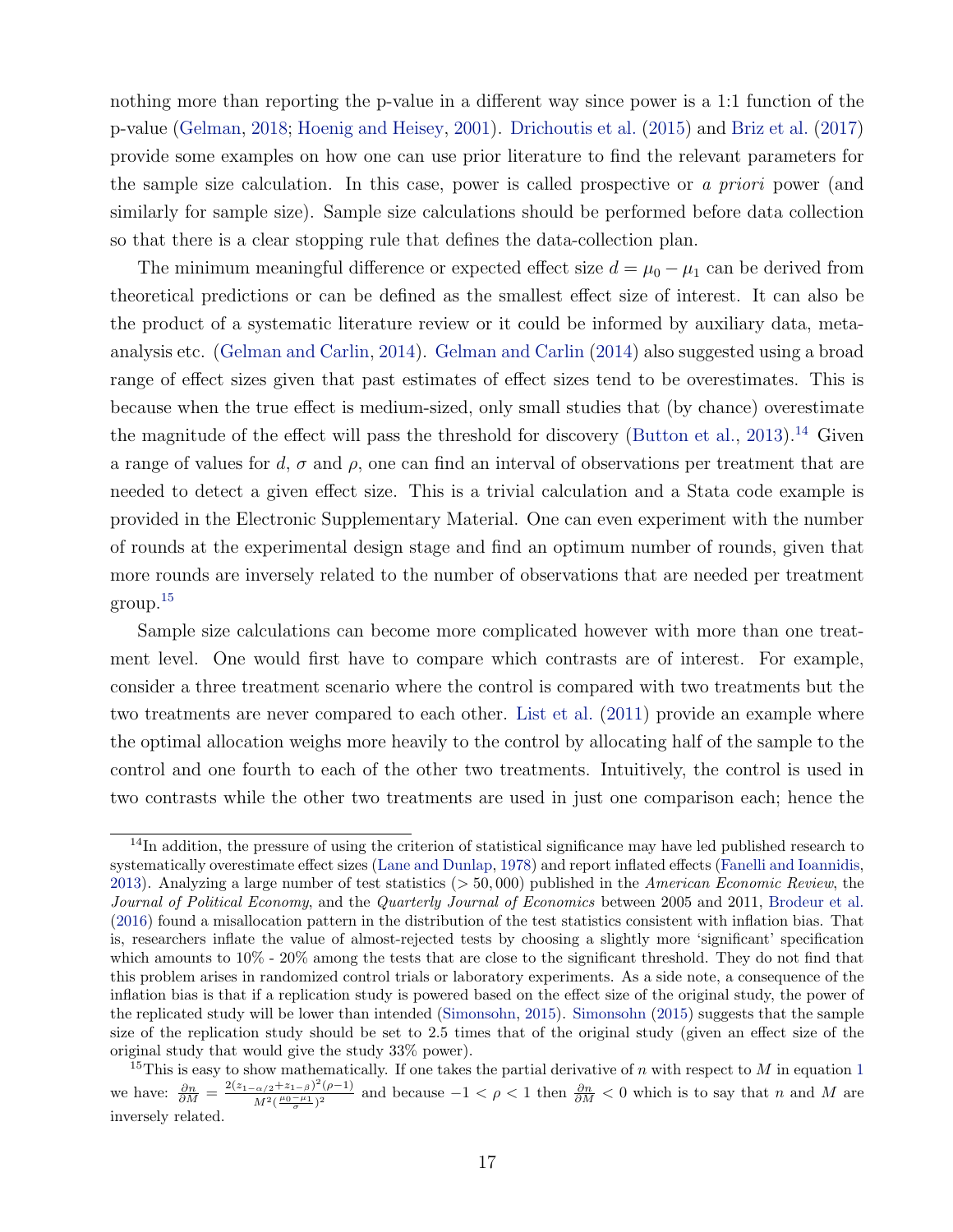nothing more than reporting the p-value in a different way since power is a 1:1 function of the p-value (Gelman, 2018; Hoenig and Heisey, 2001). Drichoutis et al. (2015) and Briz et al. (2017) provide some examples on how one can use prior literature to find the relevant parameters for the sample size calculation. In this case, power is called prospective or *a priori* power (and similarly for sample size). Sample size calculations should be performed before data collection so that there is a clear stopping rule that defines the data-collection plan.

The minimum meaningful difference or expected effect size $d = \mu_0 - \mu_1$ can be derived from theoretical predictions or can be defined as the smallest effect size of interest. It can also be the product of a systematic literature review or it could be informed by auxiliary data, meta-analysis etc. (Gelman and Carlin, 2014). Gelman and Carlin (2014) also suggested using a broad range of effect sizes given that past estimates of effect sizes tend to be overestimates. This is because when the true effect is medium-sized, only small studies that (by chance) overestimate the magnitude of the effect will pass the threshold for discovery (Button et al., 2013).[14] Given a range of values for $d$, $\sigma$ and $\rho$, one can find an interval of observations per treatment that are needed to detect a given effect size. This is a trivial calculation and a Stata code example is provided in the Electronic Supplementary Material. One can even experiment with the number of rounds at the experimental design stage and find an optimum number of rounds, given that more rounds are inversely related to the number of observations that are needed per treatment group.[15]

Sample size calculations can become more complicated however with more than one treatment level. One would first have to compare which contrasts are of interest. For example, consider a three treatment scenario where the control is compared with two treatments but the two treatments are never compared to each other. List et al. (2011) provide an example where the optimal allocation weighs more heavily to the control by allocating half of the sample to the control and one fourth to each of the other two treatments. Intuitively, the control is used in two contrasts while the other two treatments are used in just one comparison each; hence the

[14] In addition, the pressure of using the criterion of statistical significance may have led published research to systematically overestimate effect sizes (Lane and Dunlap, 1978) and report inflated effects (Fanelli and Ioannidis, 2013). Analyzing a large number of test statistics ($> 50,000$) published in the *American Economic Review*, the *Journal of Political Economy*, and the *Quarterly Journal of Economics* between 2005 and 2011, Brodeur et al. (2016) found a misallocation pattern in the distribution of the test statistics consistent with inflation bias. That is, researchers inflate the value of almost-rejected tests by choosing a slightly more 'significant' specification which amounts to 10% - 20% among the tests that are close to the significant threshold. They do not find that this problem arises in randomized control trials or laboratory experiments. As a side note, a consequence of the inflation bias is that if a replication study is powered based on the effect size of the original study, the power of the replicated study will be lower than intended (Simonsohn, 2015). Simonsohn (2015) suggests that the sample size of the replication study should be set to 2.5 times that of the original study (given an effect size of the original study that would give the study 33% power).

[15] This is easy to show mathematically. If one takes the partial derivative of $n$ with respect to $M$ in equation 1 we have: $\frac{\partial n}{\partial M} = \frac{2(z_{1-\alpha/2}+z_{1-\beta})^2(\rho-1)}{M^2(\frac{\mu_0-\mu_1}{\sigma})^2}$ and because $-1 < \rho < 1$ then $\frac{\partial n}{\partial M} < 0$ which is to say that $n$ and $M$ are inversely related.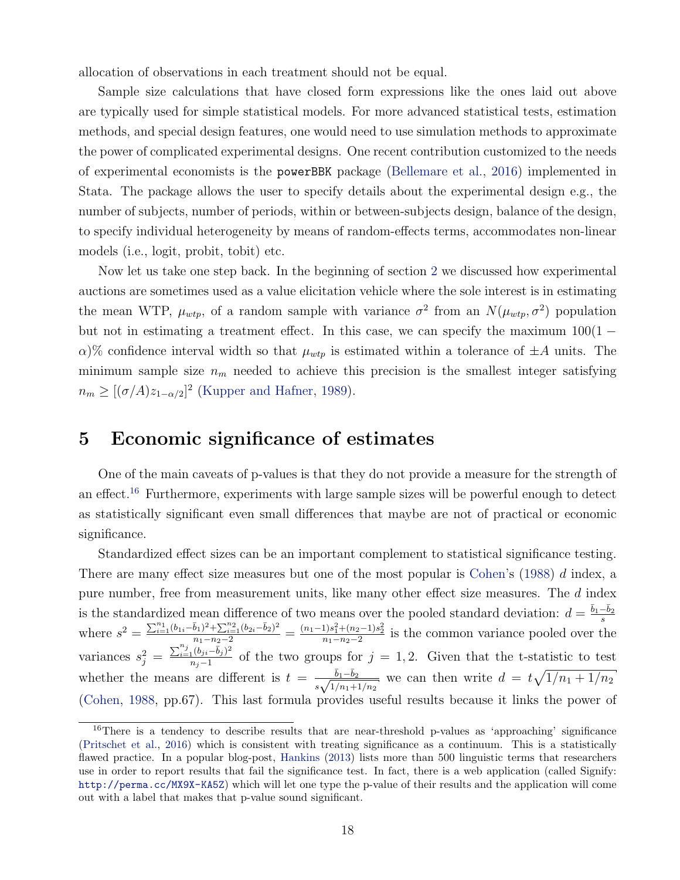allocation of observations in each treatment should not be equal.

Sample size calculations that have closed form expressions like the ones laid out above are typically used for simple statistical models. For more advanced statistical tests, estimation methods, and special design features, one would need to use simulation methods to approximate the power of complicated experimental designs. One recent contribution customized to the needs of experimental economists is the `powerBBK` package (Bellemare et al., 2016) implemented in Stata. The package allows the user to specify details about the experimental design e.g., the number of subjects, number of periods, within or between-subjects design, balance of the design, to specify individual heterogeneity by means of random-effects terms, accommodates non-linear models (i.e., logit, probit, tobit) etc.

Now let us take one step back. In the beginning of section 2 we discussed how experimental auctions are sometimes used as a value elicitation vehicle where the sole interest is in estimating the mean WTP, $\mu_{wtp}$, of a random sample with variance $\sigma^2$ from an $N(\mu_{wtp}, \sigma^2)$ population but not in estimating a treatment effect. In this case, we can specify the maximum $100(1-\alpha)\%$ confidence interval width so that $\mu_{wtp}$ is estimated within a tolerance of $\pm A$ units. The minimum sample size $n_m$ needed to achieve this precision is the smallest integer satisfying $n_m \geq [(\sigma/A)z_{1-\alpha/2}]^2$ (Kupper and Hafner, 1989).

# 5 Economic significance of estimates

One of the main caveats of p-values is that they do not provide a measure for the strength of an effect.[16] Furthermore, experiments with large sample sizes will be powerful enough to detect as statistically significant even small differences that maybe are not of practical or economic significance.

Standardized effect sizes can be an important complement to statistical significance testing. There are many effect size measures but one of the most popular is Cohen's (1988) $d$ index, a pure number, free from measurement units, like many other effect size measures. The $d$ index is the standardized mean difference of two means over the pooled standard deviation: $d = \frac{\bar{b}_1 - \bar{b}_2}{s}$ where $s^2 = \frac{\sum_{i=1}^{n_1}(b_{1i}-\bar{b}_1)^2 + \sum_{i=1}^{n_2}(b_{2i}-\bar{b}_2)^2}{n_1 - n_2 - 2} = \frac{(n_1-1)s_1^2 + (n_2-1)s_2^2}{n_1 - n_2 - 2}$ is the common variance pooled over the variances $s_j^2 = \frac{\sum_{i=1}^{n_j}(b_{ji}-\bar{b}_j)^2}{n_j - 1}$ of the two groups for $j = 1, 2$. Given that the t-statistic to test whether the means are different is $t = \frac{\bar{b}_1 - \bar{b}_2}{s\sqrt{1/n_1 + 1/n_2}}$ we can then write $d = t\sqrt{1/n_1 + 1/n_2}$ (Cohen, 1988, pp.67). This last formula provides useful results because it links the power of

---

[16] There is a tendency to describe results that are near-threshold p-values as 'approaching' significance (Pritschet et al., 2016) which is consistent with treating significance as a continuum. This is a statistically flawed practice. In a popular blog-post, Hankins (2013) lists more than 500 linguistic terms that researchers use in order to report results that fail the significance test. In fact, there is a web application (called Signify: http://perma.cc/MX9X-KA5Z) which will let one type the p-value of their results and the application will come out with a label that makes that p-value sound significant.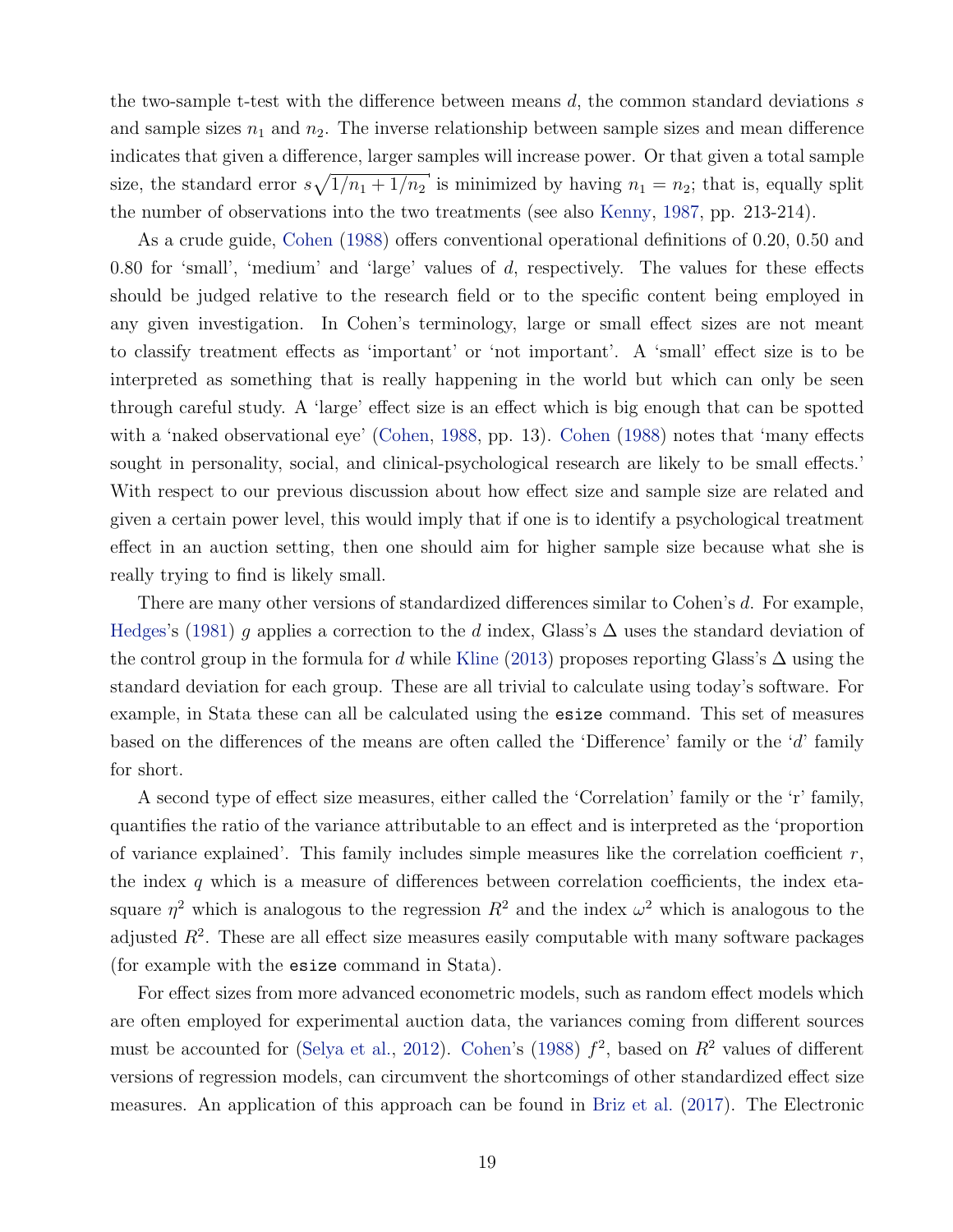the two-sample t-test with the difference between means $d$, the common standard deviations $s$ and sample sizes $n_1$ and $n_2$. The inverse relationship between sample sizes and mean difference indicates that given a difference, larger samples will increase power. Or that given a total sample size, the standard error $s\sqrt{1/n_1 + 1/n_2}$ is minimized by having $n_1 = n_2$; that is, equally split the number of observations into the two treatments (see also Kenny, 1987, pp. 213-214).

As a crude guide, Cohen (1988) offers conventional operational definitions of 0.20, 0.50 and 0.80 for 'small', 'medium' and 'large' values of $d$, respectively. The values for these effects should be judged relative to the research field or to the specific content being employed in any given investigation. In Cohen's terminology, large or small effect sizes are not meant to classify treatment effects as 'important' or 'not important'. A 'small' effect size is to be interpreted as something that is really happening in the world but which can only be seen through careful study. A 'large' effect size is an effect which is big enough that can be spotted with a 'naked observational eye' (Cohen, 1988, pp. 13). Cohen (1988) notes that 'many effects sought in personality, social, and clinical-psychological research are likely to be small effects.' With respect to our previous discussion about how effect size and sample size are related and given a certain power level, this would imply that if one is to identify a psychological treatment effect in an auction setting, then one should aim for higher sample size because what she is really trying to find is likely small.

There are many other versions of standardized differences similar to Cohen's $d$. For example, Hedges's (1981) $g$ applies a correction to the $d$ index, Glass's $\Delta$ uses the standard deviation of the control group in the formula for $d$ while Kline (2013) proposes reporting Glass's $\Delta$ using the standard deviation for each group. These are all trivial to calculate using today's software. For example, in Stata these can all be calculated using the `esize` command. This set of measures based on the differences of the means are often called the 'Difference' family or the '$d$' family for short.

A second type of effect size measures, either called the 'Correlation' family or the 'r' family, quantifies the ratio of the variance attributable to an effect and is interpreted as the 'proportion of variance explained'. This family includes simple measures like the correlation coefficient $r$, the index $q$ which is a measure of differences between correlation coefficients, the index eta-square $\eta^2$ which is analogous to the regression $R^2$ and the index $\omega^2$ which is analogous to the adjusted $R^2$. These are all effect size measures easily computable with many software packages (for example with the `esize` command in Stata).

For effect sizes from more advanced econometric models, such as random effect models which are often employed for experimental auction data, the variances coming from different sources must be accounted for (Selya et al., 2012). Cohen's (1988) $f^2$, based on $R^2$ values of different versions of regression models, can circumvent the shortcomings of other standardized effect size measures. An application of this approach can be found in Briz et al. (2017). The Electronic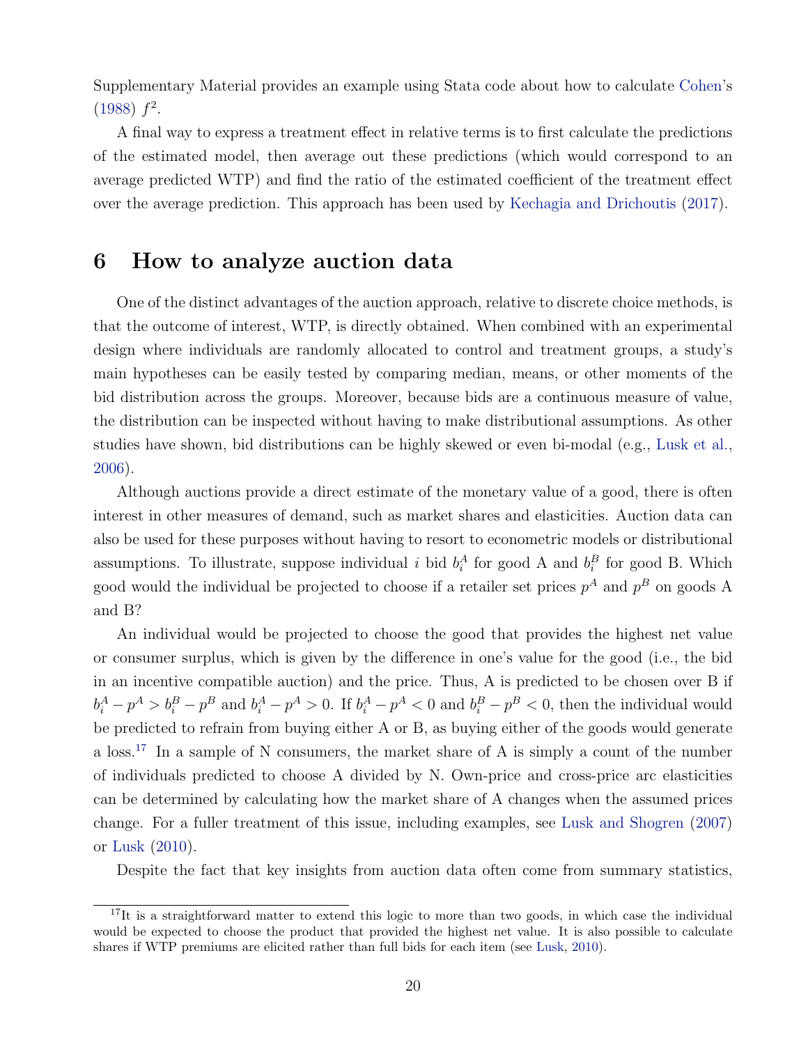Supplementary Material provides an example using Stata code about how to calculate Cohen's (1988) $f^2$.

A final way to express a treatment effect in relative terms is to first calculate the predictions of the estimated model, then average out these predictions (which would correspond to an average predicted WTP) and find the ratio of the estimated coefficient of the treatment effect over the average prediction. This approach has been used by Kechagia and Drichoutis (2017).

## 6 How to analyze auction data

One of the distinct advantages of the auction approach, relative to discrete choice methods, is that the outcome of interest, WTP, is directly obtained. When combined with an experimental design where individuals are randomly allocated to control and treatment groups, a study's main hypotheses can be easily tested by comparing median, means, or other moments of the bid distribution across the groups. Moreover, because bids are a continuous measure of value, the distribution can be inspected without having to make distributional assumptions. As other studies have shown, bid distributions can be highly skewed or even bi-modal (e.g., Lusk et al., 2006).

Although auctions provide a direct estimate of the monetary value of a good, there is often interest in other measures of demand, such as market shares and elasticities. Auction data can also be used for these purposes without having to resort to econometric models or distributional assumptions. To illustrate, suppose individual $i$ bid $b_i^A$ for good A and $b_i^B$ for good B. Which good would the individual be projected to choose if a retailer set prices $p^A$ and $p^B$ on goods A and B?

An individual would be projected to choose the good that provides the highest net value or consumer surplus, which is given by the difference in one's value for the good (i.e., the bid in an incentive compatible auction) and the price. Thus, A is predicted to be chosen over B if $b_i^A - p^A > b_i^B - p^B$ and $b_i^A - p^A > 0$. If $b_i^A - p^A < 0$ and $b_i^B - p^B < 0$, then the individual would be predicted to refrain from buying either A or B, as buying either of the goods would generate a loss.[17] In a sample of N consumers, the market share of A is simply a count of the number of individuals predicted to choose A divided by N. Own-price and cross-price arc elasticities can be determined by calculating how the market share of A changes when the assumed prices change. For a fuller treatment of this issue, including examples, see Lusk and Shogren (2007) or Lusk (2010).

Despite the fact that key insights from auction data often come from summary statistics,

[17] It is a straightforward matter to extend this logic to more than two goods, in which case the individual would be expected to choose the product that provided the highest net value. It is also possible to calculate shares if WTP premiums are elicited rather than full bids for each item (see Lusk, 2010).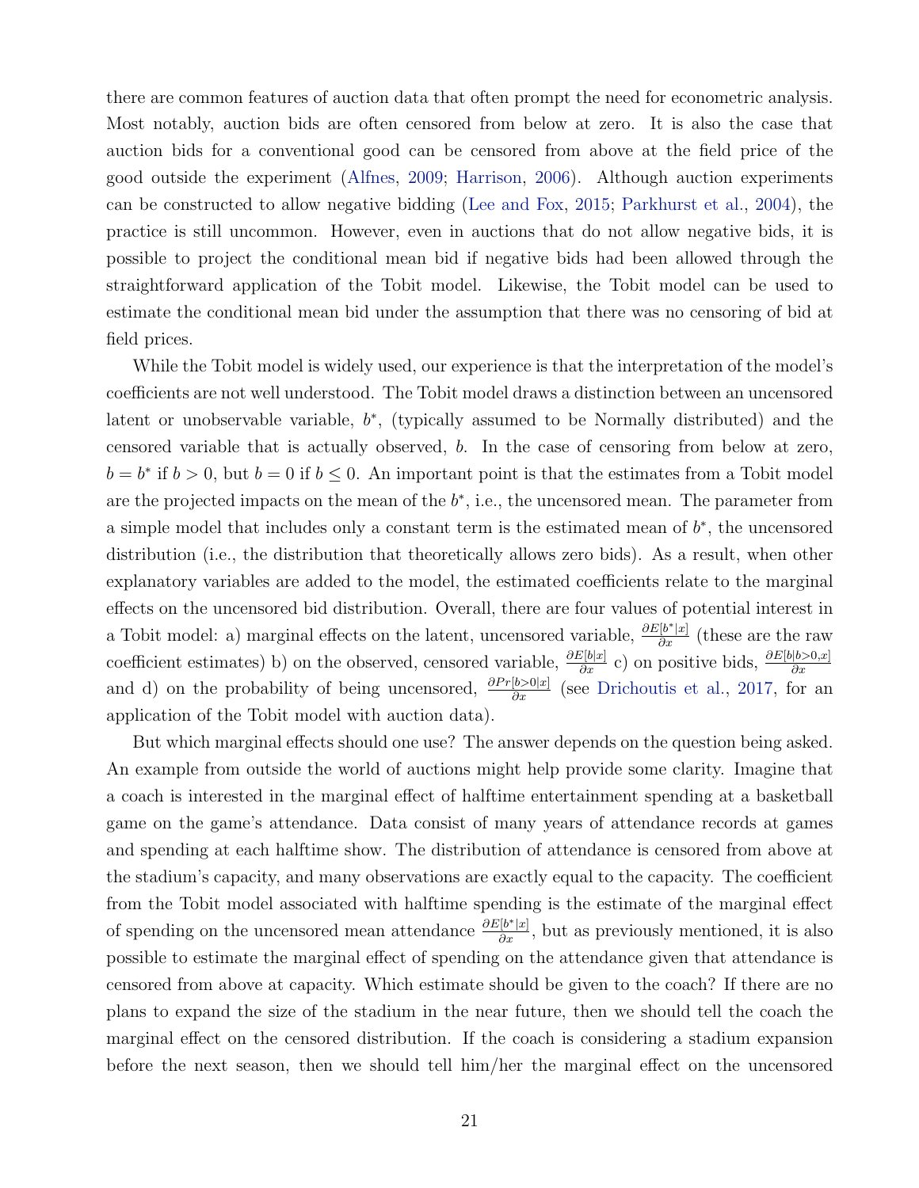there are common features of auction data that often prompt the need for econometric analysis. Most notably, auction bids are often censored from below at zero. It is also the case that auction bids for a conventional good can be censored from above at the field price of the good outside the experiment (Alfnes, 2009; Harrison, 2006). Although auction experiments can be constructed to allow negative bidding (Lee and Fox, 2015; Parkhurst et al., 2004), the practice is still uncommon. However, even in auctions that do not allow negative bids, it is possible to project the conditional mean bid if negative bids had been allowed through the straightforward application of the Tobit model. Likewise, the Tobit model can be used to estimate the conditional mean bid under the assumption that there was no censoring of bid at field prices.

While the Tobit model is widely used, our experience is that the interpretation of the model's coefficients are not well understood. The Tobit model draws a distinction between an uncensored latent or unobservable variable, $b^*$, (typically assumed to be Normally distributed) and the censored variable that is actually observed, $b$. In the case of censoring from below at zero, $b = b^*$ if $b > 0$, but $b = 0$ if $b \leq 0$. An important point is that the estimates from a Tobit model are the projected impacts on the mean of the $b^*$, i.e., the uncensored mean. The parameter from a simple model that includes only a constant term is the estimated mean of $b^*$, the uncensored distribution (i.e., the distribution that theoretically allows zero bids). As a result, when other explanatory variables are added to the model, the estimated coefficients relate to the marginal effects on the uncensored bid distribution. Overall, there are four values of potential interest in a Tobit model: a) marginal effects on the latent, uncensored variable, $\frac{\partial E[b^*|x]}{\partial x}$ (these are the raw coefficient estimates) b) on the observed, censored variable, $\frac{\partial E[b|x]}{\partial x}$ c) on positive bids, $\frac{\partial E[b|b>0,x]}{\partial x}$ and d) on the probability of being uncensored, $\frac{\partial Pr[b>0|x]}{\partial x}$ (see Drichoutis et al., 2017, for an application of the Tobit model with auction data).

But which marginal effects should one use? The answer depends on the question being asked. An example from outside the world of auctions might help provide some clarity. Imagine that a coach is interested in the marginal effect of halftime entertainment spending at a basketball game on the game's attendance. Data consist of many years of attendance records at games and spending at each halftime show. The distribution of attendance is censored from above at the stadium's capacity, and many observations are exactly equal to the capacity. The coefficient from the Tobit model associated with halftime spending is the estimate of the marginal effect of spending on the uncensored mean attendance $\frac{\partial E[b^*|x]}{\partial x}$, but as previously mentioned, it is also possible to estimate the marginal effect of spending on the attendance given that attendance is censored from above at capacity. Which estimate should be given to the coach? If there are no plans to expand the size of the stadium in the near future, then we should tell the coach the marginal effect on the censored distribution. If the coach is considering a stadium expansion before the next season, then we should tell him/her the marginal effect on the uncensored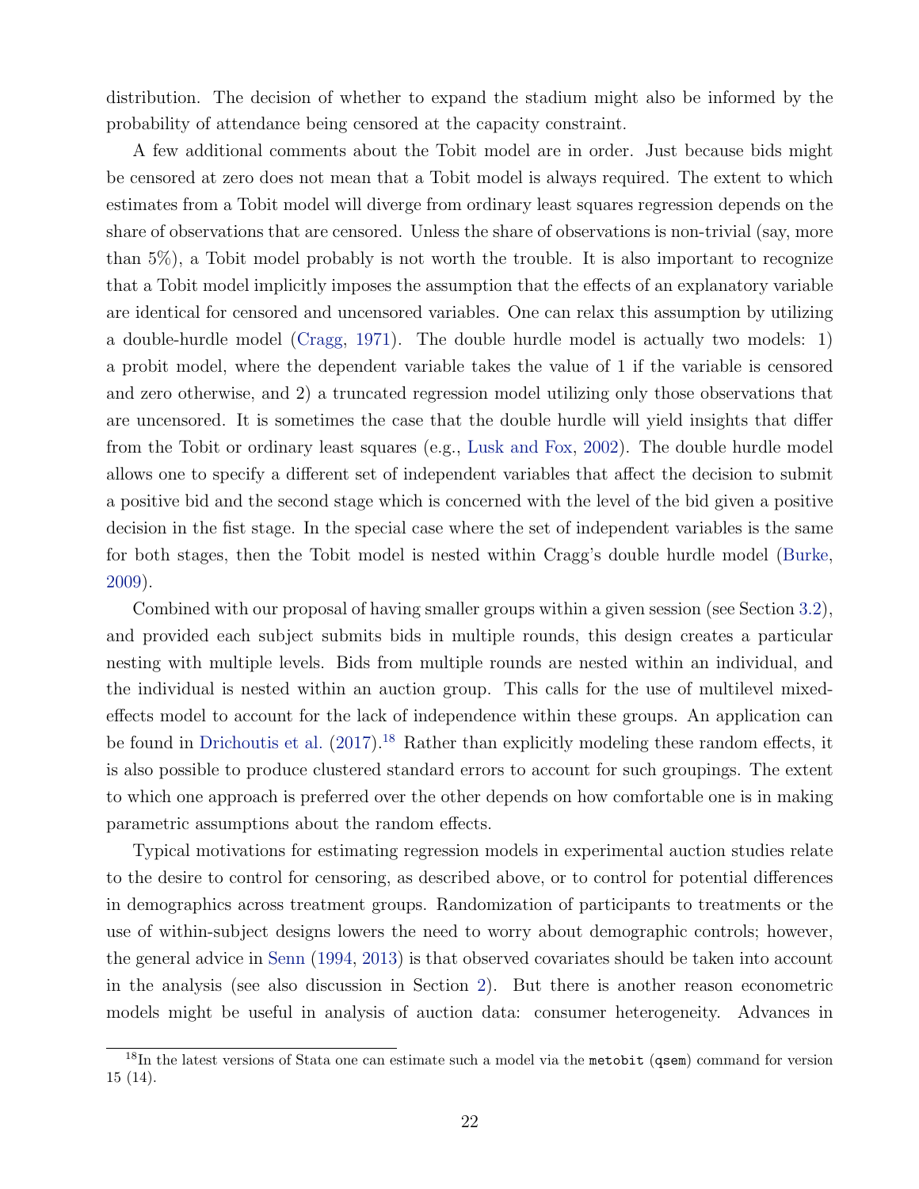distribution. The decision of whether to expand the stadium might also be informed by the probability of attendance being censored at the capacity constraint.

A few additional comments about the Tobit model are in order. Just because bids might be censored at zero does not mean that a Tobit model is always required. The extent to which estimates from a Tobit model will diverge from ordinary least squares regression depends on the share of observations that are censored. Unless the share of observations is non-trivial (say, more than 5%), a Tobit model probably is not worth the trouble. It is also important to recognize that a Tobit model implicitly imposes the assumption that the effects of an explanatory variable are identical for censored and uncensored variables. One can relax this assumption by utilizing a double-hurdle model (Cragg, 1971). The double hurdle model is actually two models: 1) a probit model, where the dependent variable takes the value of 1 if the variable is censored and zero otherwise, and 2) a truncated regression model utilizing only those observations that are uncensored. It is sometimes the case that the double hurdle will yield insights that differ from the Tobit or ordinary least squares (e.g., Lusk and Fox, 2002). The double hurdle model allows one to specify a different set of independent variables that affect the decision to submit a positive bid and the second stage which is concerned with the level of the bid given a positive decision in the fist stage. In the special case where the set of independent variables is the same for both stages, then the Tobit model is nested within Cragg's double hurdle model (Burke, 2009).

Combined with our proposal of having smaller groups within a given session (see Section 3.2), and provided each subject submits bids in multiple rounds, this design creates a particular nesting with multiple levels. Bids from multiple rounds are nested within an individual, and the individual is nested within an auction group. This calls for the use of multilevel mixed-effects model to account for the lack of independence within these groups. An application can be found in Drichoutis et al. (2017).[18] Rather than explicitly modeling these random effects, it is also possible to produce clustered standard errors to account for such groupings. The extent to which one approach is preferred over the other depends on how comfortable one is in making parametric assumptions about the random effects.

Typical motivations for estimating regression models in experimental auction studies relate to the desire to control for censoring, as described above, or to control for potential differences in demographics across treatment groups. Randomization of participants to treatments or the use of within-subject designs lowers the need to worry about demographic controls; however, the general advice in Senn (1994, 2013) is that observed covariates should be taken into account in the analysis (see also discussion in Section 2). But there is another reason econometric models might be useful in analysis of auction data: consumer heterogeneity. Advances in

[18] In the latest versions of Stata one can estimate such a model via the `metobit` (`qsem`) command for version 15 (14).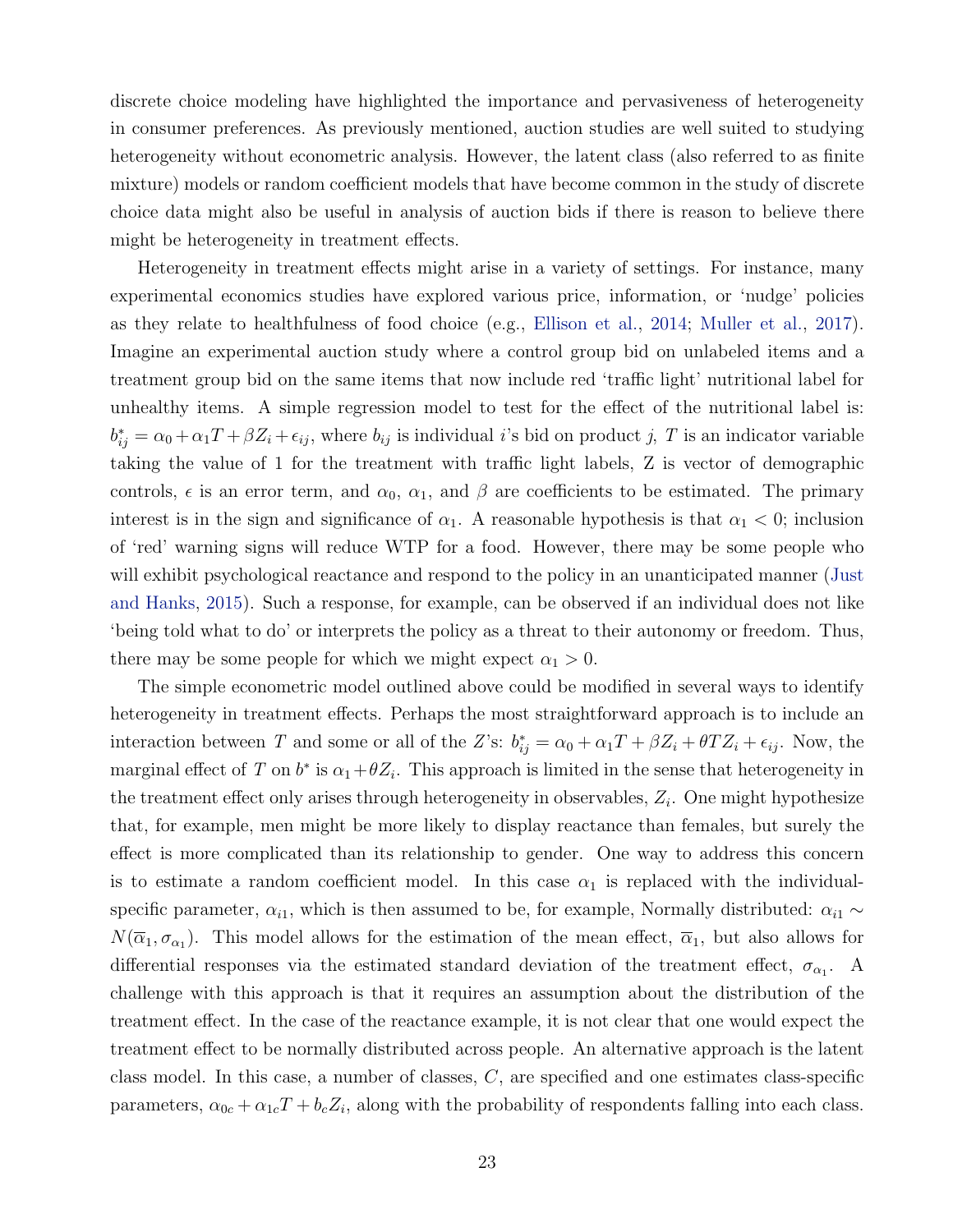discrete choice modeling have highlighted the importance and pervasiveness of heterogeneity in consumer preferences. As previously mentioned, auction studies are well suited to studying heterogeneity without econometric analysis. However, the latent class (also referred to as finite mixture) models or random coefficient models that have become common in the study of discrete choice data might also be useful in analysis of auction bids if there is reason to believe there might be heterogeneity in treatment effects.

Heterogeneity in treatment effects might arise in a variety of settings. For instance, many experimental economics studies have explored various price, information, or 'nudge' policies as they relate to healthfulness of food choice (e.g., Ellison et al., 2014; Muller et al., 2017). Imagine an experimental auction study where a control group bid on unlabeled items and a treatment group bid on the same items that now include red 'traffic light' nutritional label for unhealthy items. A simple regression model to test for the effect of the nutritional label is: $b^*_{ij} = \alpha_0 + \alpha_1 T + \beta Z_i + \epsilon_{ij}$, where $b_{ij}$ is individual $i$'s bid on product $j$, $T$ is an indicator variable taking the value of 1 for the treatment with traffic light labels, Z is vector of demographic controls, $\epsilon$ is an error term, and $\alpha_0$, $\alpha_1$, and $\beta$ are coefficients to be estimated. The primary interest is in the sign and significance of $\alpha_1$. A reasonable hypothesis is that $\alpha_1 < 0$; inclusion of 'red' warning signs will reduce WTP for a food. However, there may be some people who will exhibit psychological reactance and respond to the policy in an unanticipated manner (Just and Hanks, 2015). Such a response, for example, can be observed if an individual does not like 'being told what to do' or interprets the policy as a threat to their autonomy or freedom. Thus, there may be some people for which we might expect $\alpha_1 > 0$.

The simple econometric model outlined above could be modified in several ways to identify heterogeneity in treatment effects. Perhaps the most straightforward approach is to include an interaction between $T$ and some or all of the $Z$'s: $b^*_{ij} = \alpha_0 + \alpha_1 T + \beta Z_i + \theta T Z_i + \epsilon_{ij}$. Now, the marginal effect of $T$ on $b^*$ is $\alpha_1 + \theta Z_i$. This approach is limited in the sense that heterogeneity in the treatment effect only arises through heterogeneity in observables, $Z_i$. One might hypothesize that, for example, men might be more likely to display reactance than females, but surely the effect is more complicated than its relationship to gender. One way to address this concern is to estimate a random coefficient model. In this case $\alpha_1$ is replaced with the individual-specific parameter, $\alpha_{i1}$, which is then assumed to be, for example, Normally distributed: $\alpha_{i1} \sim N(\overline{\alpha}_1, \sigma_{\alpha_1})$. This model allows for the estimation of the mean effect, $\overline{\alpha}_1$, but also allows for differential responses via the estimated standard deviation of the treatment effect, $\sigma_{\alpha_1}$. A challenge with this approach is that it requires an assumption about the distribution of the treatment effect. In the case of the reactance example, it is not clear that one would expect the treatment effect to be normally distributed across people. An alternative approach is the latent class model. In this case, a number of classes, $C$, are specified and one estimates class-specific parameters, $\alpha_{0c} + \alpha_{1c} T + b_c Z_i$, along with the probability of respondents falling into each class.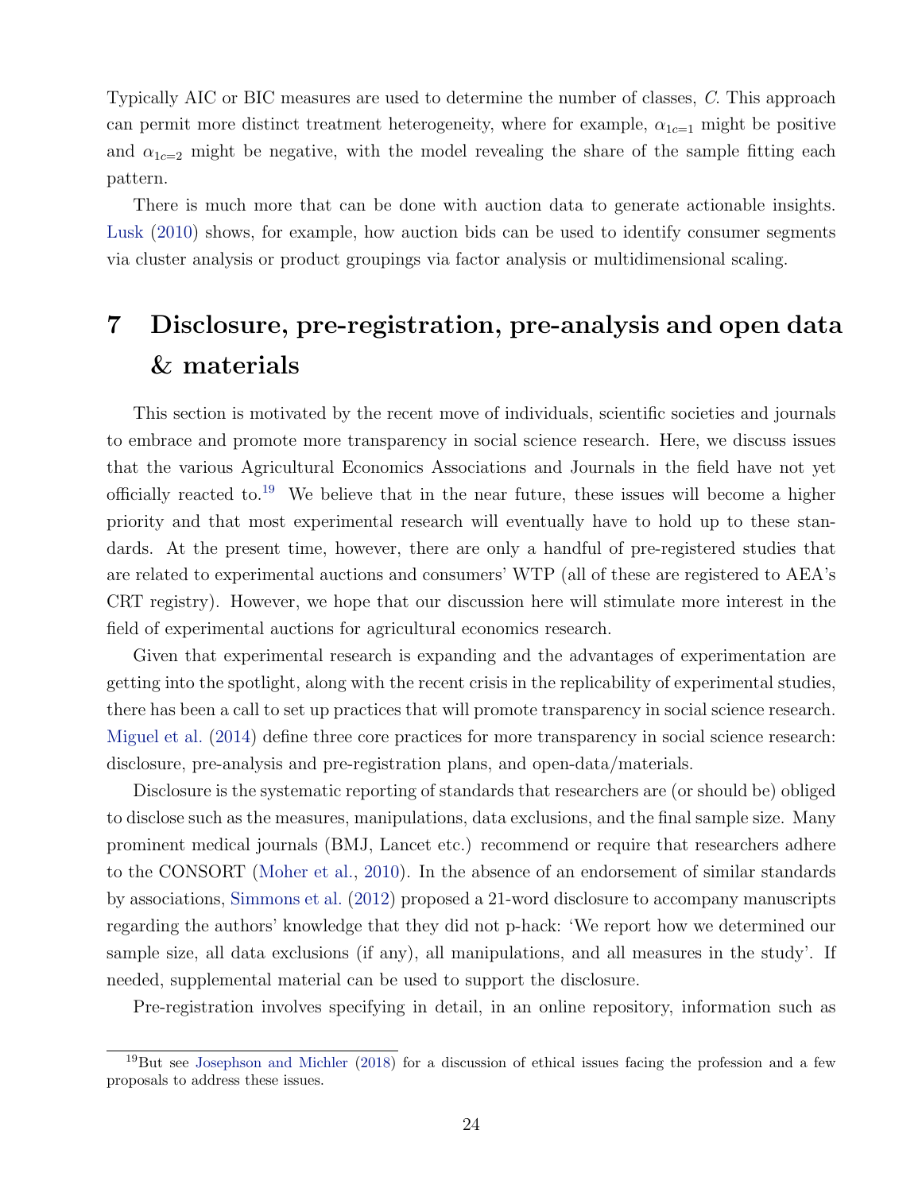Typically AIC or BIC measures are used to determine the number of classes, $C$. This approach can permit more distinct treatment heterogeneity, where for example, $\alpha_{1c=1}$ might be positive and $\alpha_{1c=2}$ might be negative, with the model revealing the share of the sample fitting each pattern.

There is much more that can be done with auction data to generate actionable insights. Lusk (2010) shows, for example, how auction bids can be used to identify consumer segments via cluster analysis or product groupings via factor analysis or multidimensional scaling.

# 7 Disclosure, pre-registration, pre-analysis and open data & materials

This section is motivated by the recent move of individuals, scientific societies and journals to embrace and promote more transparency in social science research. Here, we discuss issues that the various Agricultural Economics Associations and Journals in the field have not yet officially reacted to.[19] We believe that in the near future, these issues will become a higher priority and that most experimental research will eventually have to hold up to these standards. At the present time, however, there are only a handful of pre-registered studies that are related to experimental auctions and consumers' WTP (all of these are registered to AEA's CRT registry). However, we hope that our discussion here will stimulate more interest in the field of experimental auctions for agricultural economics research.

Given that experimental research is expanding and the advantages of experimentation are getting into the spotlight, along with the recent crisis in the replicability of experimental studies, there has been a call to set up practices that will promote transparency in social science research. Miguel et al. (2014) define three core practices for more transparency in social science research: disclosure, pre-analysis and pre-registration plans, and open-data/materials.

Disclosure is the systematic reporting of standards that researchers are (or should be) obliged to disclose such as the measures, manipulations, data exclusions, and the final sample size. Many prominent medical journals (BMJ, Lancet etc.) recommend or require that researchers adhere to the CONSORT (Moher et al., 2010). In the absence of an endorsement of similar standards by associations, Simmons et al. (2012) proposed a 21-word disclosure to accompany manuscripts regarding the authors' knowledge that they did not p-hack: 'We report how we determined our sample size, all data exclusions (if any), all manipulations, and all measures in the study'. If needed, supplemental material can be used to support the disclosure.

Pre-registration involves specifying in detail, in an online repository, information such as

[19] But see Josephson and Michler (2018) for a discussion of ethical issues facing the profession and a few proposals to address these issues.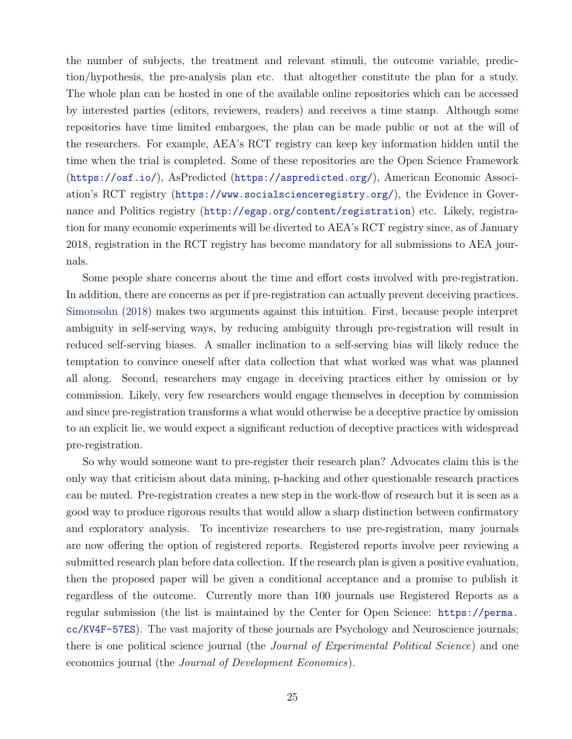the number of subjects, the treatment and relevant stimuli, the outcome variable, prediction/hypothesis, the pre-analysis plan etc. that altogether constitute the plan for a study. The whole plan can be hosted in one of the available online repositories which can be accessed by interested parties (editors, reviewers, readers) and receives a time stamp. Although some repositories have time limited embargoes, the plan can be made public or not at the will of the researchers. For example, AEA's RCT registry can keep key information hidden until the time when the trial is completed. Some of these repositories are the Open Science Framework (https://osf.io/), AsPredicted (https://aspredicted.org/), American Economic Association's RCT registry (https://www.socialscienceregistry.org/), the Evidence in Governance and Politics registry (http://egap.org/content/registration) etc. Likely, registration for many economic experiments will be diverted to AEA's RCT registry since, as of January 2018, registration in the RCT registry has become mandatory for all submissions to AEA journals.

Some people share concerns about the time and effort costs involved with pre-registration. In addition, there are concerns as per if pre-registration can actually prevent deceiving practices. Simonsohn (2018) makes two arguments against this intuition. First, because people interpret ambiguity in self-serving ways, by reducing ambiguity through pre-registration will result in reduced self-serving biases. A smaller inclination to a self-serving bias will likely reduce the temptation to convince oneself after data collection that what worked was what was planned all along. Second, researchers may engage in deceiving practices either by omission or by commission. Likely, very few researchers would engage themselves in deception by commission and since pre-registration transforms a what would otherwise be a deceptive practice by omission to an explicit lie, we would expect a significant reduction of deceptive practices with widespread pre-registration.

So why would someone want to pre-register their research plan? Advocates claim this is the only way that criticism about data mining, p-hacking and other questionable research practices can be muted. Pre-registration creates a new step in the work-flow of research but it is seen as a good way to produce rigorous results that would allow a sharp distinction between confirmatory and exploratory analysis. To incentivize researchers to use pre-registration, many journals are now offering the option of registered reports. Registered reports involve peer reviewing a submitted research plan before data collection. If the research plan is given a positive evaluation, then the proposed paper will be given a conditional acceptance and a promise to publish it regardless of the outcome. Currently more than 100 journals use Registered Reports as a regular submission (the list is maintained by the Center for Open Science: https://perma.cc/KV4F-57ES). The vast majority of these journals are Psychology and Neuroscience journals; there is one political science journal (the *Journal of Experimental Political Science*) and one economics journal (the *Journal of Development Economics*).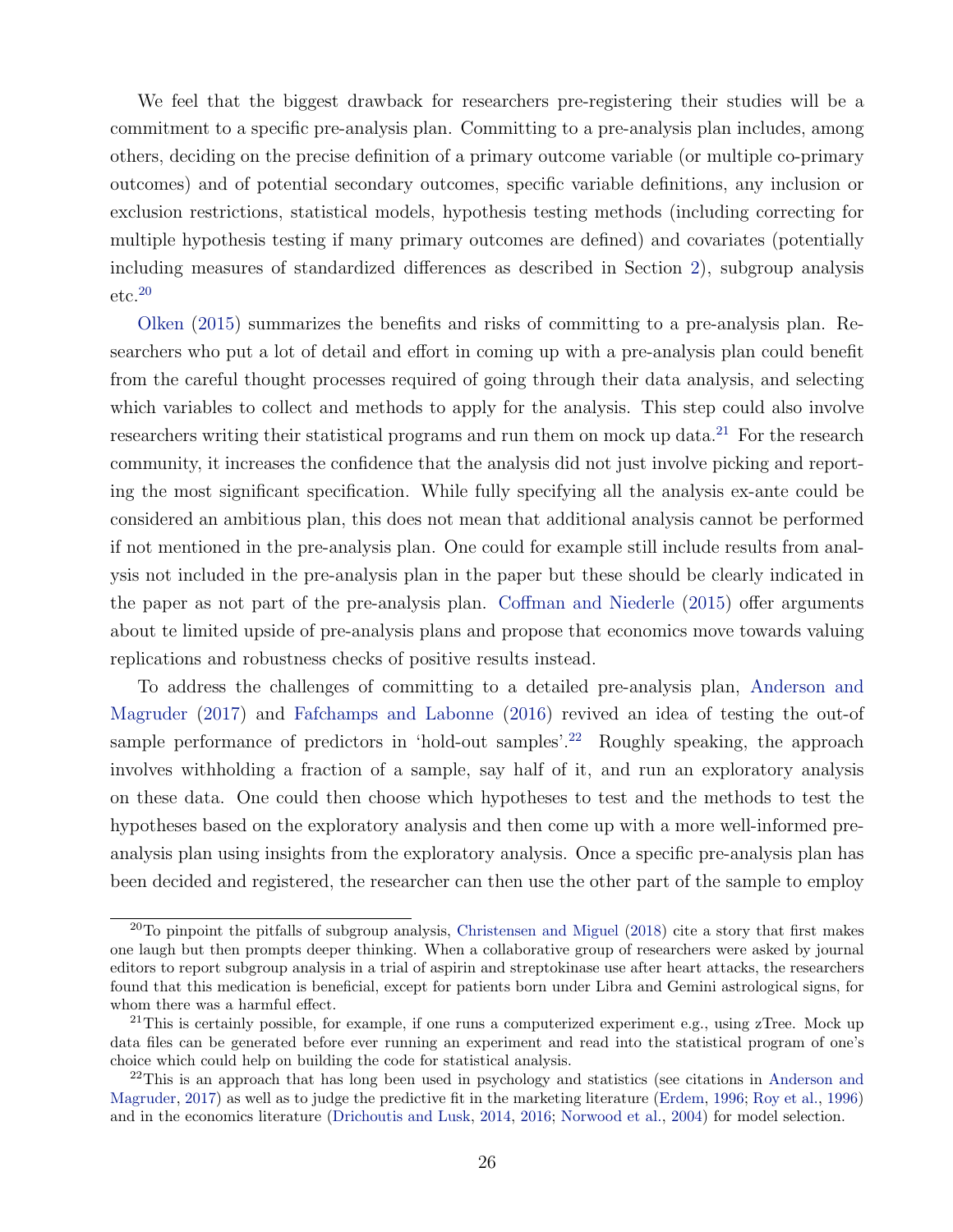We feel that the biggest drawback for researchers pre-registering their studies will be a commitment to a specific pre-analysis plan. Committing to a pre-analysis plan includes, among others, deciding on the precise definition of a primary outcome variable (or multiple co-primary outcomes) and of potential secondary outcomes, specific variable definitions, any inclusion or exclusion restrictions, statistical models, hypothesis testing methods (including correcting for multiple hypothesis testing if many primary outcomes are defined) and covariates (potentially including measures of standardized differences as described in Section 2), subgroup analysis etc.[20]

Olken (2015) summarizes the benefits and risks of committing to a pre-analysis plan. Researchers who put a lot of detail and effort in coming up with a pre-analysis plan could benefit from the careful thought processes required of going through their data analysis, and selecting which variables to collect and methods to apply for the analysis. This step could also involve researchers writing their statistical programs and run them on mock up data.[21] For the research community, it increases the confidence that the analysis did not just involve picking and reporting the most significant specification. While fully specifying all the analysis ex-ante could be considered an ambitious plan, this does not mean that additional analysis cannot be performed if not mentioned in the pre-analysis plan. One could for example still include results from analysis not included in the pre-analysis plan in the paper but these should be clearly indicated in the paper as not part of the pre-analysis plan. Coffman and Niederle (2015) offer arguments about te limited upside of pre-analysis plans and propose that economics move towards valuing replications and robustness checks of positive results instead.

To address the challenges of committing to a detailed pre-analysis plan, Anderson and Magruder (2017) and Fafchamps and Labonne (2016) revived an idea of testing the out-of sample performance of predictors in 'hold-out samples'.[22] Roughly speaking, the approach involves withholding a fraction of a sample, say half of it, and run an exploratory analysis on these data. One could then choose which hypotheses to test and the methods to test the hypotheses based on the exploratory analysis and then come up with a more well-informed pre-analysis plan using insights from the exploratory analysis. Once a specific pre-analysis plan has been decided and registered, the researcher can then use the other part of the sample to employ

[20] To pinpoint the pitfalls of subgroup analysis, Christensen and Miguel (2018) cite a story that first makes one laugh but then prompts deeper thinking. When a collaborative group of researchers were asked by journal editors to report subgroup analysis in a trial of aspirin and streptokinase use after heart attacks, the researchers found that this medication is beneficial, except for patients born under Libra and Gemini astrological signs, for whom there was a harmful effect.

[21] This is certainly possible, for example, if one runs a computerized experiment e.g., using zTree. Mock up data files can be generated before ever running an experiment and read into the statistical program of one's choice which could help on building the code for statistical analysis.

[22] This is an approach that has long been used in psychology and statistics (see citations in Anderson and Magruder, 2017) as well as to judge the predictive fit in the marketing literature (Erdem, 1996; Roy et al., 1996) and in the economics literature (Drichoutis and Lusk, 2014, 2016; Norwood et al., 2004) for model selection.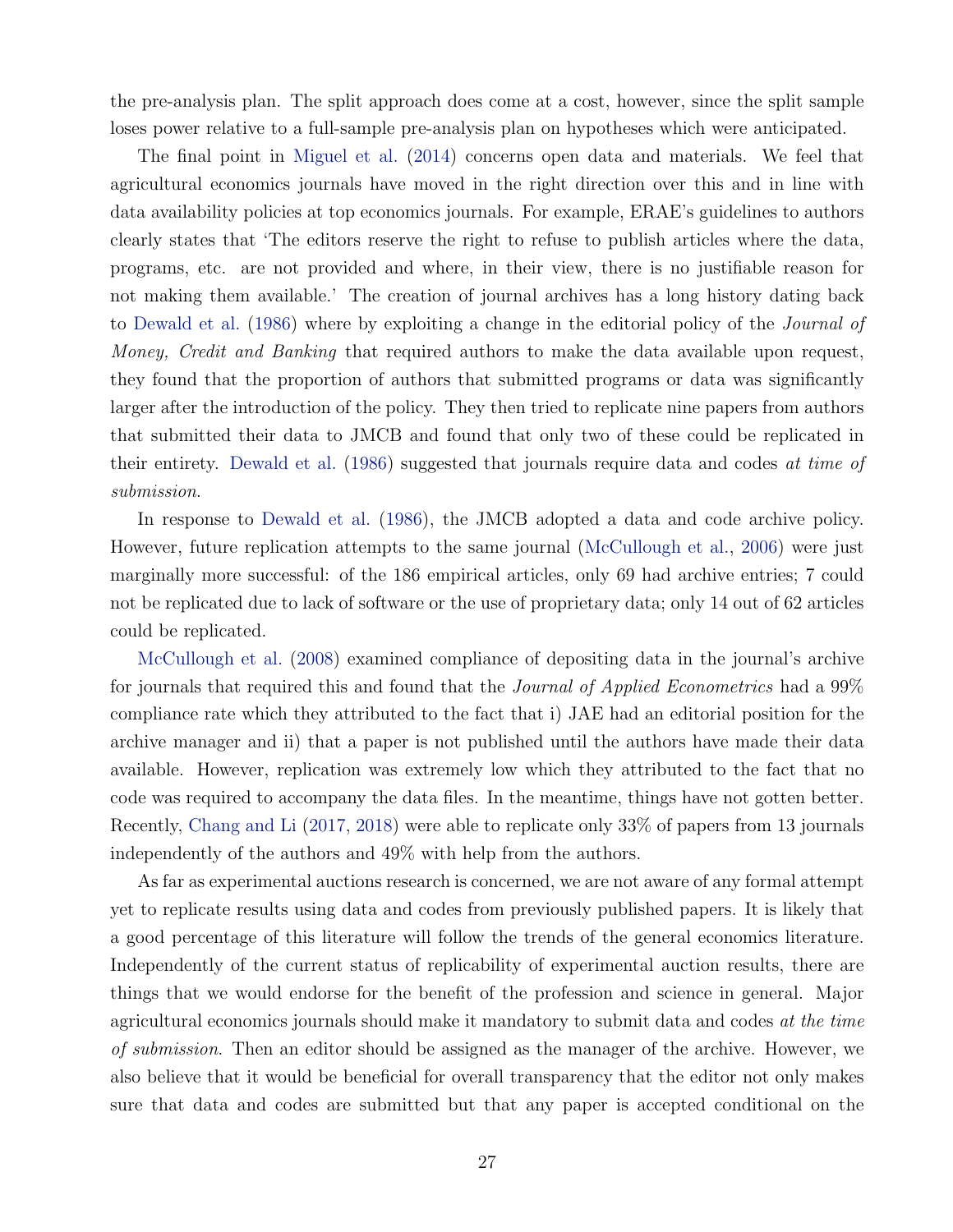the pre-analysis plan. The split approach does come at a cost, however, since the split sample loses power relative to a full-sample pre-analysis plan on hypotheses which were anticipated.

The final point in Miguel et al. (2014) concerns open data and materials. We feel that agricultural economics journals have moved in the right direction over this and in line with data availability policies at top economics journals. For example, ERAE's guidelines to authors clearly states that 'The editors reserve the right to refuse to publish articles where the data, programs, etc. are not provided and where, in their view, there is no justifiable reason for not making them available.' The creation of journal archives has a long history dating back to Dewald et al. (1986) where by exploiting a change in the editorial policy of the *Journal of Money, Credit and Banking* that required authors to make the data available upon request, they found that the proportion of authors that submitted programs or data was significantly larger after the introduction of the policy. They then tried to replicate nine papers from authors that submitted their data to JMCB and found that only two of these could be replicated in their entirety. Dewald et al. (1986) suggested that journals require data and codes *at time of submission*.

In response to Dewald et al. (1986), the JMCB adopted a data and code archive policy. However, future replication attempts to the same journal (McCullough et al., 2006) were just marginally more successful: of the 186 empirical articles, only 69 had archive entries; 7 could not be replicated due to lack of software or the use of proprietary data; only 14 out of 62 articles could be replicated.

McCullough et al. (2008) examined compliance of depositing data in the journal's archive for journals that required this and found that the *Journal of Applied Econometrics* had a 99% compliance rate which they attributed to the fact that i) JAE had an editorial position for the archive manager and ii) that a paper is not published until the authors have made their data available. However, replication was extremely low which they attributed to the fact that no code was required to accompany the data files. In the meantime, things have not gotten better. Recently, Chang and Li (2017, 2018) were able to replicate only 33% of papers from 13 journals independently of the authors and 49% with help from the authors.

As far as experimental auctions research is concerned, we are not aware of any formal attempt yet to replicate results using data and codes from previously published papers. It is likely that a good percentage of this literature will follow the trends of the general economics literature. Independently of the current status of replicability of experimental auction results, there are things that we would endorse for the benefit of the profession and science in general. Major agricultural economics journals should make it mandatory to submit data and codes *at the time of submission*. Then an editor should be assigned as the manager of the archive. However, we also believe that it would be beneficial for overall transparency that the editor not only makes sure that data and codes are submitted but that any paper is accepted conditional on the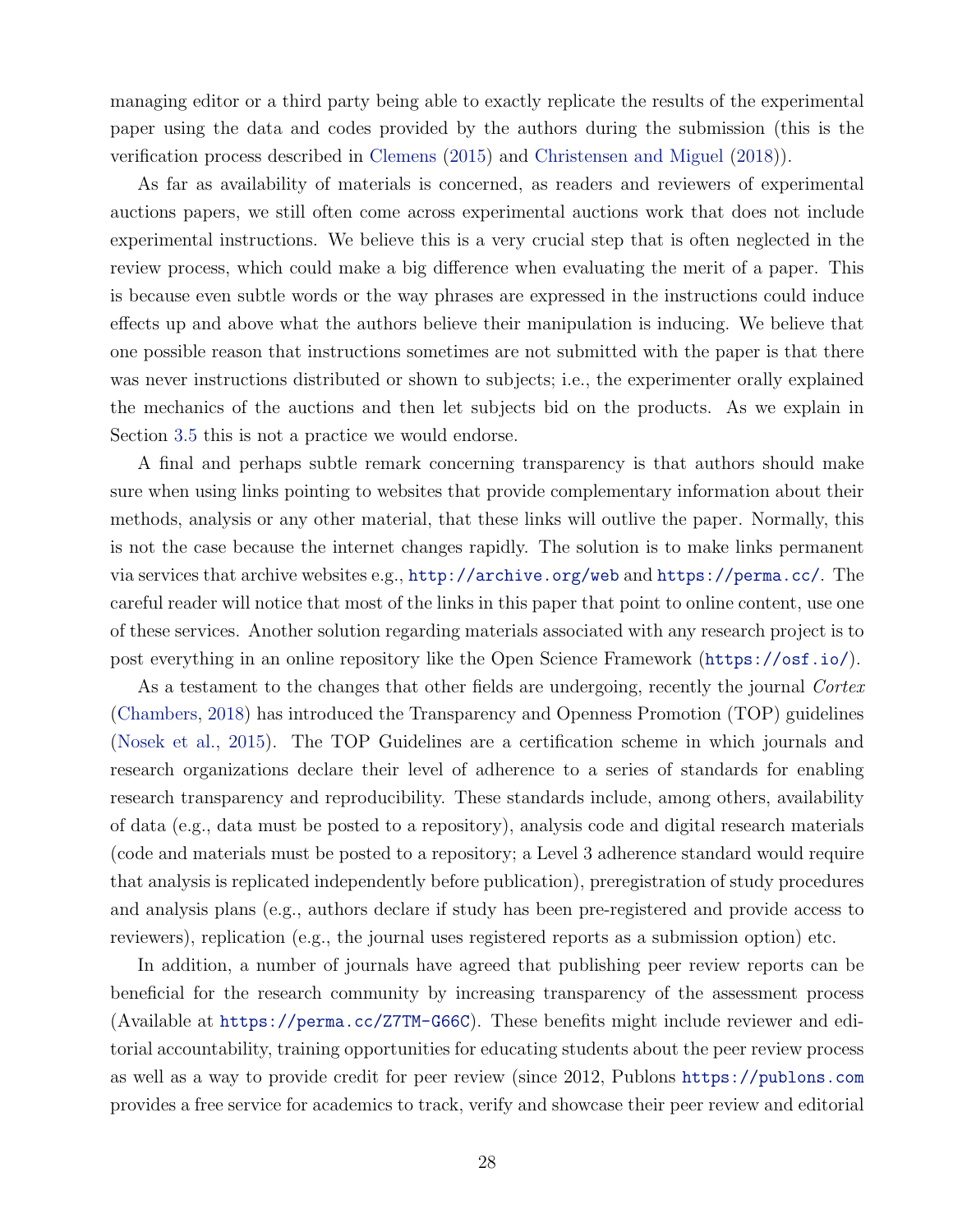managing editor or a third party being able to exactly replicate the results of the experimental paper using the data and codes provided by the authors during the submission (this is the verification process described in Clemens (2015) and Christensen and Miguel (2018)).

As far as availability of materials is concerned, as readers and reviewers of experimental auctions papers, we still often come across experimental auctions work that does not include experimental instructions. We believe this is a very crucial step that is often neglected in the review process, which could make a big difference when evaluating the merit of a paper. This is because even subtle words or the way phrases are expressed in the instructions could induce effects up and above what the authors believe their manipulation is inducing. We believe that one possible reason that instructions sometimes are not submitted with the paper is that there was never instructions distributed or shown to subjects; i.e., the experimenter orally explained the mechanics of the auctions and then let subjects bid on the products. As we explain in Section 3.5 this is not a practice we would endorse.

A final and perhaps subtle remark concerning transparency is that authors should make sure when using links pointing to websites that provide complementary information about their methods, analysis or any other material, that these links will outlive the paper. Normally, this is not the case because the internet changes rapidly. The solution is to make links permanent via services that archive websites e.g., http://archive.org/web and https://perma.cc/. The careful reader will notice that most of the links in this paper that point to online content, use one of these services. Another solution regarding materials associated with any research project is to post everything in an online repository like the Open Science Framework (https://osf.io/).

As a testament to the changes that other fields are undergoing, recently the journal *Cortex* (Chambers, 2018) has introduced the Transparency and Openness Promotion (TOP) guidelines (Nosek et al., 2015). The TOP Guidelines are a certification scheme in which journals and research organizations declare their level of adherence to a series of standards for enabling research transparency and reproducibility. These standards include, among others, availability of data (e.g., data must be posted to a repository), analysis code and digital research materials (code and materials must be posted to a repository; a Level 3 adherence standard would require that analysis is replicated independently before publication), preregistration of study procedures and analysis plans (e.g., authors declare if study has been pre-registered and provide access to reviewers), replication (e.g., the journal uses registered reports as a submission option) etc.

In addition, a number of journals have agreed that publishing peer review reports can be beneficial for the research community by increasing transparency of the assessment process (Available at https://perma.cc/Z7TM-G66C). These benefits might include reviewer and editorial accountability, training opportunities for educating students about the peer review process as well as a way to provide credit for peer review (since 2012, Publons https://publons.com provides a free service for academics to track, verify and showcase their peer review and editorial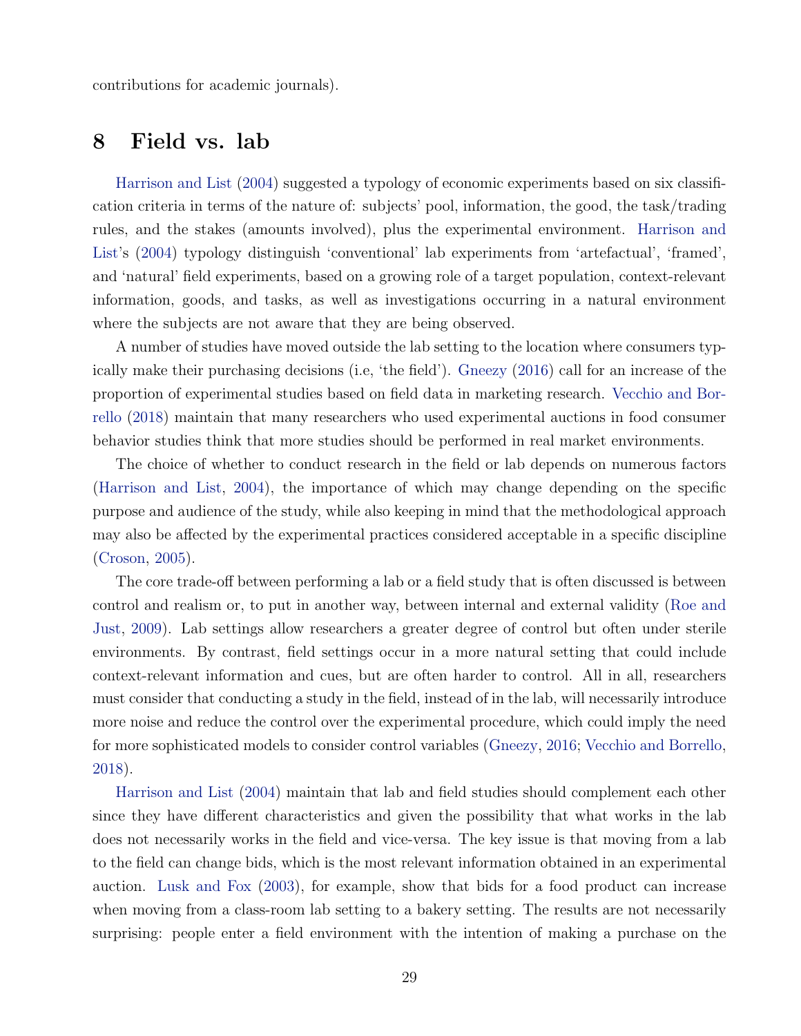contributions for academic journals).

## 8 Field vs. lab

Harrison and List (2004) suggested a typology of economic experiments based on six classification criteria in terms of the nature of: subjects' pool, information, the good, the task/trading rules, and the stakes (amounts involved), plus the experimental environment. Harrison and List's (2004) typology distinguish 'conventional' lab experiments from 'artefactual', 'framed', and 'natural' field experiments, based on a growing role of a target population, context-relevant information, goods, and tasks, as well as investigations occurring in a natural environment where the subjects are not aware that they are being observed.

A number of studies have moved outside the lab setting to the location where consumers typically make their purchasing decisions (i.e, 'the field'). Gneezy (2016) call for an increase of the proportion of experimental studies based on field data in marketing research. Vecchio and Borrello (2018) maintain that many researchers who used experimental auctions in food consumer behavior studies think that more studies should be performed in real market environments.

The choice of whether to conduct research in the field or lab depends on numerous factors (Harrison and List, 2004), the importance of which may change depending on the specific purpose and audience of the study, while also keeping in mind that the methodological approach may also be affected by the experimental practices considered acceptable in a specific discipline (Croson, 2005).

The core trade-off between performing a lab or a field study that is often discussed is between control and realism or, to put in another way, between internal and external validity (Roe and Just, 2009). Lab settings allow researchers a greater degree of control but often under sterile environments. By contrast, field settings occur in a more natural setting that could include context-relevant information and cues, but are often harder to control. All in all, researchers must consider that conducting a study in the field, instead of in the lab, will necessarily introduce more noise and reduce the control over the experimental procedure, which could imply the need for more sophisticated models to consider control variables (Gneezy, 2016; Vecchio and Borrello, 2018).

Harrison and List (2004) maintain that lab and field studies should complement each other since they have different characteristics and given the possibility that what works in the lab does not necessarily works in the field and vice-versa. The key issue is that moving from a lab to the field can change bids, which is the most relevant information obtained in an experimental auction. Lusk and Fox (2003), for example, show that bids for a food product can increase when moving from a class-room lab setting to a bakery setting. The results are not necessarily surprising: people enter a field environment with the intention of making a purchase on the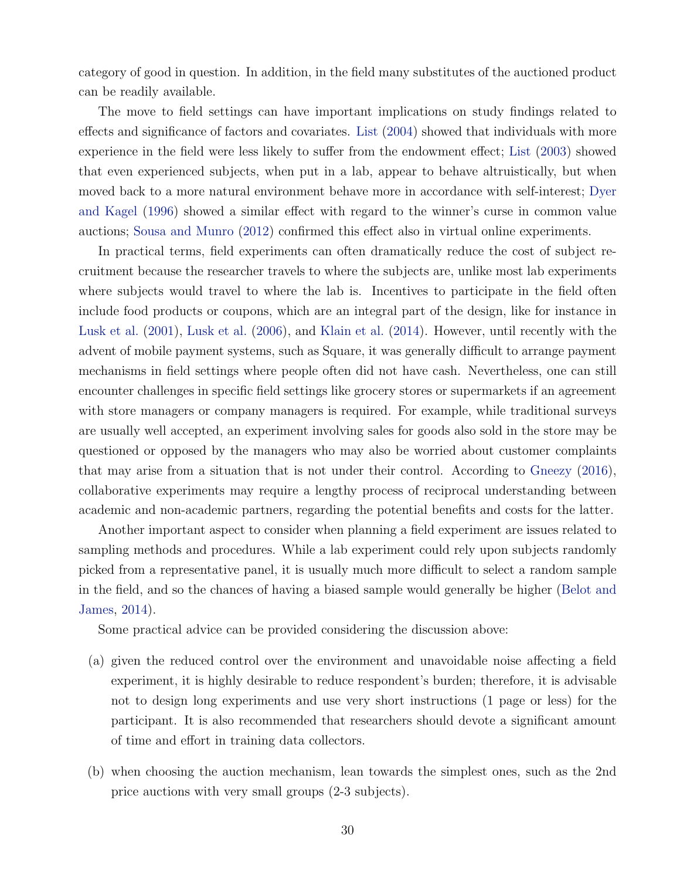category of good in question. In addition, in the field many substitutes of the auctioned product can be readily available.

The move to field settings can have important implications on study findings related to effects and significance of factors and covariates. List (2004) showed that individuals with more experience in the field were less likely to suffer from the endowment effect; List (2003) showed that even experienced subjects, when put in a lab, appear to behave altruistically, but when moved back to a more natural environment behave more in accordance with self-interest; Dyer and Kagel (1996) showed a similar effect with regard to the winner's curse in common value auctions; Sousa and Munro (2012) confirmed this effect also in virtual online experiments.

In practical terms, field experiments can often dramatically reduce the cost of subject recruitment because the researcher travels to where the subjects are, unlike most lab experiments where subjects would travel to where the lab is. Incentives to participate in the field often include food products or coupons, which are an integral part of the design, like for instance in Lusk et al. (2001), Lusk et al. (2006), and Klain et al. (2014). However, until recently with the advent of mobile payment systems, such as Square, it was generally difficult to arrange payment mechanisms in field settings where people often did not have cash. Nevertheless, one can still encounter challenges in specific field settings like grocery stores or supermarkets if an agreement with store managers or company managers is required. For example, while traditional surveys are usually well accepted, an experiment involving sales for goods also sold in the store may be questioned or opposed by the managers who may also be worried about customer complaints that may arise from a situation that is not under their control. According to Gneezy (2016), collaborative experiments may require a lengthy process of reciprocal understanding between academic and non-academic partners, regarding the potential benefits and costs for the latter.

Another important aspect to consider when planning a field experiment are issues related to sampling methods and procedures. While a lab experiment could rely upon subjects randomly picked from a representative panel, it is usually much more difficult to select a random sample in the field, and so the chances of having a biased sample would generally be higher (Belot and James, 2014).

Some practical advice can be provided considering the discussion above:

(a) given the reduced control over the environment and unavoidable noise affecting a field experiment, it is highly desirable to reduce respondent's burden; therefore, it is advisable not to design long experiments and use very short instructions (1 page or less) for the participant. It is also recommended that researchers should devote a significant amount of time and effort in training data collectors.

(b) when choosing the auction mechanism, lean towards the simplest ones, such as the 2nd price auctions with very small groups (2-3 subjects).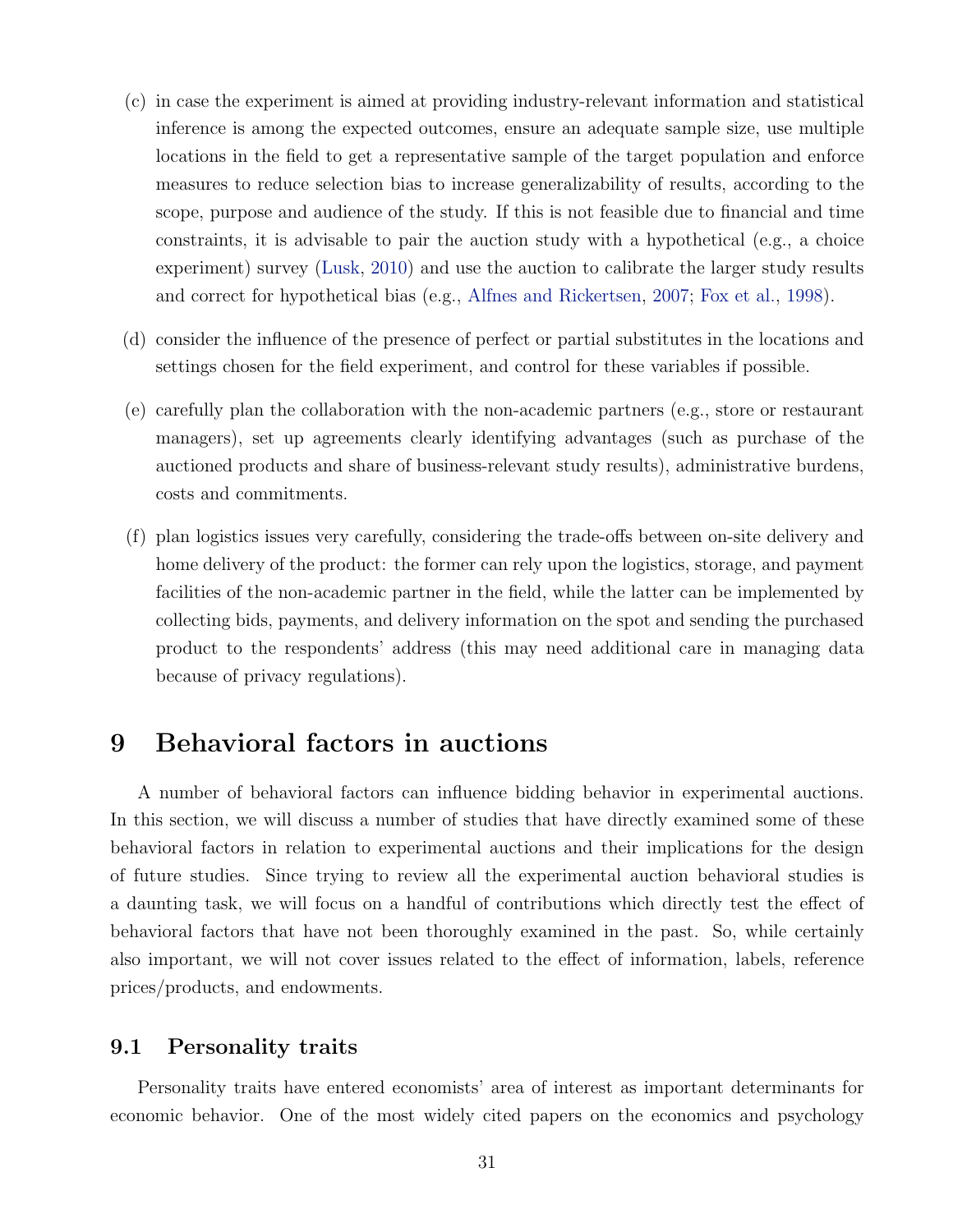(c) in case the experiment is aimed at providing industry-relevant information and statistical inference is among the expected outcomes, ensure an adequate sample size, use multiple locations in the field to get a representative sample of the target population and enforce measures to reduce selection bias to increase generalizability of results, according to the scope, purpose and audience of the study. If this is not feasible due to financial and time constraints, it is advisable to pair the auction study with a hypothetical (e.g., a choice experiment) survey (Lusk, 2010) and use the auction to calibrate the larger study results and correct for hypothetical bias (e.g., Alfnes and Rickertsen, 2007; Fox et al., 1998).

(d) consider the influence of the presence of perfect or partial substitutes in the locations and settings chosen for the field experiment, and control for these variables if possible.

(e) carefully plan the collaboration with the non-academic partners (e.g., store or restaurant managers), set up agreements clearly identifying advantages (such as purchase of the auctioned products and share of business-relevant study results), administrative burdens, costs and commitments.

(f) plan logistics issues very carefully, considering the trade-offs between on-site delivery and home delivery of the product: the former can rely upon the logistics, storage, and payment facilities of the non-academic partner in the field, while the latter can be implemented by collecting bids, payments, and delivery information on the spot and sending the purchased product to the respondents' address (this may need additional care in managing data because of privacy regulations).

# 9 Behavioral factors in auctions

A number of behavioral factors can influence bidding behavior in experimental auctions. In this section, we will discuss a number of studies that have directly examined some of these behavioral factors in relation to experimental auctions and their implications for the design of future studies. Since trying to review all the experimental auction behavioral studies is a daunting task, we will focus on a handful of contributions which directly test the effect of behavioral factors that have not been thoroughly examined in the past. So, while certainly also important, we will not cover issues related to the effect of information, labels, reference prices/products, and endowments.

## 9.1 Personality traits

Personality traits have entered economists' area of interest as important determinants for economic behavior. One of the most widely cited papers on the economics and psychology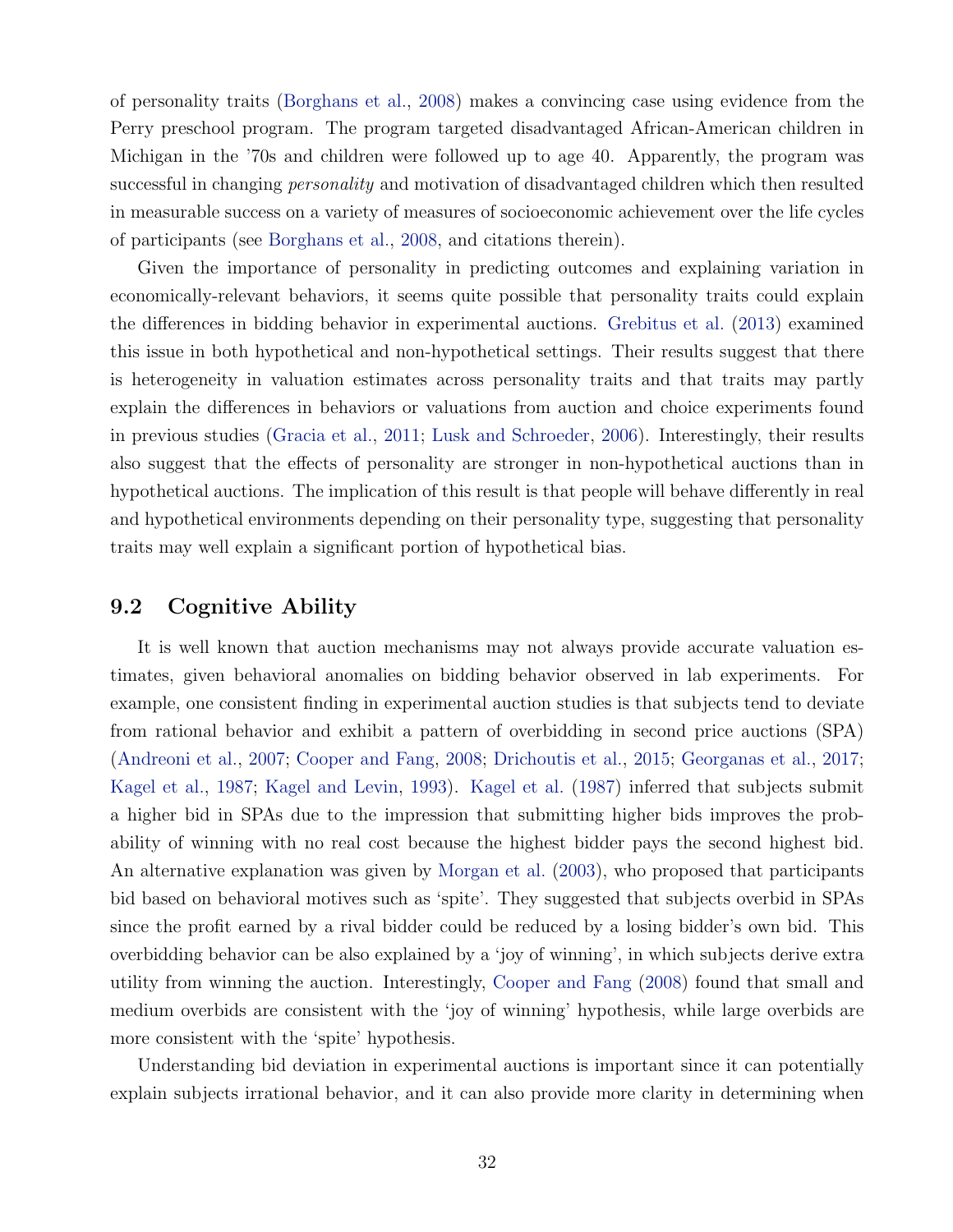of personality traits (Borghans et al., 2008) makes a convincing case using evidence from the Perry preschool program. The program targeted disadvantaged African-American children in Michigan in the '70s and children were followed up to age 40. Apparently, the program was successful in changing *personality* and motivation of disadvantaged children which then resulted in measurable success on a variety of measures of socioeconomic achievement over the life cycles of participants (see Borghans et al., 2008, and citations therein).

Given the importance of personality in predicting outcomes and explaining variation in economically-relevant behaviors, it seems quite possible that personality traits could explain the differences in bidding behavior in experimental auctions. Grebitus et al. (2013) examined this issue in both hypothetical and non-hypothetical settings. Their results suggest that there is heterogeneity in valuation estimates across personality traits and that traits may partly explain the differences in behaviors or valuations from auction and choice experiments found in previous studies (Gracia et al., 2011; Lusk and Schroeder, 2006). Interestingly, their results also suggest that the effects of personality are stronger in non-hypothetical auctions than in hypothetical auctions. The implication of this result is that people will behave differently in real and hypothetical environments depending on their personality type, suggesting that personality traits may well explain a significant portion of hypothetical bias.

## 9.2 Cognitive Ability

It is well known that auction mechanisms may not always provide accurate valuation estimates, given behavioral anomalies on bidding behavior observed in lab experiments. For example, one consistent finding in experimental auction studies is that subjects tend to deviate from rational behavior and exhibit a pattern of overbidding in second price auctions (SPA) (Andreoni et al., 2007; Cooper and Fang, 2008; Drichoutis et al., 2015; Georganas et al., 2017; Kagel et al., 1987; Kagel and Levin, 1993). Kagel et al. (1987) inferred that subjects submit a higher bid in SPAs due to the impression that submitting higher bids improves the probability of winning with no real cost because the highest bidder pays the second highest bid. An alternative explanation was given by Morgan et al. (2003), who proposed that participants bid based on behavioral motives such as 'spite'. They suggested that subjects overbid in SPAs since the profit earned by a rival bidder could be reduced by a losing bidder's own bid. This overbidding behavior can be also explained by a 'joy of winning', in which subjects derive extra utility from winning the auction. Interestingly, Cooper and Fang (2008) found that small and medium overbids are consistent with the 'joy of winning' hypothesis, while large overbids are more consistent with the 'spite' hypothesis.

Understanding bid deviation in experimental auctions is important since it can potentially explain subjects irrational behavior, and it can also provide more clarity in determining when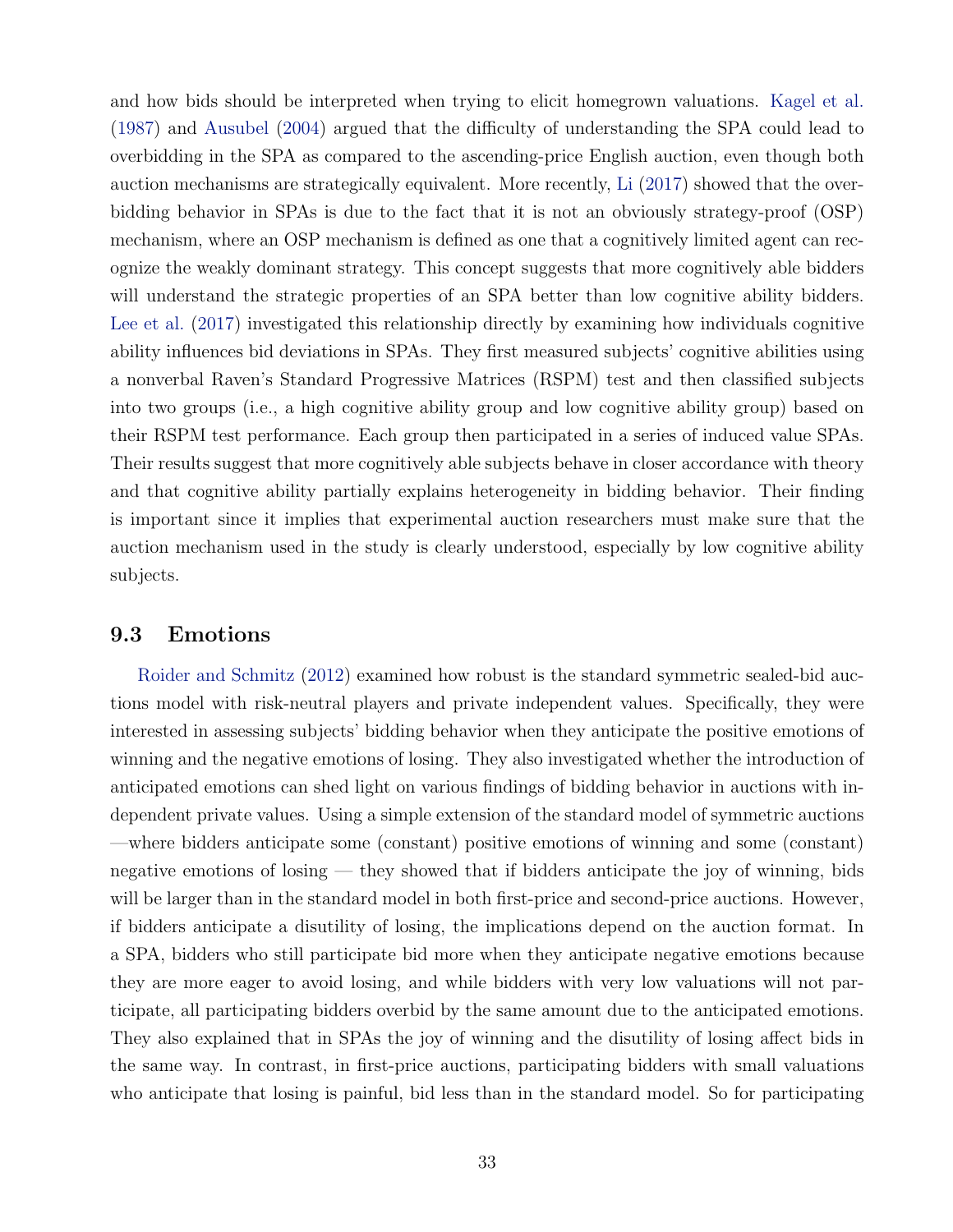and how bids should be interpreted when trying to elicit homegrown valuations. Kagel et al. (1987) and Ausubel (2004) argued that the difficulty of understanding the SPA could lead to overbidding in the SPA as compared to the ascending-price English auction, even though both auction mechanisms are strategically equivalent. More recently, Li (2017) showed that the overbidding behavior in SPAs is due to the fact that it is not an obviously strategy-proof (OSP) mechanism, where an OSP mechanism is defined as one that a cognitively limited agent can recognize the weakly dominant strategy. This concept suggests that more cognitively able bidders will understand the strategic properties of an SPA better than low cognitive ability bidders. Lee et al. (2017) investigated this relationship directly by examining how individuals cognitive ability influences bid deviations in SPAs. They first measured subjects' cognitive abilities using a nonverbal Raven's Standard Progressive Matrices (RSPM) test and then classified subjects into two groups (i.e., a high cognitive ability group and low cognitive ability group) based on their RSPM test performance. Each group then participated in a series of induced value SPAs. Their results suggest that more cognitively able subjects behave in closer accordance with theory and that cognitive ability partially explains heterogeneity in bidding behavior. Their finding is important since it implies that experimental auction researchers must make sure that the auction mechanism used in the study is clearly understood, especially by low cognitive ability subjects.

### 9.3 Emotions

Roider and Schmitz (2012) examined how robust is the standard symmetric sealed-bid auctions model with risk-neutral players and private independent values. Specifically, they were interested in assessing subjects' bidding behavior when they anticipate the positive emotions of winning and the negative emotions of losing. They also investigated whether the introduction of anticipated emotions can shed light on various findings of bidding behavior in auctions with independent private values. Using a simple extension of the standard model of symmetric auctions —where bidders anticipate some (constant) positive emotions of winning and some (constant) negative emotions of losing — they showed that if bidders anticipate the joy of winning, bids will be larger than in the standard model in both first-price and second-price auctions. However, if bidders anticipate a disutility of losing, the implications depend on the auction format. In a SPA, bidders who still participate bid more when they anticipate negative emotions because they are more eager to avoid losing, and while bidders with very low valuations will not participate, all participating bidders overbid by the same amount due to the anticipated emotions. They also explained that in SPAs the joy of winning and the disutility of losing affect bids in the same way. In contrast, in first-price auctions, participating bidders with small valuations who anticipate that losing is painful, bid less than in the standard model. So for participating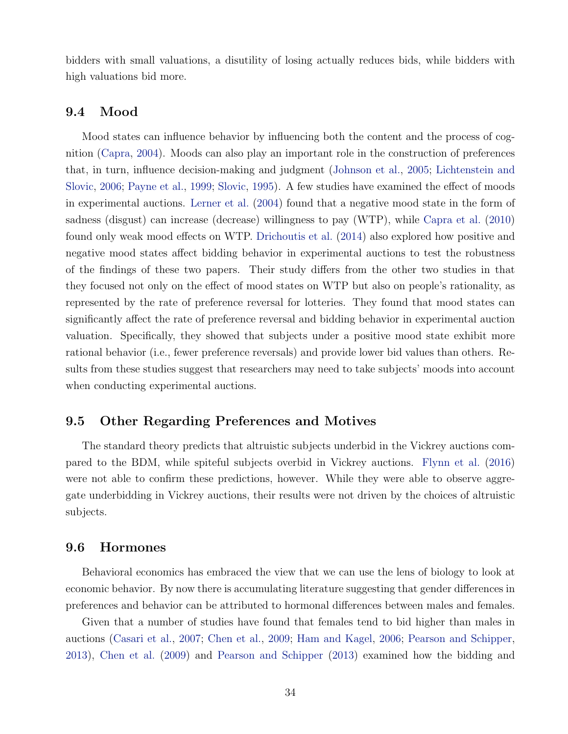bidders with small valuations, a disutility of losing actually reduces bids, while bidders with high valuations bid more.

## 9.4 Mood

Mood states can influence behavior by influencing both the content and the process of cognition (Capra, 2004). Moods can also play an important role in the construction of preferences that, in turn, influence decision-making and judgment (Johnson et al., 2005; Lichtenstein and Slovic, 2006; Payne et al., 1999; Slovic, 1995). A few studies have examined the effect of moods in experimental auctions. Lerner et al. (2004) found that a negative mood state in the form of sadness (disgust) can increase (decrease) willingness to pay (WTP), while Capra et al. (2010) found only weak mood effects on WTP. Drichoutis et al. (2014) also explored how positive and negative mood states affect bidding behavior in experimental auctions to test the robustness of the findings of these two papers. Their study differs from the other two studies in that they focused not only on the effect of mood states on WTP but also on people's rationality, as represented by the rate of preference reversal for lotteries. They found that mood states can significantly affect the rate of preference reversal and bidding behavior in experimental auction valuation. Specifically, they showed that subjects under a positive mood state exhibit more rational behavior (i.e., fewer preference reversals) and provide lower bid values than others. Results from these studies suggest that researchers may need to take subjects' moods into account when conducting experimental auctions.

## 9.5 Other Regarding Preferences and Motives

The standard theory predicts that altruistic subjects underbid in the Vickrey auctions compared to the BDM, while spiteful subjects overbid in Vickrey auctions. Flynn et al. (2016) were not able to confirm these predictions, however. While they were able to observe aggregate underbidding in Vickrey auctions, their results were not driven by the choices of altruistic subjects.

## 9.6 Hormones

Behavioral economics has embraced the view that we can use the lens of biology to look at economic behavior. By now there is accumulating literature suggesting that gender differences in preferences and behavior can be attributed to hormonal differences between males and females.

Given that a number of studies have found that females tend to bid higher than males in auctions (Casari et al., 2007; Chen et al., 2009; Ham and Kagel, 2006; Pearson and Schipper, 2013), Chen et al. (2009) and Pearson and Schipper (2013) examined how the bidding and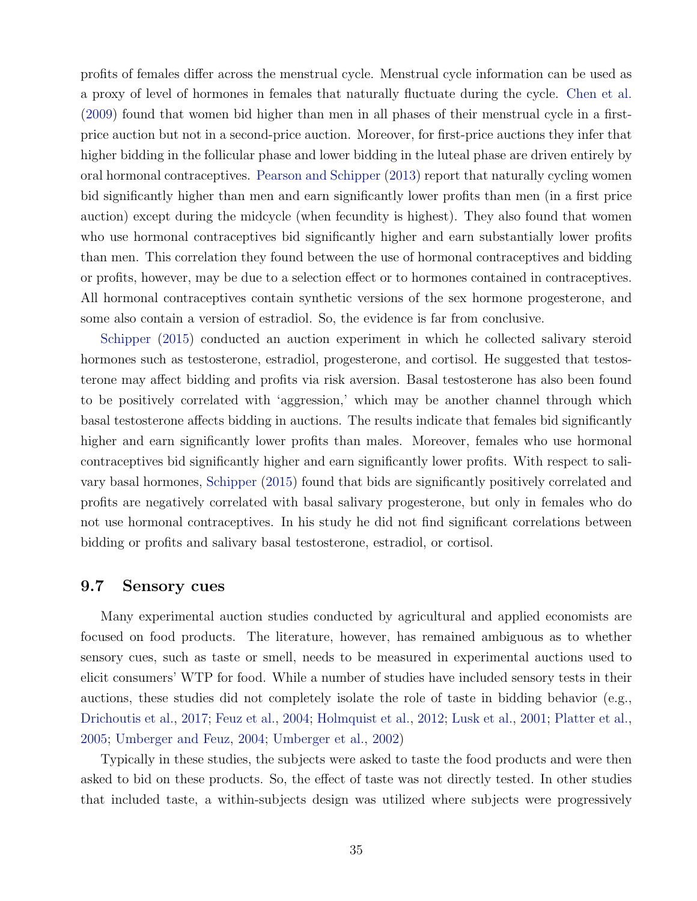profits of females differ across the menstrual cycle. Menstrual cycle information can be used as a proxy of level of hormones in females that naturally fluctuate during the cycle. Chen et al. (2009) found that women bid higher than men in all phases of their menstrual cycle in a first-price auction but not in a second-price auction. Moreover, for first-price auctions they infer that higher bidding in the follicular phase and lower bidding in the luteal phase are driven entirely by oral hormonal contraceptives. Pearson and Schipper (2013) report that naturally cycling women bid significantly higher than men and earn significantly lower profits than men (in a first price auction) except during the midcycle (when fecundity is highest). They also found that women who use hormonal contraceptives bid significantly higher and earn substantially lower profits than men. This correlation they found between the use of hormonal contraceptives and bidding or profits, however, may be due to a selection effect or to hormones contained in contraceptives. All hormonal contraceptives contain synthetic versions of the sex hormone progesterone, and some also contain a version of estradiol. So, the evidence is far from conclusive.

Schipper (2015) conducted an auction experiment in which he collected salivary steroid hormones such as testosterone, estradiol, progesterone, and cortisol. He suggested that testosterone may affect bidding and profits via risk aversion. Basal testosterone has also been found to be positively correlated with 'aggression,' which may be another channel through which basal testosterone affects bidding in auctions. The results indicate that females bid significantly higher and earn significantly lower profits than males. Moreover, females who use hormonal contraceptives bid significantly higher and earn significantly lower profits. With respect to salivary basal hormones, Schipper (2015) found that bids are significantly positively correlated and profits are negatively correlated with basal salivary progesterone, but only in females who do not use hormonal contraceptives. In his study he did not find significant correlations between bidding or profits and salivary basal testosterone, estradiol, or cortisol.

## 9.7 Sensory cues

Many experimental auction studies conducted by agricultural and applied economists are focused on food products. The literature, however, has remained ambiguous as to whether sensory cues, such as taste or smell, needs to be measured in experimental auctions used to elicit consumers' WTP for food. While a number of studies have included sensory tests in their auctions, these studies did not completely isolate the role of taste in bidding behavior (e.g., Drichoutis et al., 2017; Feuz et al., 2004; Holmquist et al., 2012; Lusk et al., 2001; Platter et al., 2005; Umberger and Feuz, 2004; Umberger et al., 2002)

Typically in these studies, the subjects were asked to taste the food products and were then asked to bid on these products. So, the effect of taste was not directly tested. In other studies that included taste, a within-subjects design was utilized where subjects were progressively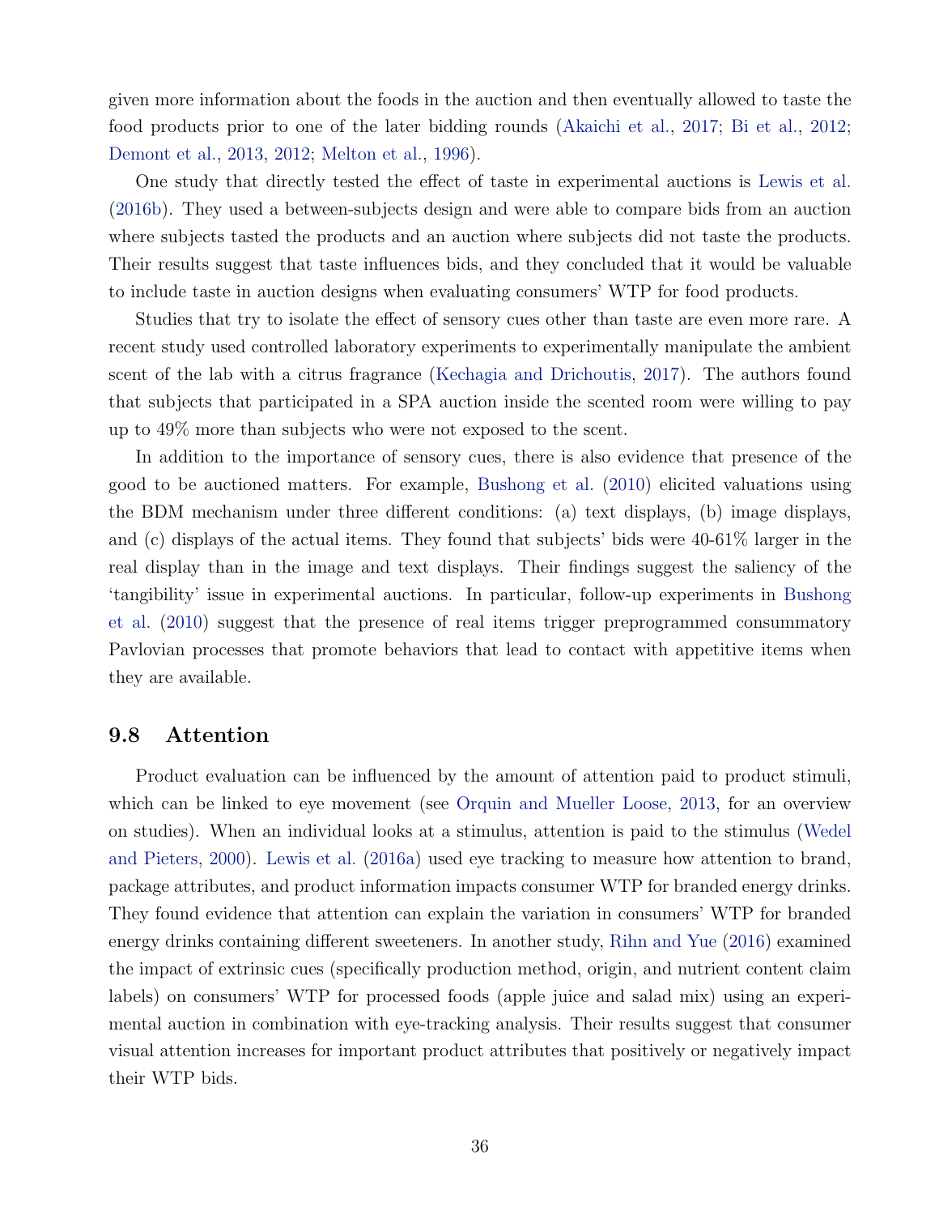given more information about the foods in the auction and then eventually allowed to taste the food products prior to one of the later bidding rounds (Akaichi et al., 2017; Bi et al., 2012; Demont et al., 2013, 2012; Melton et al., 1996).

One study that directly tested the effect of taste in experimental auctions is Lewis et al. (2016b). They used a between-subjects design and were able to compare bids from an auction where subjects tasted the products and an auction where subjects did not taste the products. Their results suggest that taste influences bids, and they concluded that it would be valuable to include taste in auction designs when evaluating consumers' WTP for food products.

Studies that try to isolate the effect of sensory cues other than taste are even more rare. A recent study used controlled laboratory experiments to experimentally manipulate the ambient scent of the lab with a citrus fragrance (Kechagia and Drichoutis, 2017). The authors found that subjects that participated in a SPA auction inside the scented room were willing to pay up to 49% more than subjects who were not exposed to the scent.

In addition to the importance of sensory cues, there is also evidence that presence of the good to be auctioned matters. For example, Bushong et al. (2010) elicited valuations using the BDM mechanism under three different conditions: (a) text displays, (b) image displays, and (c) displays of the actual items. They found that subjects' bids were 40-61% larger in the real display than in the image and text displays. Their findings suggest the saliency of the 'tangibility' issue in experimental auctions. In particular, follow-up experiments in Bushong et al. (2010) suggest that the presence of real items trigger preprogrammed consummatory Pavlovian processes that promote behaviors that lead to contact with appetitive items when they are available.

## 9.8 Attention

Product evaluation can be influenced by the amount of attention paid to product stimuli, which can be linked to eye movement (see Orquin and Mueller Loose, 2013, for an overview on studies). When an individual looks at a stimulus, attention is paid to the stimulus (Wedel and Pieters, 2000). Lewis et al. (2016a) used eye tracking to measure how attention to brand, package attributes, and product information impacts consumer WTP for branded energy drinks. They found evidence that attention can explain the variation in consumers' WTP for branded energy drinks containing different sweeteners. In another study, Rihn and Yue (2016) examined the impact of extrinsic cues (specifically production method, origin, and nutrient content claim labels) on consumers' WTP for processed foods (apple juice and salad mix) using an experimental auction in combination with eye-tracking analysis. Their results suggest that consumer visual attention increases for important product attributes that positively or negatively impact their WTP bids.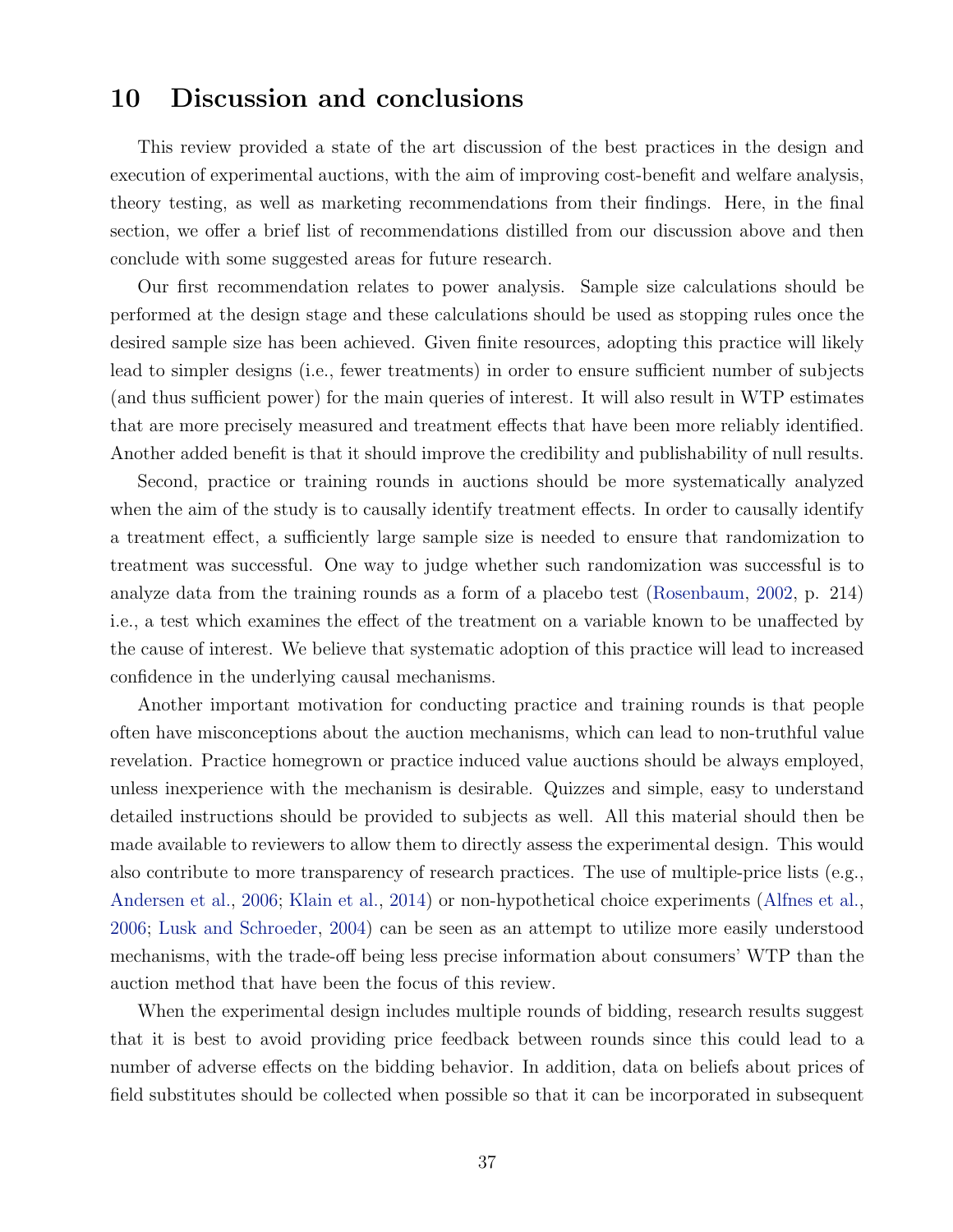## 10 Discussion and conclusions

This review provided a state of the art discussion of the best practices in the design and execution of experimental auctions, with the aim of improving cost-benefit and welfare analysis, theory testing, as well as marketing recommendations from their findings. Here, in the final section, we offer a brief list of recommendations distilled from our discussion above and then conclude with some suggested areas for future research.

Our first recommendation relates to power analysis. Sample size calculations should be performed at the design stage and these calculations should be used as stopping rules once the desired sample size has been achieved. Given finite resources, adopting this practice will likely lead to simpler designs (i.e., fewer treatments) in order to ensure sufficient number of subjects (and thus sufficient power) for the main queries of interest. It will also result in WTP estimates that are more precisely measured and treatment effects that have been more reliably identified. Another added benefit is that it should improve the credibility and publishability of null results.

Second, practice or training rounds in auctions should be more systematically analyzed when the aim of the study is to causally identify treatment effects. In order to causally identify a treatment effect, a sufficiently large sample size is needed to ensure that randomization to treatment was successful. One way to judge whether such randomization was successful is to analyze data from the training rounds as a form of a placebo test (Rosenbaum, 2002, p. 214) i.e., a test which examines the effect of the treatment on a variable known to be unaffected by the cause of interest. We believe that systematic adoption of this practice will lead to increased confidence in the underlying causal mechanisms.

Another important motivation for conducting practice and training rounds is that people often have misconceptions about the auction mechanisms, which can lead to non-truthful value revelation. Practice homegrown or practice induced value auctions should be always employed, unless inexperience with the mechanism is desirable. Quizzes and simple, easy to understand detailed instructions should be provided to subjects as well. All this material should then be made available to reviewers to allow them to directly assess the experimental design. This would also contribute to more transparency of research practices. The use of multiple-price lists (e.g., Andersen et al., 2006; Klain et al., 2014) or non-hypothetical choice experiments (Alfnes et al., 2006; Lusk and Schroeder, 2004) can be seen as an attempt to utilize more easily understood mechanisms, with the trade-off being less precise information about consumers' WTP than the auction method that have been the focus of this review.

When the experimental design includes multiple rounds of bidding, research results suggest that it is best to avoid providing price feedback between rounds since this could lead to a number of adverse effects on the bidding behavior. In addition, data on beliefs about prices of field substitutes should be collected when possible so that it can be incorporated in subsequent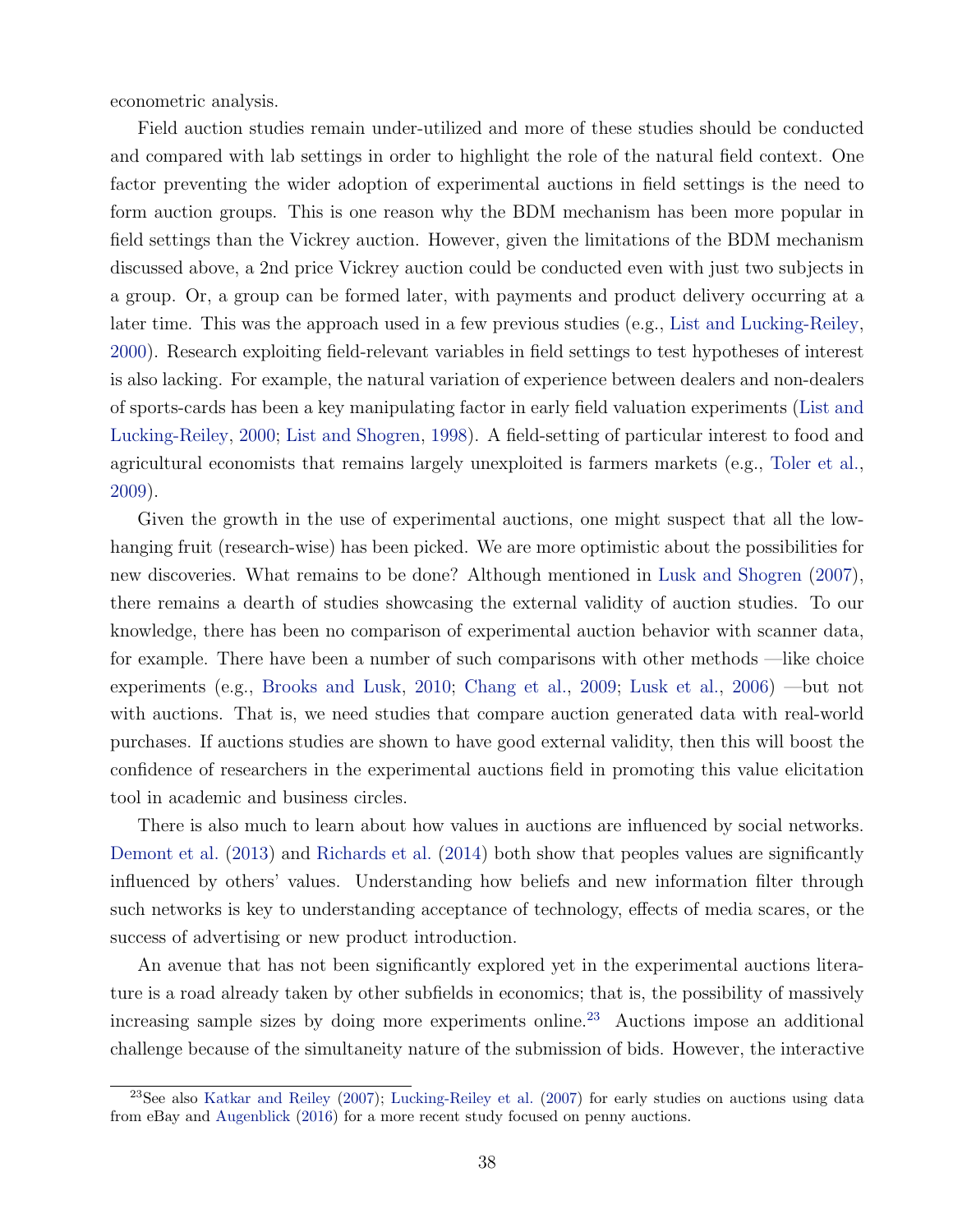econometric analysis.

Field auction studies remain under-utilized and more of these studies should be conducted and compared with lab settings in order to highlight the role of the natural field context. One factor preventing the wider adoption of experimental auctions in field settings is the need to form auction groups. This is one reason why the BDM mechanism has been more popular in field settings than the Vickrey auction. However, given the limitations of the BDM mechanism discussed above, a 2nd price Vickrey auction could be conducted even with just two subjects in a group. Or, a group can be formed later, with payments and product delivery occurring at a later time. This was the approach used in a few previous studies (e.g., List and Lucking-Reiley, 2000). Research exploiting field-relevant variables in field settings to test hypotheses of interest is also lacking. For example, the natural variation of experience between dealers and non-dealers of sports-cards has been a key manipulating factor in early field valuation experiments (List and Lucking-Reiley, 2000; List and Shogren, 1998). A field-setting of particular interest to food and agricultural economists that remains largely unexploited is farmers markets (e.g., Toler et al., 2009).

Given the growth in the use of experimental auctions, one might suspect that all the low-hanging fruit (research-wise) has been picked. We are more optimistic about the possibilities for new discoveries. What remains to be done? Although mentioned in Lusk and Shogren (2007), there remains a dearth of studies showcasing the external validity of auction studies. To our knowledge, there has been no comparison of experimental auction behavior with scanner data, for example. There have been a number of such comparisons with other methods —like choice experiments (e.g., Brooks and Lusk, 2010; Chang et al., 2009; Lusk et al., 2006) —but not with auctions. That is, we need studies that compare auction generated data with real-world purchases. If auctions studies are shown to have good external validity, then this will boost the confidence of researchers in the experimental auctions field in promoting this value elicitation tool in academic and business circles.

There is also much to learn about how values in auctions are influenced by social networks. Demont et al. (2013) and Richards et al. (2014) both show that peoples values are significantly influenced by others' values. Understanding how beliefs and new information filter through such networks is key to understanding acceptance of technology, effects of media scares, or the success of advertising or new product introduction.

An avenue that has not been significantly explored yet in the experimental auctions literature is a road already taken by other subfields in economics; that is, the possibility of massively increasing sample sizes by doing more experiments online.[23] Auctions impose an additional challenge because of the simultaneity nature of the submission of bids. However, the interactive

[23] See also Katkar and Reiley (2007); Lucking-Reiley et al. (2007) for early studies on auctions using data from eBay and Augenblick (2016) for a more recent study focused on penny auctions.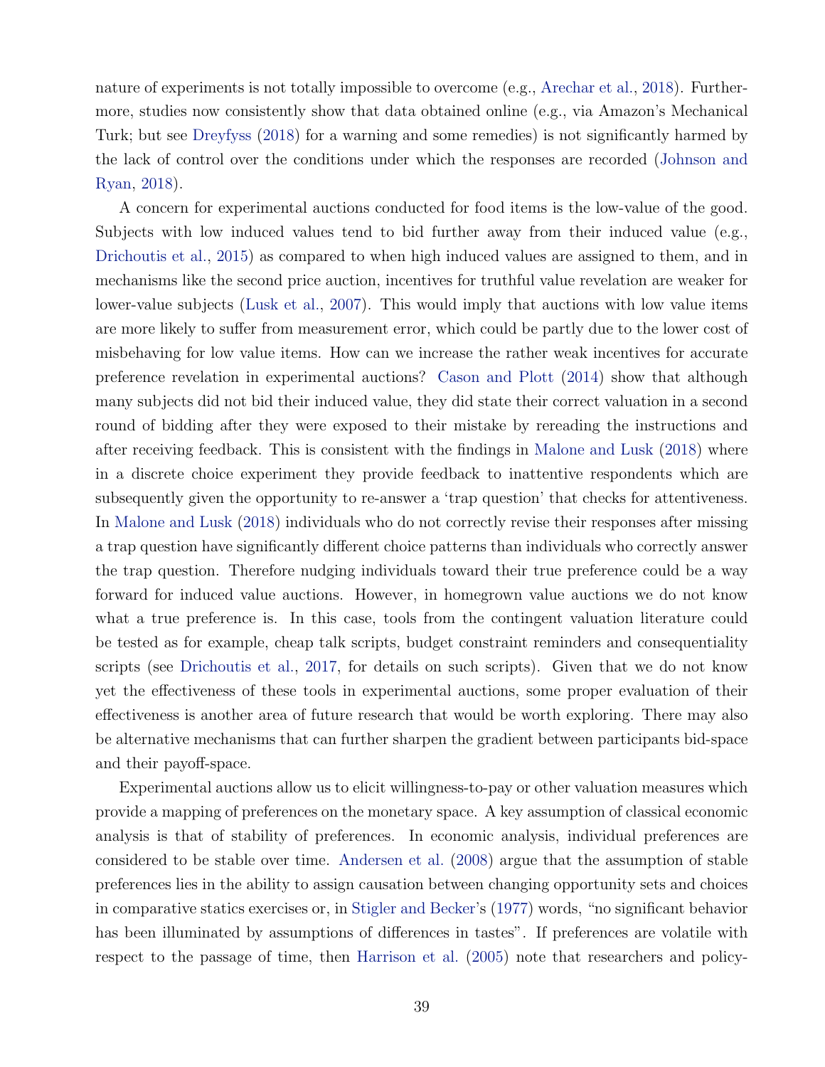nature of experiments is not totally impossible to overcome (e.g., Arechar et al., 2018). Furthermore, studies now consistently show that data obtained online (e.g., via Amazon's Mechanical Turk; but see Dreyfyss (2018) for a warning and some remedies) is not significantly harmed by the lack of control over the conditions under which the responses are recorded (Johnson and Ryan, 2018).

A concern for experimental auctions conducted for food items is the low-value of the good. Subjects with low induced values tend to bid further away from their induced value (e.g., Drichoutis et al., 2015) as compared to when high induced values are assigned to them, and in mechanisms like the second price auction, incentives for truthful value revelation are weaker for lower-value subjects (Lusk et al., 2007). This would imply that auctions with low value items are more likely to suffer from measurement error, which could be partly due to the lower cost of misbehaving for low value items. How can we increase the rather weak incentives for accurate preference revelation in experimental auctions? Cason and Plott (2014) show that although many subjects did not bid their induced value, they did state their correct valuation in a second round of bidding after they were exposed to their mistake by rereading the instructions and after receiving feedback. This is consistent with the findings in Malone and Lusk (2018) where in a discrete choice experiment they provide feedback to inattentive respondents which are subsequently given the opportunity to re-answer a 'trap question' that checks for attentiveness. In Malone and Lusk (2018) individuals who do not correctly revise their responses after missing a trap question have significantly different choice patterns than individuals who correctly answer the trap question. Therefore nudging individuals toward their true preference could be a way forward for induced value auctions. However, in homegrown value auctions we do not know what a true preference is. In this case, tools from the contingent valuation literature could be tested as for example, cheap talk scripts, budget constraint reminders and consequentiality scripts (see Drichoutis et al., 2017, for details on such scripts). Given that we do not know yet the effectiveness of these tools in experimental auctions, some proper evaluation of their effectiveness is another area of future research that would be worth exploring. There may also be alternative mechanisms that can further sharpen the gradient between participants bid-space and their payoff-space.

Experimental auctions allow us to elicit willingness-to-pay or other valuation measures which provide a mapping of preferences on the monetary space. A key assumption of classical economic analysis is that of stability of preferences. In economic analysis, individual preferences are considered to be stable over time. Andersen et al. (2008) argue that the assumption of stable preferences lies in the ability to assign causation between changing opportunity sets and choices in comparative statics exercises or, in Stigler and Becker's (1977) words, "no significant behavior has been illuminated by assumptions of differences in tastes". If preferences are volatile with respect to the passage of time, then Harrison et al. (2005) note that researchers and policy-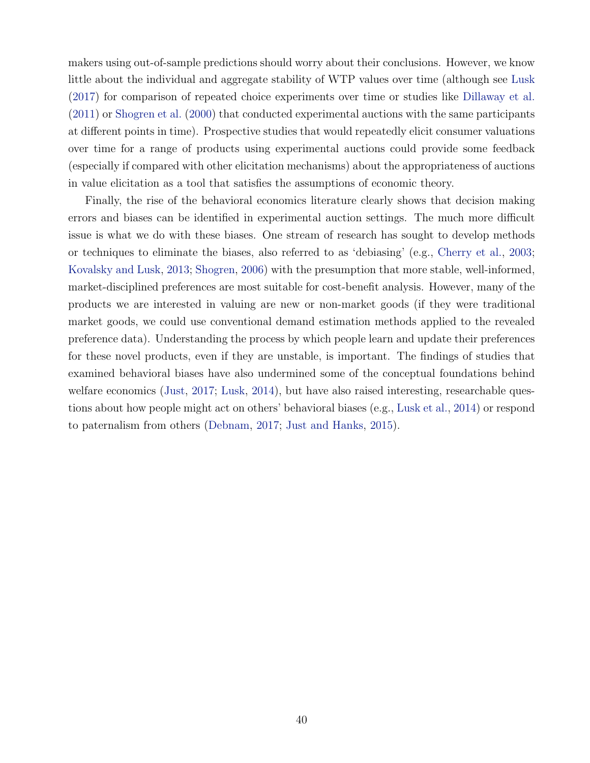makers using out-of-sample predictions should worry about their conclusions. However, we know little about the individual and aggregate stability of WTP values over time (although see Lusk (2017) for comparison of repeated choice experiments over time or studies like Dillaway et al. (2011) or Shogren et al. (2000) that conducted experimental auctions with the same participants at different points in time). Prospective studies that would repeatedly elicit consumer valuations over time for a range of products using experimental auctions could provide some feedback (especially if compared with other elicitation mechanisms) about the appropriateness of auctions in value elicitation as a tool that satisfies the assumptions of economic theory.

Finally, the rise of the behavioral economics literature clearly shows that decision making errors and biases can be identified in experimental auction settings. The much more difficult issue is what we do with these biases. One stream of research has sought to develop methods or techniques to eliminate the biases, also referred to as 'debiasing' (e.g., Cherry et al., 2003; Kovalsky and Lusk, 2013; Shogren, 2006) with the presumption that more stable, well-informed, market-disciplined preferences are most suitable for cost-benefit analysis. However, many of the products we are interested in valuing are new or non-market goods (if they were traditional market goods, we could use conventional demand estimation methods applied to the revealed preference data). Understanding the process by which people learn and update their preferences for these novel products, even if they are unstable, is important. The findings of studies that examined behavioral biases have also undermined some of the conceptual foundations behind welfare economics (Just, 2017; Lusk, 2014), but have also raised interesting, researchable questions about how people might act on others' behavioral biases (e.g., Lusk et al., 2014) or respond to paternalism from others (Debnam, 2017; Just and Hanks, 2015).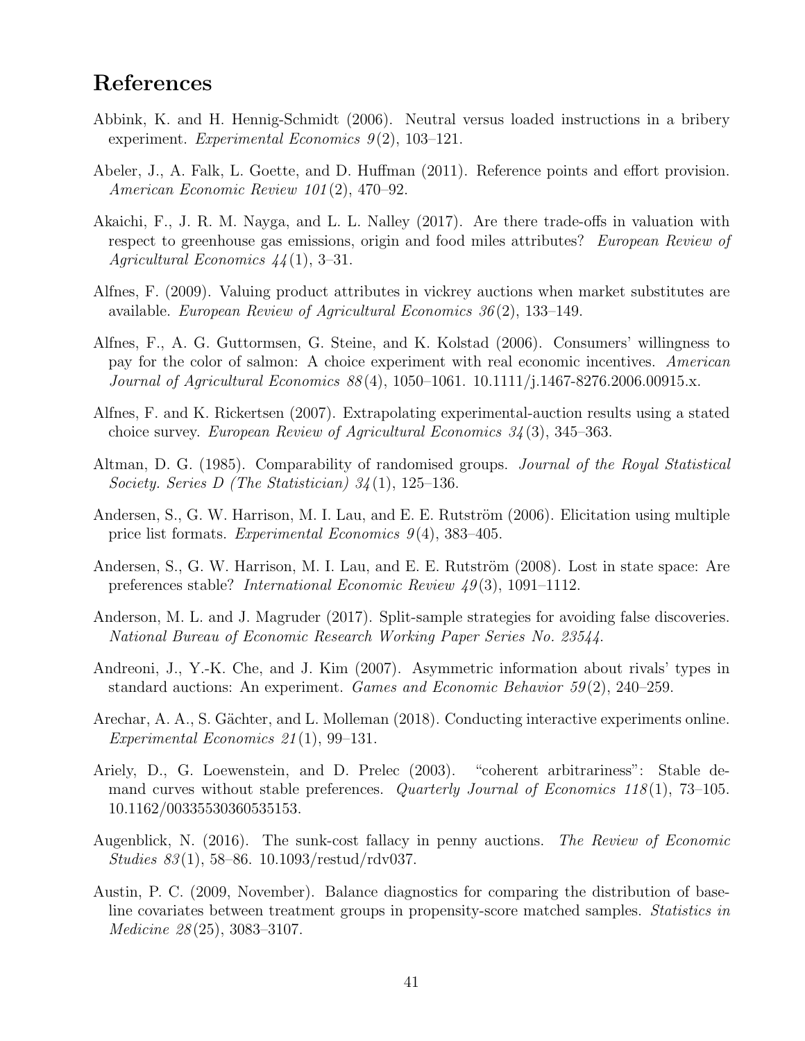# References

Abbink, K. and H. Hennig-Schmidt (2006). Neutral versus loaded instructions in a bribery experiment. *Experimental Economics 9*(2), 103–121.

Abeler, J., A. Falk, L. Goette, and D. Huffman (2011). Reference points and effort provision. *American Economic Review 101*(2), 470–92.

Akaichi, F., J. R. M. Nayga, and L. L. Nalley (2017). Are there trade-offs in valuation with respect to greenhouse gas emissions, origin and food miles attributes? *European Review of Agricultural Economics 44*(1), 3–31.

Alfnes, F. (2009). Valuing product attributes in vickrey auctions when market substitutes are available. *European Review of Agricultural Economics 36*(2), 133–149.

Alfnes, F., A. G. Guttormsen, G. Steine, and K. Kolstad (2006). Consumers' willingness to pay for the color of salmon: A choice experiment with real economic incentives. *American Journal of Agricultural Economics 88*(4), 1050–1061. 10.1111/j.1467-8276.2006.00915.x.

Alfnes, F. and K. Rickertsen (2007). Extrapolating experimental-auction results using a stated choice survey. *European Review of Agricultural Economics 34*(3), 345–363.

Altman, D. G. (1985). Comparability of randomised groups. *Journal of the Royal Statistical Society. Series D (The Statistician) 34*(1), 125–136.

Andersen, S., G. W. Harrison, M. I. Lau, and E. E. Rutström (2006). Elicitation using multiple price list formats. *Experimental Economics 9*(4), 383–405.

Andersen, S., G. W. Harrison, M. I. Lau, and E. E. Rutström (2008). Lost in state space: Are preferences stable? *International Economic Review 49*(3), 1091–1112.

Anderson, M. L. and J. Magruder (2017). Split-sample strategies for avoiding false discoveries. *National Bureau of Economic Research Working Paper Series No. 23544*.

Andreoni, J., Y.-K. Che, and J. Kim (2007). Asymmetric information about rivals' types in standard auctions: An experiment. *Games and Economic Behavior 59*(2), 240–259.

Arechar, A. A., S. Gächter, and L. Molleman (2018). Conducting interactive experiments online. *Experimental Economics 21*(1), 99–131.

Ariely, D., G. Loewenstein, and D. Prelec (2003). "coherent arbitrariness": Stable demand curves without stable preferences. *Quarterly Journal of Economics 118*(1), 73–105. 10.1162/00335530360535153.

Augenblick, N. (2016). The sunk-cost fallacy in penny auctions. *The Review of Economic Studies 83*(1), 58–86. 10.1093/restud/rdv037.

Austin, P. C. (2009, November). Balance diagnostics for comparing the distribution of baseline covariates between treatment groups in propensity-score matched samples. *Statistics in Medicine 28*(25), 3083–3107.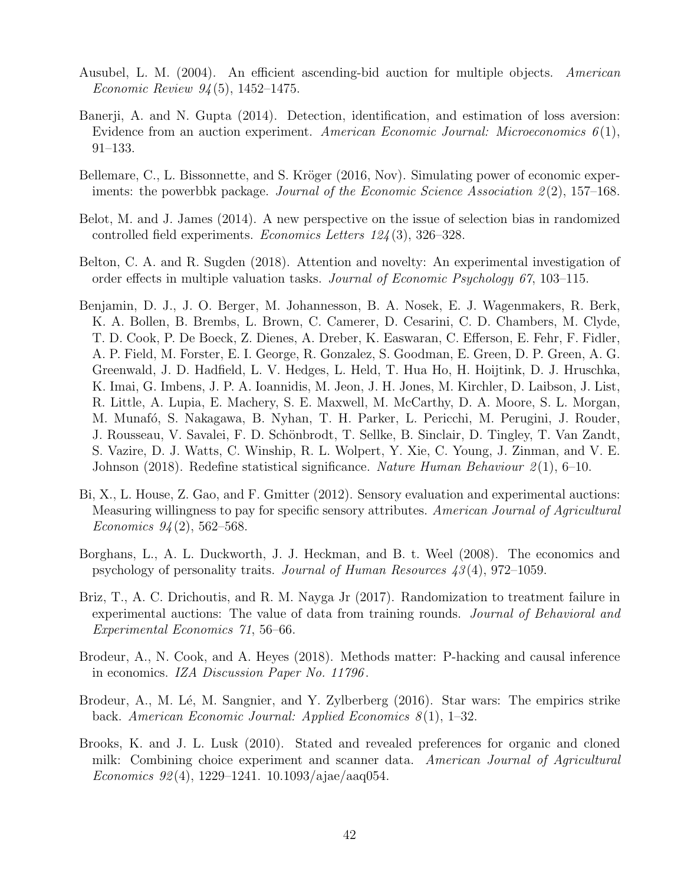Ausubel, L. M. (2004). An efficient ascending-bid auction for multiple objects. *American Economic Review 94*(5), 1452–1475.

Banerji, A. and N. Gupta (2014). Detection, identification, and estimation of loss aversion: Evidence from an auction experiment. *American Economic Journal: Microeconomics 6*(1), 91–133.

Bellemare, C., L. Bissonnette, and S. Kröger (2016, Nov). Simulating power of economic experiments: the powerbbk package. *Journal of the Economic Science Association 2*(2), 157–168.

Belot, M. and J. James (2014). A new perspective on the issue of selection bias in randomized controlled field experiments. *Economics Letters 124*(3), 326–328.

Belton, C. A. and R. Sugden (2018). Attention and novelty: An experimental investigation of order effects in multiple valuation tasks. *Journal of Economic Psychology 67*, 103–115.

Benjamin, D. J., J. O. Berger, M. Johannesson, B. A. Nosek, E. J. Wagenmakers, R. Berk, K. A. Bollen, B. Brembs, L. Brown, C. Camerer, D. Cesarini, C. D. Chambers, M. Clyde, T. D. Cook, P. De Boeck, Z. Dienes, A. Dreber, K. Easwaran, C. Efferson, E. Fehr, F. Fidler, A. P. Field, M. Forster, E. I. George, R. Gonzalez, S. Goodman, E. Green, D. P. Green, A. G. Greenwald, J. D. Hadfield, L. V. Hedges, L. Held, T. Hua Ho, H. Hoijtink, D. J. Hruschka, K. Imai, G. Imbens, J. P. A. Ioannidis, M. Jeon, J. H. Jones, M. Kirchler, D. Laibson, J. List, R. Little, A. Lupia, E. Machery, S. E. Maxwell, M. McCarthy, D. A. Moore, S. L. Morgan, M. Munafó, S. Nakagawa, B. Nyhan, T. H. Parker, L. Pericchi, M. Perugini, J. Rouder, J. Rousseau, V. Savalei, F. D. Schönbrodt, T. Sellke, B. Sinclair, D. Tingley, T. Van Zandt, S. Vazire, D. J. Watts, C. Winship, R. L. Wolpert, Y. Xie, C. Young, J. Zinman, and V. E. Johnson (2018). Redefine statistical significance. *Nature Human Behaviour 2*(1), 6–10.

Bi, X., L. House, Z. Gao, and F. Gmitter (2012). Sensory evaluation and experimental auctions: Measuring willingness to pay for specific sensory attributes. *American Journal of Agricultural Economics 94*(2), 562–568.

Borghans, L., A. L. Duckworth, J. J. Heckman, and B. t. Weel (2008). The economics and psychology of personality traits. *Journal of Human Resources 43*(4), 972–1059.

Briz, T., A. C. Drichoutis, and R. M. Nayga Jr (2017). Randomization to treatment failure in experimental auctions: The value of data from training rounds. *Journal of Behavioral and Experimental Economics 71*, 56–66.

Brodeur, A., N. Cook, and A. Heyes (2018). Methods matter: P-hacking and causal inference in economics. *IZA Discussion Paper No. 11796*.

Brodeur, A., M. Lé, M. Sangnier, and Y. Zylberberg (2016). Star wars: The empirics strike back. *American Economic Journal: Applied Economics 8*(1), 1–32.

Brooks, K. and J. L. Lusk (2010). Stated and revealed preferences for organic and cloned milk: Combining choice experiment and scanner data. *American Journal of Agricultural Economics 92*(4), 1229–1241. 10.1093/ajae/aaq054.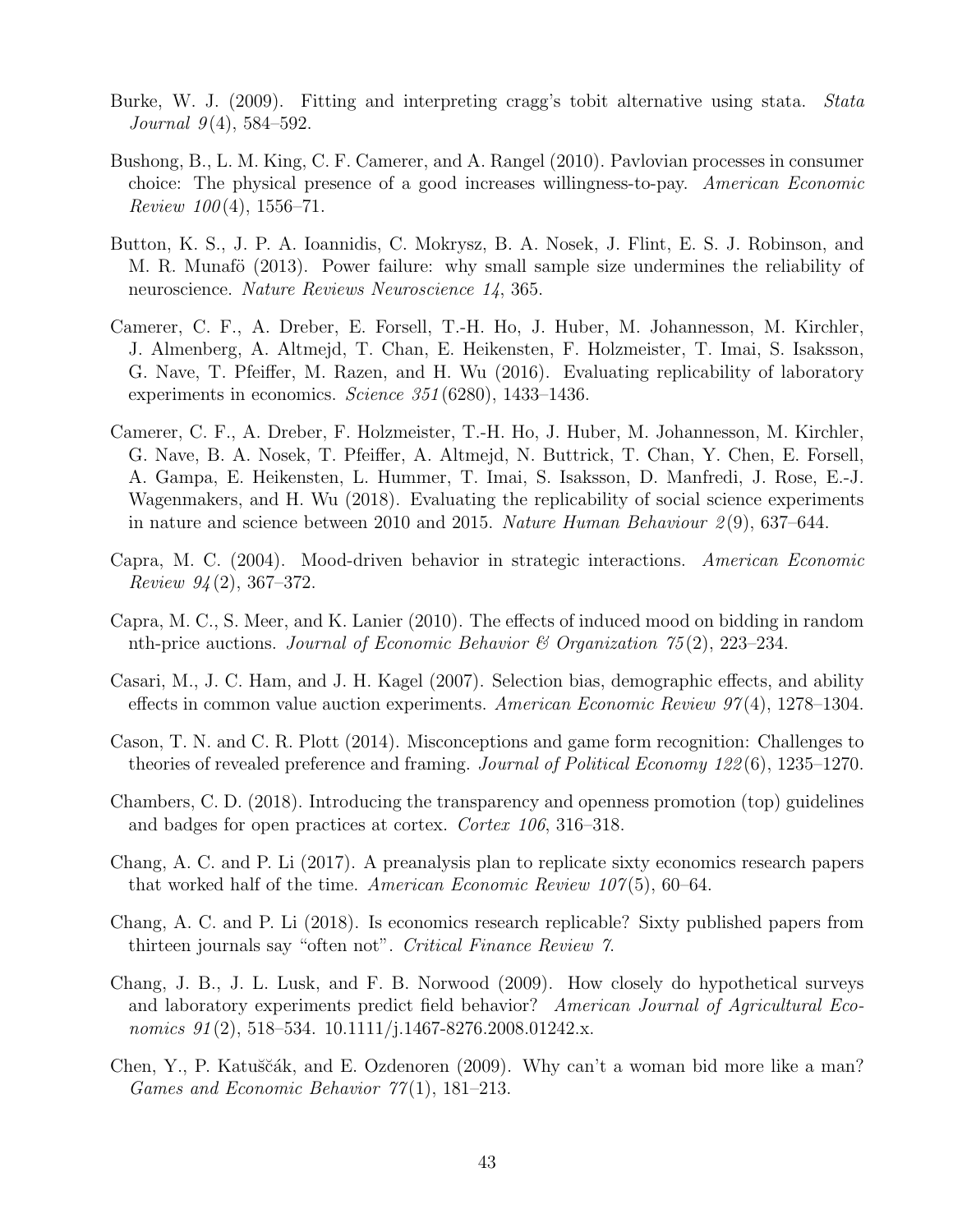Burke, W. J. (2009). Fitting and interpreting cragg's tobit alternative using stata. *Stata Journal 9*(4), 584–592.

Bushong, B., L. M. King, C. F. Camerer, and A. Rangel (2010). Pavlovian processes in consumer choice: The physical presence of a good increases willingness-to-pay. *American Economic Review 100*(4), 1556–71.

Button, K. S., J. P. A. Ioannidis, C. Mokrysz, B. A. Nosek, J. Flint, E. S. J. Robinson, and M. R. Munafö (2013). Power failure: why small sample size undermines the reliability of neuroscience. *Nature Reviews Neuroscience 14*, 365.

Camerer, C. F., A. Dreber, E. Forsell, T.-H. Ho, J. Huber, M. Johannesson, M. Kirchler, J. Almenberg, A. Altmejd, T. Chan, E. Heikensten, F. Holzmeister, T. Imai, S. Isaksson, G. Nave, T. Pfeiffer, M. Razen, and H. Wu (2016). Evaluating replicability of laboratory experiments in economics. *Science 351*(6280), 1433–1436.

Camerer, C. F., A. Dreber, F. Holzmeister, T.-H. Ho, J. Huber, M. Johannesson, M. Kirchler, G. Nave, B. A. Nosek, T. Pfeiffer, A. Altmejd, N. Buttrick, T. Chan, Y. Chen, E. Forsell, A. Gampa, E. Heikensten, L. Hummer, T. Imai, S. Isaksson, D. Manfredi, J. Rose, E.-J. Wagenmakers, and H. Wu (2018). Evaluating the replicability of social science experiments in nature and science between 2010 and 2015. *Nature Human Behaviour 2*(9), 637–644.

Capra, M. C. (2004). Mood-driven behavior in strategic interactions. *American Economic Review 94*(2), 367–372.

Capra, M. C., S. Meer, and K. Lanier (2010). The effects of induced mood on bidding in random nth-price auctions. *Journal of Economic Behavior & Organization 75*(2), 223–234.

Casari, M., J. C. Ham, and J. H. Kagel (2007). Selection bias, demographic effects, and ability effects in common value auction experiments. *American Economic Review 97*(4), 1278–1304.

Cason, T. N. and C. R. Plott (2014). Misconceptions and game form recognition: Challenges to theories of revealed preference and framing. *Journal of Political Economy 122*(6), 1235–1270.

Chambers, C. D. (2018). Introducing the transparency and openness promotion (top) guidelines and badges for open practices at cortex. *Cortex 106*, 316–318.

Chang, A. C. and P. Li (2017). A preanalysis plan to replicate sixty economics research papers that worked half of the time. *American Economic Review 107*(5), 60–64.

Chang, A. C. and P. Li (2018). Is economics research replicable? Sixty published papers from thirteen journals say "often not". *Critical Finance Review 7*.

Chang, J. B., J. L. Lusk, and F. B. Norwood (2009). How closely do hypothetical surveys and laboratory experiments predict field behavior? *American Journal of Agricultural Economics 91*(2), 518–534. 10.1111/j.1467-8276.2008.01242.x.

Chen, Y., P. Katuščák, and E. Ozdenoren (2009). Why can't a woman bid more like a man? *Games and Economic Behavior 77*(1), 181–213.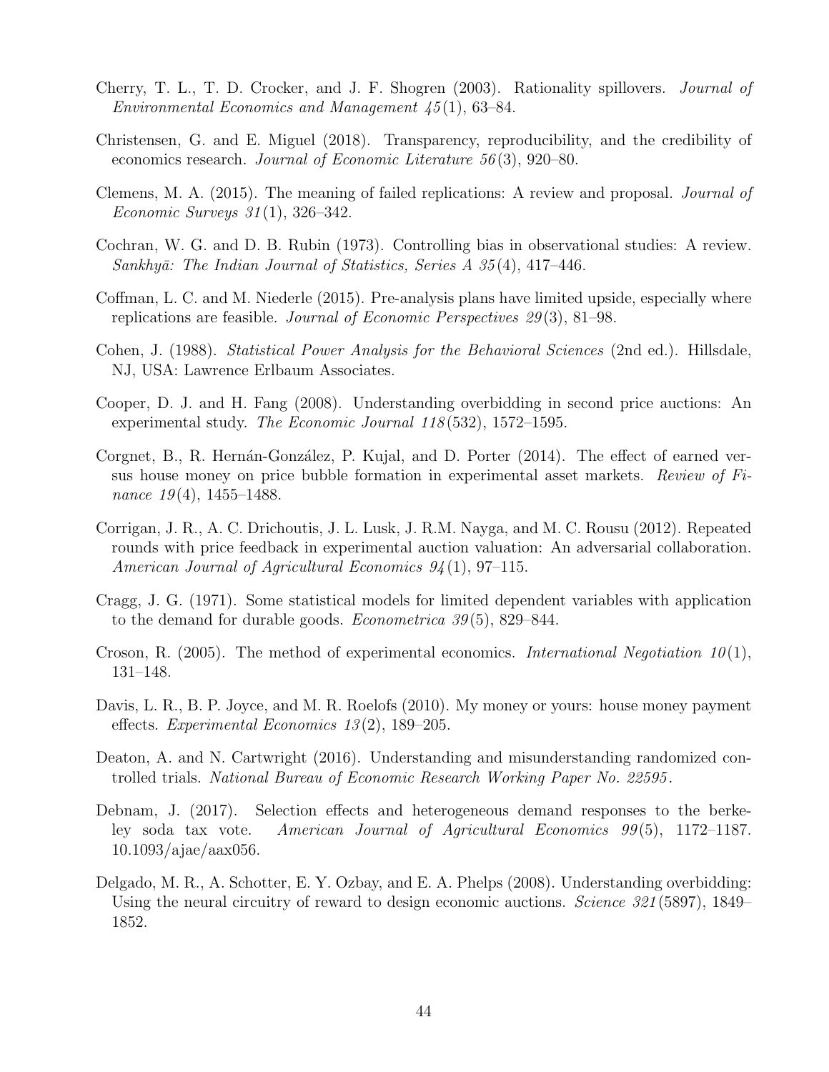Cherry, T. L., T. D. Crocker, and J. F. Shogren (2003). Rationality spillovers. *Journal of Environmental Economics and Management 45*(1), 63–84.

Christensen, G. and E. Miguel (2018). Transparency, reproducibility, and the credibility of economics research. *Journal of Economic Literature 56*(3), 920–80.

Clemens, M. A. (2015). The meaning of failed replications: A review and proposal. *Journal of Economic Surveys 31*(1), 326–342.

Cochran, W. G. and D. B. Rubin (1973). Controlling bias in observational studies: A review. *Sankhyā: The Indian Journal of Statistics, Series A 35*(4), 417–446.

Coffman, L. C. and M. Niederle (2015). Pre-analysis plans have limited upside, especially where replications are feasible. *Journal of Economic Perspectives 29*(3), 81–98.

Cohen, J. (1988). *Statistical Power Analysis for the Behavioral Sciences* (2nd ed.). Hillsdale, NJ, USA: Lawrence Erlbaum Associates.

Cooper, D. J. and H. Fang (2008). Understanding overbidding in second price auctions: An experimental study. *The Economic Journal 118*(532), 1572–1595.

Corgnet, B., R. Hernán-González, P. Kujal, and D. Porter (2014). The effect of earned versus house money on price bubble formation in experimental asset markets. *Review of Finance 19*(4), 1455–1488.

Corrigan, J. R., A. C. Drichoutis, J. L. Lusk, J. R.M. Nayga, and M. C. Rousu (2012). Repeated rounds with price feedback in experimental auction valuation: An adversarial collaboration. *American Journal of Agricultural Economics 94*(1), 97–115.

Cragg, J. G. (1971). Some statistical models for limited dependent variables with application to the demand for durable goods. *Econometrica 39*(5), 829–844.

Croson, R. (2005). The method of experimental economics. *International Negotiation 10*(1), 131–148.

Davis, L. R., B. P. Joyce, and M. R. Roelofs (2010). My money or yours: house money payment effects. *Experimental Economics 13*(2), 189–205.

Deaton, A. and N. Cartwright (2016). Understanding and misunderstanding randomized controlled trials. *National Bureau of Economic Research Working Paper No. 22595*.

Debnam, J. (2017). Selection effects and heterogeneous demand responses to the berkeley soda tax vote. *American Journal of Agricultural Economics 99*(5), 1172–1187. 10.1093/ajae/aax056.

Delgado, M. R., A. Schotter, E. Y. Ozbay, and E. A. Phelps (2008). Understanding overbidding: Using the neural circuitry of reward to design economic auctions. *Science 321*(5897), 1849–1852.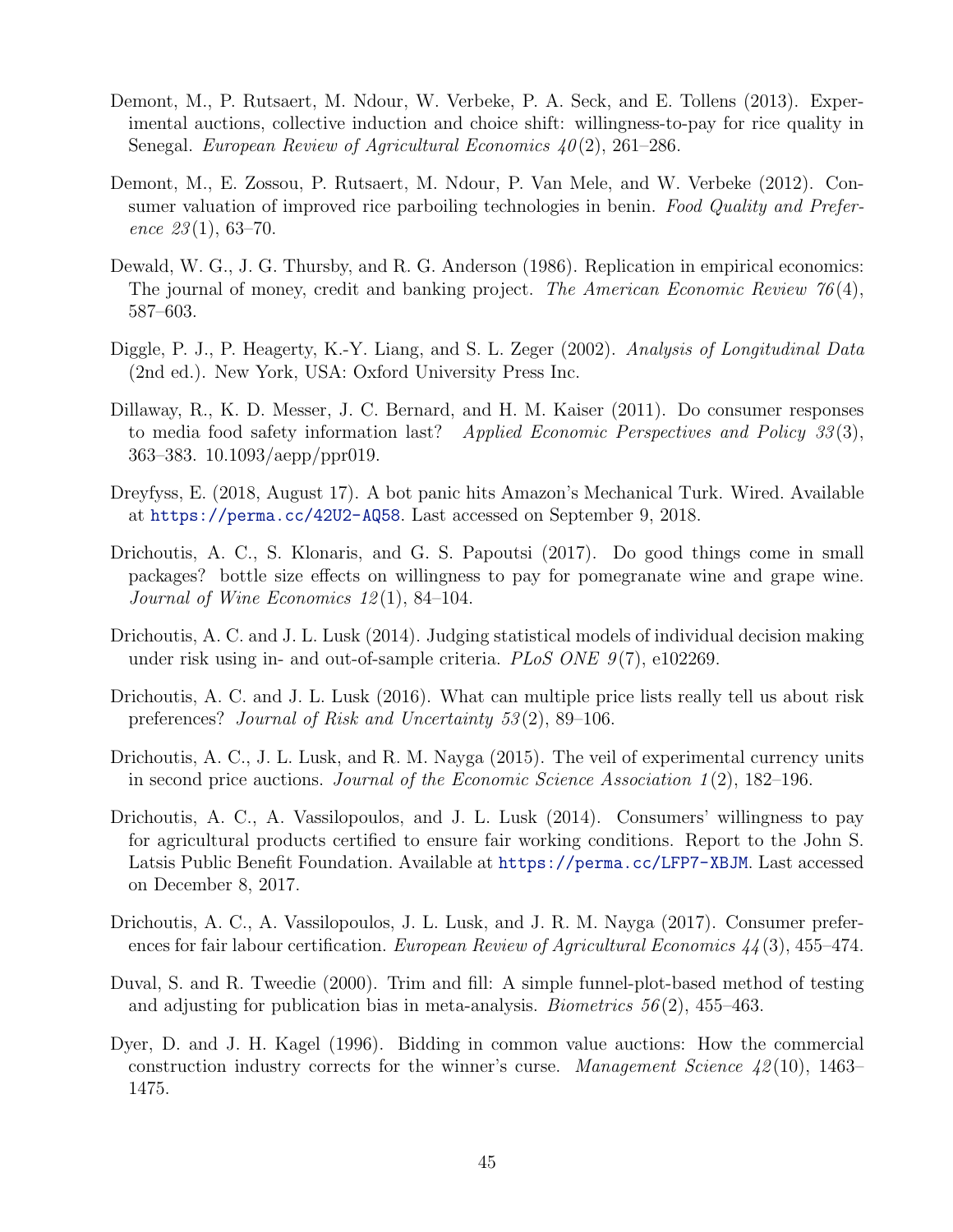Demont, M., P. Rutsaert, M. Ndour, W. Verbeke, P. A. Seck, and E. Tollens (2013). Experimental auctions, collective induction and choice shift: willingness-to-pay for rice quality in Senegal. *European Review of Agricultural Economics 40*(2), 261–286.

Demont, M., E. Zossou, P. Rutsaert, M. Ndour, P. Van Mele, and W. Verbeke (2012). Consumer valuation of improved rice parboiling technologies in benin. *Food Quality and Preference 23*(1), 63–70.

Dewald, W. G., J. G. Thursby, and R. G. Anderson (1986). Replication in empirical economics: The journal of money, credit and banking project. *The American Economic Review 76*(4), 587–603.

Diggle, P. J., P. Heagerty, K.-Y. Liang, and S. L. Zeger (2002). *Analysis of Longitudinal Data* (2nd ed.). New York, USA: Oxford University Press Inc.

Dillaway, R., K. D. Messer, J. C. Bernard, and H. M. Kaiser (2011). Do consumer responses to media food safety information last? *Applied Economic Perspectives and Policy 33*(3), 363–383. 10.1093/aepp/ppr019.

Dreyfyss, E. (2018, August 17). A bot panic hits Amazon's Mechanical Turk. Wired. Available at https://perma.cc/42U2-AQ58. Last accessed on September 9, 2018.

Drichoutis, A. C., S. Klonaris, and G. S. Papoutsi (2017). Do good things come in small packages? bottle size effects on willingness to pay for pomegranate wine and grape wine. *Journal of Wine Economics 12*(1), 84–104.

Drichoutis, A. C. and J. L. Lusk (2014). Judging statistical models of individual decision making under risk using in- and out-of-sample criteria. *PLoS ONE 9*(7), e102269.

Drichoutis, A. C. and J. L. Lusk (2016). What can multiple price lists really tell us about risk preferences? *Journal of Risk and Uncertainty 53*(2), 89–106.

Drichoutis, A. C., J. L. Lusk, and R. M. Nayga (2015). The veil of experimental currency units in second price auctions. *Journal of the Economic Science Association 1*(2), 182–196.

Drichoutis, A. C., A. Vassilopoulos, and J. L. Lusk (2014). Consumers' willingness to pay for agricultural products certified to ensure fair working conditions. Report to the John S. Latsis Public Benefit Foundation. Available at https://perma.cc/LFP7-XBJM. Last accessed on December 8, 2017.

Drichoutis, A. C., A. Vassilopoulos, J. L. Lusk, and J. R. M. Nayga (2017). Consumer preferences for fair labour certification. *European Review of Agricultural Economics 44*(3), 455–474.

Duval, S. and R. Tweedie (2000). Trim and fill: A simple funnel-plot-based method of testing and adjusting for publication bias in meta-analysis. *Biometrics 56*(2), 455–463.

Dyer, D. and J. H. Kagel (1996). Bidding in common value auctions: How the commercial construction industry corrects for the winner's curse. *Management Science 42*(10), 1463–1475.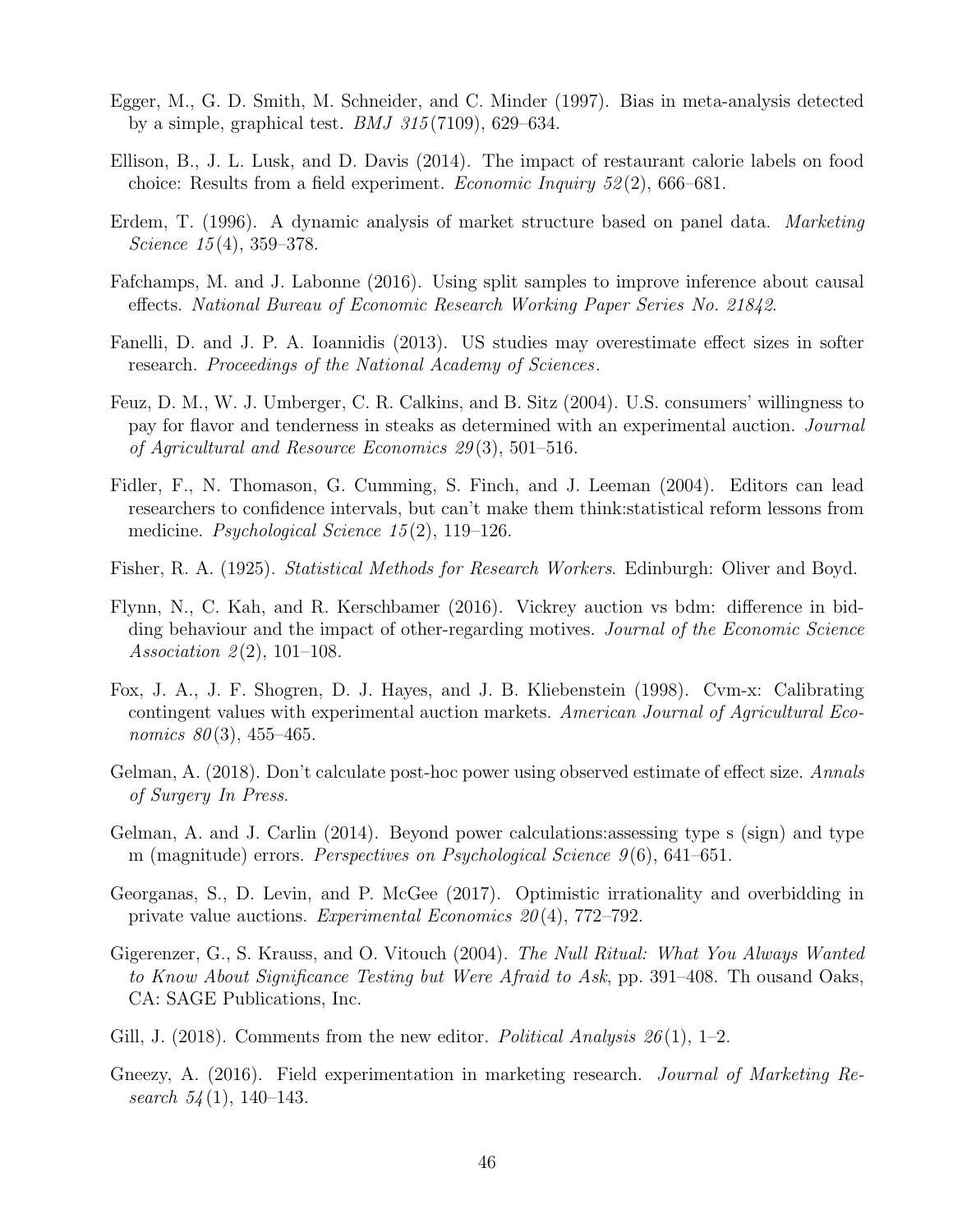Egger, M., G. D. Smith, M. Schneider, and C. Minder (1997). Bias in meta-analysis detected by a simple, graphical test. *BMJ 315*(7109), 629–634.

Ellison, B., J. L. Lusk, and D. Davis (2014). The impact of restaurant calorie labels on food choice: Results from a field experiment. *Economic Inquiry 52*(2), 666–681.

Erdem, T. (1996). A dynamic analysis of market structure based on panel data. *Marketing Science 15*(4), 359–378.

Fafchamps, M. and J. Labonne (2016). Using split samples to improve inference about causal effects. *National Bureau of Economic Research Working Paper Series No. 21842*.

Fanelli, D. and J. P. A. Ioannidis (2013). US studies may overestimate effect sizes in softer research. *Proceedings of the National Academy of Sciences*.

Feuz, D. M., W. J. Umberger, C. R. Calkins, and B. Sitz (2004). U.S. consumers' willingness to pay for flavor and tenderness in steaks as determined with an experimental auction. *Journal of Agricultural and Resource Economics 29*(3), 501–516.

Fidler, F., N. Thomason, G. Cumming, S. Finch, and J. Leeman (2004). Editors can lead researchers to confidence intervals, but can't make them think:statistical reform lessons from medicine. *Psychological Science 15*(2), 119–126.

Fisher, R. A. (1925). *Statistical Methods for Research Workers*. Edinburgh: Oliver and Boyd.

Flynn, N., C. Kah, and R. Kerschbamer (2016). Vickrey auction vs bdm: difference in bidding behaviour and the impact of other-regarding motives. *Journal of the Economic Science Association 2*(2), 101–108.

Fox, J. A., J. F. Shogren, D. J. Hayes, and J. B. Kliebenstein (1998). Cvm-x: Calibrating contingent values with experimental auction markets. *American Journal of Agricultural Economics 80*(3), 455–465.

Gelman, A. (2018). Don't calculate post-hoc power using observed estimate of effect size. *Annals of Surgery In Press*.

Gelman, A. and J. Carlin (2014). Beyond power calculations:assessing type s (sign) and type m (magnitude) errors. *Perspectives on Psychological Science 9*(6), 641–651.

Georganas, S., D. Levin, and P. McGee (2017). Optimistic irrationality and overbidding in private value auctions. *Experimental Economics 20*(4), 772–792.

Gigerenzer, G., S. Krauss, and O. Vitouch (2004). *The Null Ritual: What You Always Wanted to Know About Significance Testing but Were Afraid to Ask*, pp. 391–408. Th ousand Oaks, CA: SAGE Publications, Inc.

Gill, J. (2018). Comments from the new editor. *Political Analysis 26*(1), 1–2.

Gneezy, A. (2016). Field experimentation in marketing research. *Journal of Marketing Research 54*(1), 140–143.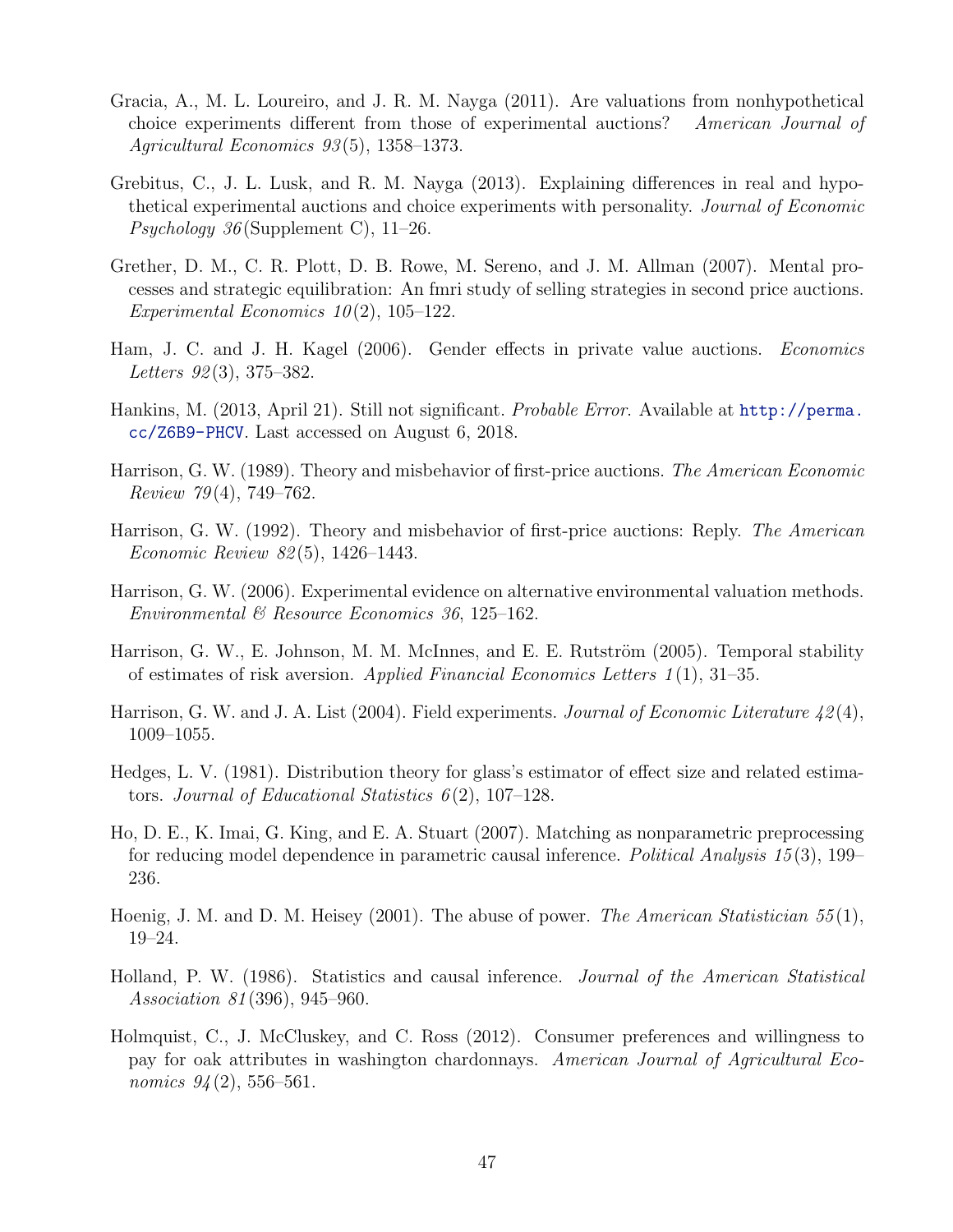Gracia, A., M. L. Loureiro, and J. R. M. Nayga (2011). Are valuations from nonhypothetical choice experiments different from those of experimental auctions? *American Journal of Agricultural Economics 93*(5), 1358–1373.

Grebitus, C., J. L. Lusk, and R. M. Nayga (2013). Explaining differences in real and hypothetical experimental auctions and choice experiments with personality. *Journal of Economic Psychology 36*(Supplement C), 11–26.

Grether, D. M., C. R. Plott, D. B. Rowe, M. Sereno, and J. M. Allman (2007). Mental processes and strategic equilibration: An fmri study of selling strategies in second price auctions. *Experimental Economics 10*(2), 105–122.

Ham, J. C. and J. H. Kagel (2006). Gender effects in private value auctions. *Economics Letters 92*(3), 375–382.

Hankins, M. (2013, April 21). Still not significant. *Probable Error*. Available at http://perma.cc/Z6B9-PHCV. Last accessed on August 6, 2018.

Harrison, G. W. (1989). Theory and misbehavior of first-price auctions. *The American Economic Review 79*(4), 749–762.

Harrison, G. W. (1992). Theory and misbehavior of first-price auctions: Reply. *The American Economic Review 82*(5), 1426–1443.

Harrison, G. W. (2006). Experimental evidence on alternative environmental valuation methods. *Environmental & Resource Economics 36*, 125–162.

Harrison, G. W., E. Johnson, M. M. McInnes, and E. E. Rutström (2005). Temporal stability of estimates of risk aversion. *Applied Financial Economics Letters 1*(1), 31–35.

Harrison, G. W. and J. A. List (2004). Field experiments. *Journal of Economic Literature 42*(4), 1009–1055.

Hedges, L. V. (1981). Distribution theory for glass's estimator of effect size and related estimators. *Journal of Educational Statistics 6*(2), 107–128.

Ho, D. E., K. Imai, G. King, and E. A. Stuart (2007). Matching as nonparametric preprocessing for reducing model dependence in parametric causal inference. *Political Analysis 15*(3), 199–236.

Hoenig, J. M. and D. M. Heisey (2001). The abuse of power. *The American Statistician 55*(1), 19–24.

Holland, P. W. (1986). Statistics and causal inference. *Journal of the American Statistical Association 81*(396), 945–960.

Holmquist, C., J. McCluskey, and C. Ross (2012). Consumer preferences and willingness to pay for oak attributes in washington chardonnays. *American Journal of Agricultural Economics 94*(2), 556–561.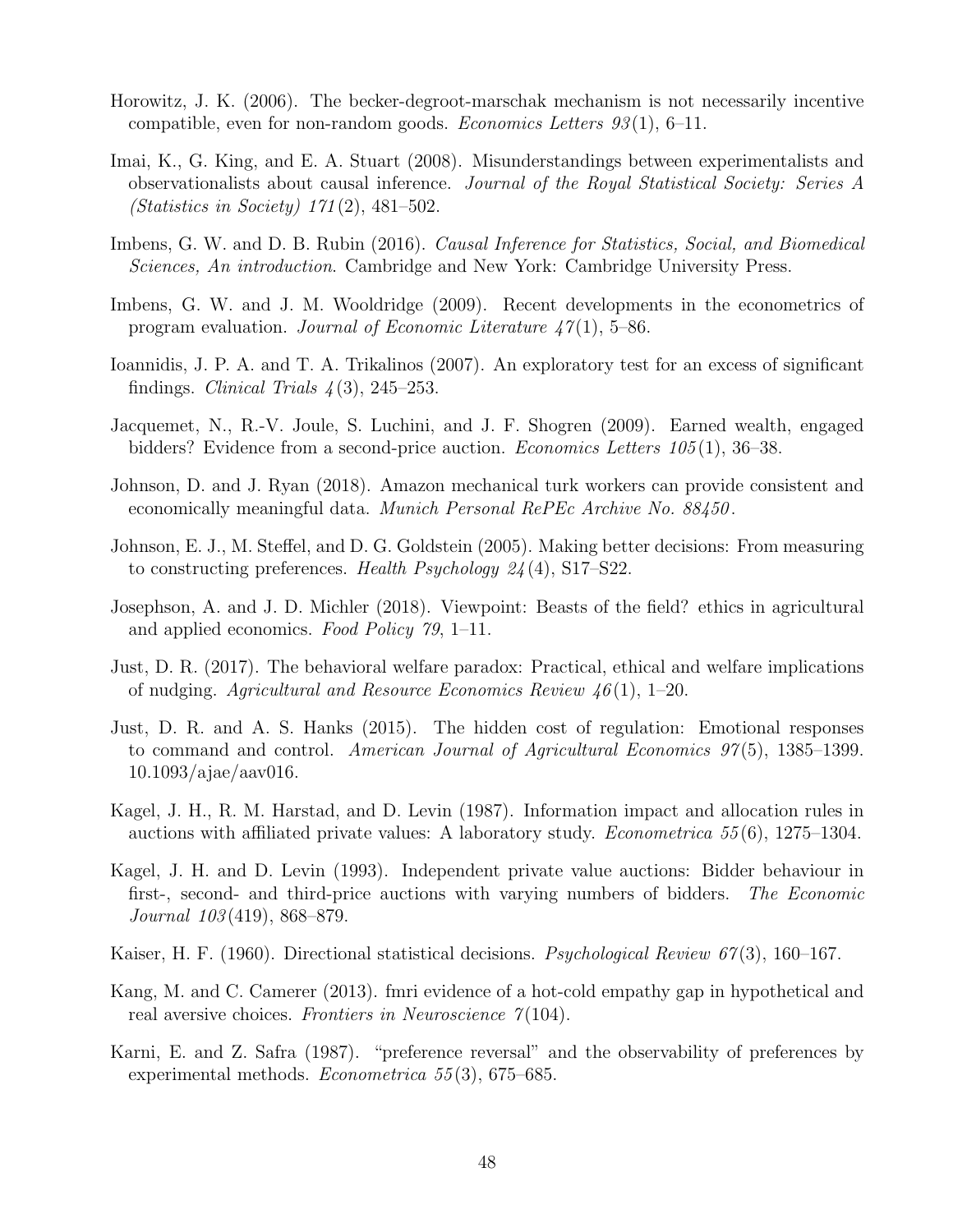Horowitz, J. K. (2006). The becker-degroot-marschak mechanism is not necessarily incentive compatible, even for non-random goods. *Economics Letters 93*(1), 6–11.

Imai, K., G. King, and E. A. Stuart (2008). Misunderstandings between experimentalists and observationalists about causal inference. *Journal of the Royal Statistical Society: Series A (Statistics in Society) 171*(2), 481–502.

Imbens, G. W. and D. B. Rubin (2016). *Causal Inference for Statistics, Social, and Biomedical Sciences, An introduction*. Cambridge and New York: Cambridge University Press.

Imbens, G. W. and J. M. Wooldridge (2009). Recent developments in the econometrics of program evaluation. *Journal of Economic Literature 47*(1), 5–86.

Ioannidis, J. P. A. and T. A. Trikalinos (2007). An exploratory test for an excess of significant findings. *Clinical Trials 4*(3), 245–253.

Jacquemet, N., R.-V. Joule, S. Luchini, and J. F. Shogren (2009). Earned wealth, engaged bidders? Evidence from a second-price auction. *Economics Letters 105*(1), 36–38.

Johnson, D. and J. Ryan (2018). Amazon mechanical turk workers can provide consistent and economically meaningful data. *Munich Personal RePEc Archive No. 88450*.

Johnson, E. J., M. Steffel, and D. G. Goldstein (2005). Making better decisions: From measuring to constructing preferences. *Health Psychology 24*(4), S17–S22.

Josephson, A. and J. D. Michler (2018). Viewpoint: Beasts of the field? ethics in agricultural and applied economics. *Food Policy 79*, 1–11.

Just, D. R. (2017). The behavioral welfare paradox: Practical, ethical and welfare implications of nudging. *Agricultural and Resource Economics Review 46*(1), 1–20.

Just, D. R. and A. S. Hanks (2015). The hidden cost of regulation: Emotional responses to command and control. *American Journal of Agricultural Economics 97*(5), 1385–1399. 10.1093/ajae/aav016.

Kagel, J. H., R. M. Harstad, and D. Levin (1987). Information impact and allocation rules in auctions with affiliated private values: A laboratory study. *Econometrica 55*(6), 1275–1304.

Kagel, J. H. and D. Levin (1993). Independent private value auctions: Bidder behaviour in first-, second- and third-price auctions with varying numbers of bidders. *The Economic Journal 103*(419), 868–879.

Kaiser, H. F. (1960). Directional statistical decisions. *Psychological Review 67*(3), 160–167.

Kang, M. and C. Camerer (2013). fmri evidence of a hot-cold empathy gap in hypothetical and real aversive choices. *Frontiers in Neuroscience 7*(104).

Karni, E. and Z. Safra (1987). "preference reversal" and the observability of preferences by experimental methods. *Econometrica 55*(3), 675–685.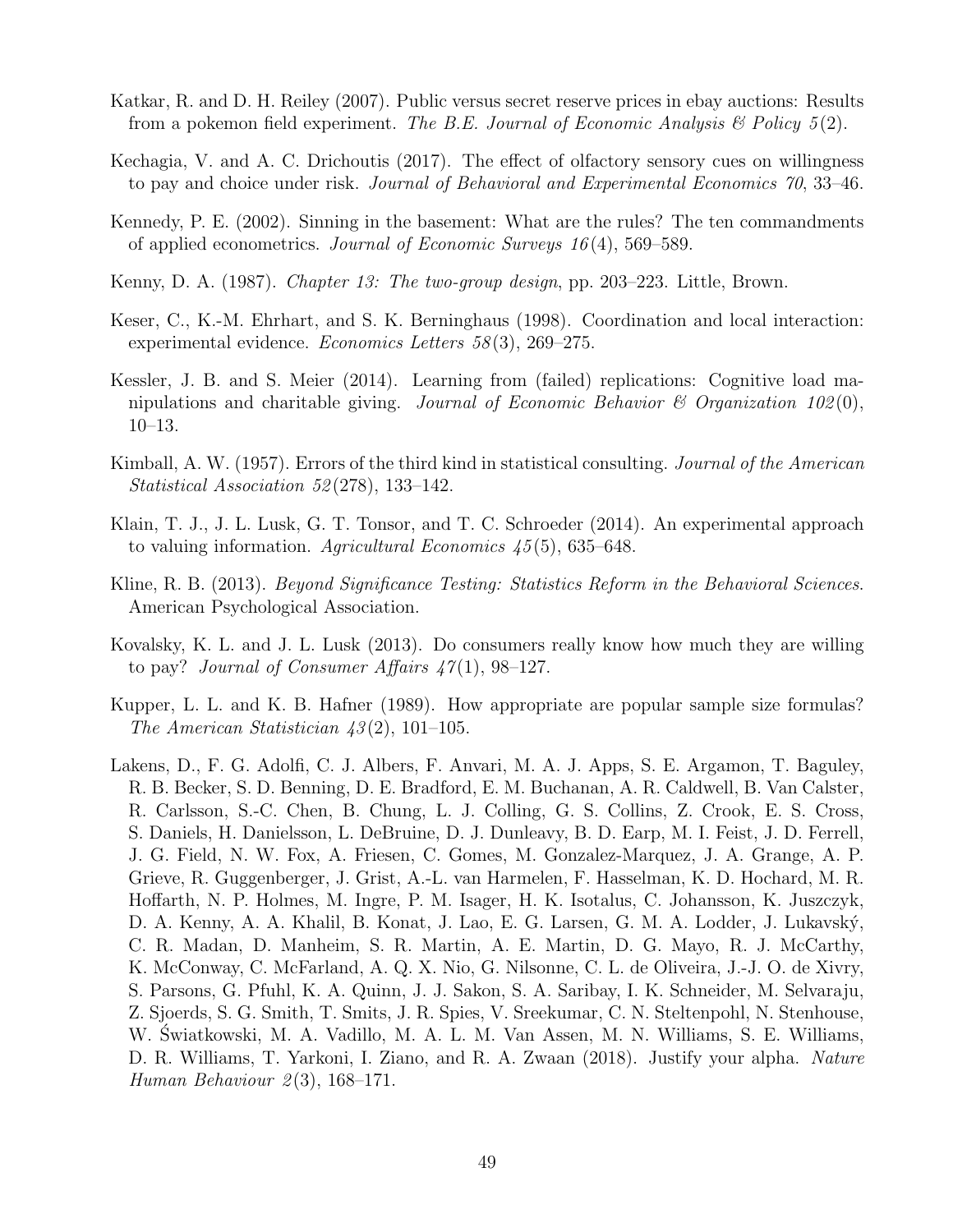Katkar, R. and D. H. Reiley (2007). Public versus secret reserve prices in ebay auctions: Results from a pokemon field experiment. *The B.E. Journal of Economic Analysis & Policy 5*(2).

Kechagia, V. and A. C. Drichoutis (2017). The effect of olfactory sensory cues on willingness to pay and choice under risk. *Journal of Behavioral and Experimental Economics 70*, 33–46.

Kennedy, P. E. (2002). Sinning in the basement: What are the rules? The ten commandments of applied econometrics. *Journal of Economic Surveys 16*(4), 569–589.

Kenny, D. A. (1987). *Chapter 13: The two-group design*, pp. 203–223. Little, Brown.

Keser, C., K.-M. Ehrhart, and S. K. Berninghaus (1998). Coordination and local interaction: experimental evidence. *Economics Letters 58*(3), 269–275.

Kessler, J. B. and S. Meier (2014). Learning from (failed) replications: Cognitive load manipulations and charitable giving. *Journal of Economic Behavior & Organization 102*(0), 10–13.

Kimball, A. W. (1957). Errors of the third kind in statistical consulting. *Journal of the American Statistical Association 52*(278), 133–142.

Klain, T. J., J. L. Lusk, G. T. Tonsor, and T. C. Schroeder (2014). An experimental approach to valuing information. *Agricultural Economics 45*(5), 635–648.

Kline, R. B. (2013). *Beyond Significance Testing: Statistics Reform in the Behavioral Sciences*. American Psychological Association.

Kovalsky, K. L. and J. L. Lusk (2013). Do consumers really know how much they are willing to pay? *Journal of Consumer Affairs 47*(1), 98–127.

Kupper, L. L. and K. B. Hafner (1989). How appropriate are popular sample size formulas? *The American Statistician 43*(2), 101–105.

Lakens, D., F. G. Adolfi, C. J. Albers, F. Anvari, M. A. J. Apps, S. E. Argamon, T. Baguley, R. B. Becker, S. D. Benning, D. E. Bradford, E. M. Buchanan, A. R. Caldwell, B. Van Calster, R. Carlsson, S.-C. Chen, B. Chung, L. J. Colling, G. S. Collins, Z. Crook, E. S. Cross, S. Daniels, H. Danielsson, L. DeBruine, D. J. Dunleavy, B. D. Earp, M. I. Feist, J. D. Ferrell, J. G. Field, N. W. Fox, A. Friesen, C. Gomes, M. Gonzalez-Marquez, J. A. Grange, A. P. Grieve, R. Guggenberger, J. Grist, A.-L. van Harmelen, F. Hasselman, K. D. Hochard, M. R. Hoffarth, N. P. Holmes, M. Ingre, P. M. Isager, H. K. Isotalus, C. Johansson, K. Juszczyk, D. A. Kenny, A. A. Khalil, B. Konat, J. Lao, E. G. Larsen, G. M. A. Lodder, J. Lukavský, C. R. Madan, D. Manheim, S. R. Martin, A. E. Martin, D. G. Mayo, R. J. McCarthy, K. McConway, C. McFarland, A. Q. X. Nio, G. Nilsonne, C. L. de Oliveira, J.-J. O. de Xivry, S. Parsons, G. Pfuhl, K. A. Quinn, J. J. Sakon, S. A. Saribay, I. K. Schneider, M. Selvaraju, Z. Sjoerds, S. G. Smith, T. Smits, J. R. Spies, V. Sreekumar, C. N. Steltenpohl, N. Stenhouse, W. Świątkowski, M. A. Vadillo, M. A. L. M. Van Assen, M. N. Williams, S. E. Williams, D. R. Williams, T. Yarkoni, I. Ziano, and R. A. Zwaan (2018). Justify your alpha. *Nature Human Behaviour 2*(3), 168–171.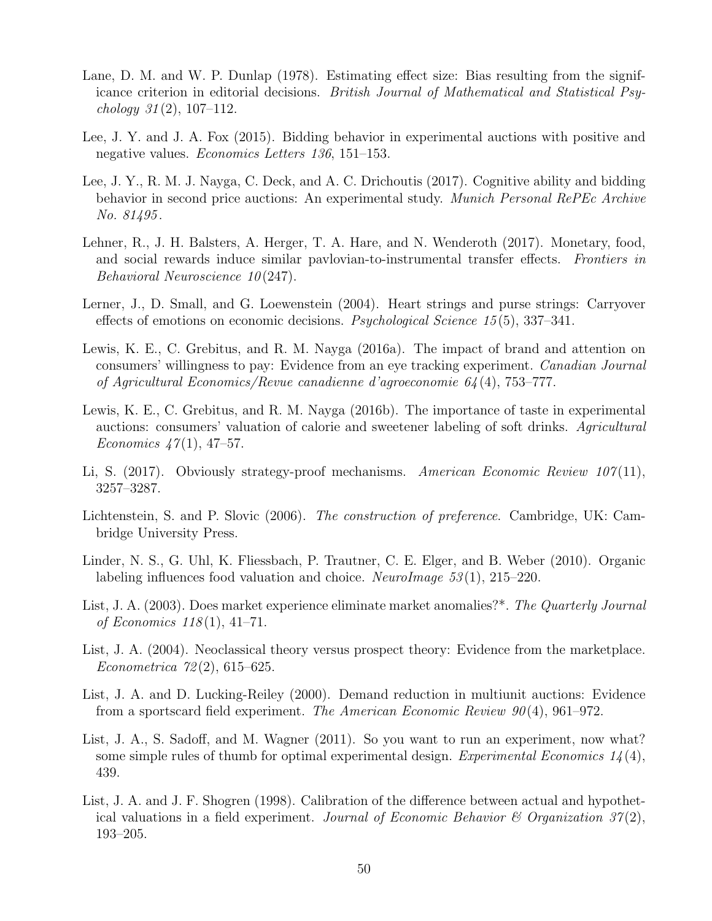Lane, D. M. and W. P. Dunlap (1978). Estimating effect size: Bias resulting from the significance criterion in editorial decisions. *British Journal of Mathematical and Statistical Psychology 31*(2), 107–112.

Lee, J. Y. and J. A. Fox (2015). Bidding behavior in experimental auctions with positive and negative values. *Economics Letters 136*, 151–153.

Lee, J. Y., R. M. J. Nayga, C. Deck, and A. C. Drichoutis (2017). Cognitive ability and bidding behavior in second price auctions: An experimental study. *Munich Personal RePEc Archive No. 81495*.

Lehner, R., J. H. Balsters, A. Herger, T. A. Hare, and N. Wenderoth (2017). Monetary, food, and social rewards induce similar pavlovian-to-instrumental transfer effects. *Frontiers in Behavioral Neuroscience 10*(247).

Lerner, J., D. Small, and G. Loewenstein (2004). Heart strings and purse strings: Carryover effects of emotions on economic decisions. *Psychological Science 15*(5), 337–341.

Lewis, K. E., C. Grebitus, and R. M. Nayga (2016a). The impact of brand and attention on consumers' willingness to pay: Evidence from an eye tracking experiment. *Canadian Journal of Agricultural Economics/Revue canadienne d'agroeconomie 64*(4), 753–777.

Lewis, K. E., C. Grebitus, and R. M. Nayga (2016b). The importance of taste in experimental auctions: consumers' valuation of calorie and sweetener labeling of soft drinks. *Agricultural Economics 47*(1), 47–57.

Li, S. (2017). Obviously strategy-proof mechanisms. *American Economic Review 107*(11), 3257–3287.

Lichtenstein, S. and P. Slovic (2006). *The construction of preference*. Cambridge, UK: Cambridge University Press.

Linder, N. S., G. Uhl, K. Fliessbach, P. Trautner, C. E. Elger, and B. Weber (2010). Organic labeling influences food valuation and choice. *NeuroImage 53*(1), 215–220.

List, J. A. (2003). Does market experience eliminate market anomalies?\*. *The Quarterly Journal of Economics 118*(1), 41–71.

List, J. A. (2004). Neoclassical theory versus prospect theory: Evidence from the marketplace. *Econometrica 72*(2), 615–625.

List, J. A. and D. Lucking-Reiley (2000). Demand reduction in multiunit auctions: Evidence from a sportscard field experiment. *The American Economic Review 90*(4), 961–972.

List, J. A., S. Sadoff, and M. Wagner (2011). So you want to run an experiment, now what? some simple rules of thumb for optimal experimental design. *Experimental Economics 14*(4), 439.

List, J. A. and J. F. Shogren (1998). Calibration of the difference between actual and hypothetical valuations in a field experiment. *Journal of Economic Behavior & Organization 37*(2), 193–205.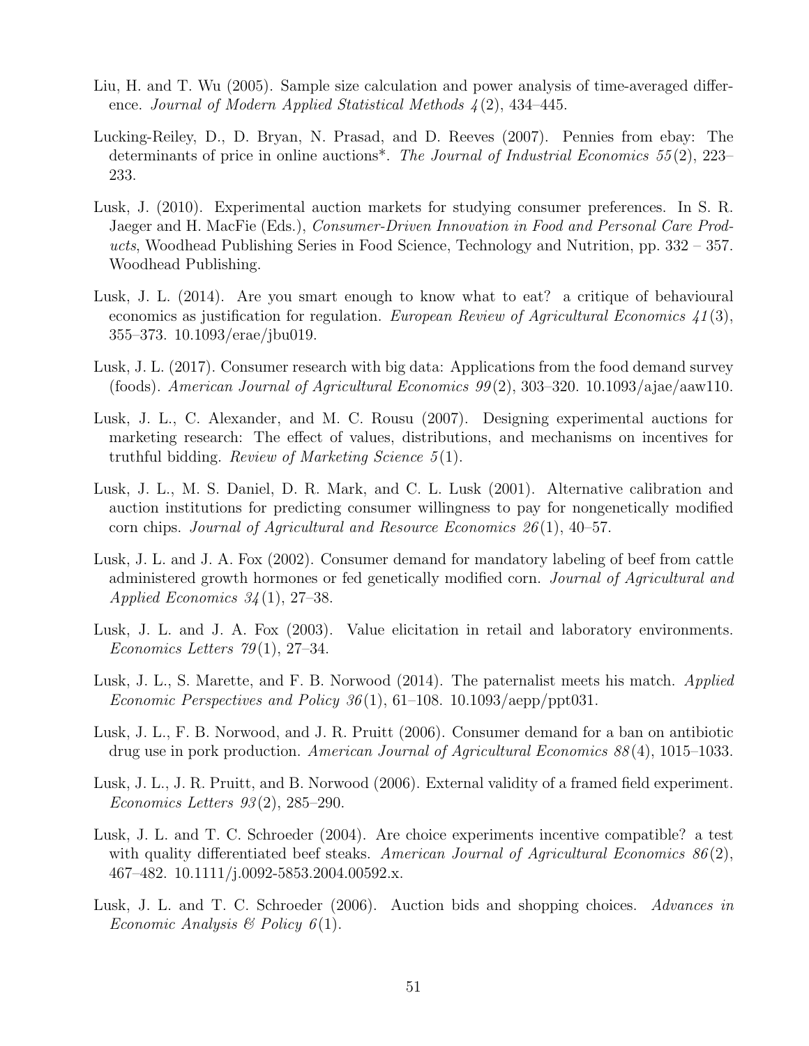Liu, H. and T. Wu (2005). Sample size calculation and power analysis of time-averaged difference. *Journal of Modern Applied Statistical Methods 4*(2), 434–445.

Lucking-Reiley, D., D. Bryan, N. Prasad, and D. Reeves (2007). Pennies from ebay: The determinants of price in online auctions*. *The Journal of Industrial Economics 55*(2), 223–233.

Lusk, J. (2010). Experimental auction markets for studying consumer preferences. In S. R. Jaeger and H. MacFie (Eds.), *Consumer-Driven Innovation in Food and Personal Care Products*, Woodhead Publishing Series in Food Science, Technology and Nutrition, pp. 332 – 357. Woodhead Publishing.

Lusk, J. L. (2014). Are you smart enough to know what to eat? a critique of behavioural economics as justification for regulation. *European Review of Agricultural Economics 41*(3), 355–373. 10.1093/erae/jbu019.

Lusk, J. L. (2017). Consumer research with big data: Applications from the food demand survey (foods). *American Journal of Agricultural Economics 99*(2), 303–320. 10.1093/ajae/aaw110.

Lusk, J. L., C. Alexander, and M. C. Rousu (2007). Designing experimental auctions for marketing research: The effect of values, distributions, and mechanisms on incentives for truthful bidding. *Review of Marketing Science 5*(1).

Lusk, J. L., M. S. Daniel, D. R. Mark, and C. L. Lusk (2001). Alternative calibration and auction institutions for predicting consumer willingness to pay for nongenetically modified corn chips. *Journal of Agricultural and Resource Economics 26*(1), 40–57.

Lusk, J. L. and J. A. Fox (2002). Consumer demand for mandatory labeling of beef from cattle administered growth hormones or fed genetically modified corn. *Journal of Agricultural and Applied Economics 34*(1), 27–38.

Lusk, J. L. and J. A. Fox (2003). Value elicitation in retail and laboratory environments. *Economics Letters 79*(1), 27–34.

Lusk, J. L., S. Marette, and F. B. Norwood (2014). The paternalist meets his match. *Applied Economic Perspectives and Policy 36*(1), 61–108. 10.1093/aepp/ppt031.

Lusk, J. L., F. B. Norwood, and J. R. Pruitt (2006). Consumer demand for a ban on antibiotic drug use in pork production. *American Journal of Agricultural Economics 88*(4), 1015–1033.

Lusk, J. L., J. R. Pruitt, and B. Norwood (2006). External validity of a framed field experiment. *Economics Letters 93*(2), 285–290.

Lusk, J. L. and T. C. Schroeder (2004). Are choice experiments incentive compatible? a test with quality differentiated beef steaks. *American Journal of Agricultural Economics 86*(2), 467–482. 10.1111/j.0092-5853.2004.00592.x.

Lusk, J. L. and T. C. Schroeder (2006). Auction bids and shopping choices. *Advances in Economic Analysis & Policy 6*(1).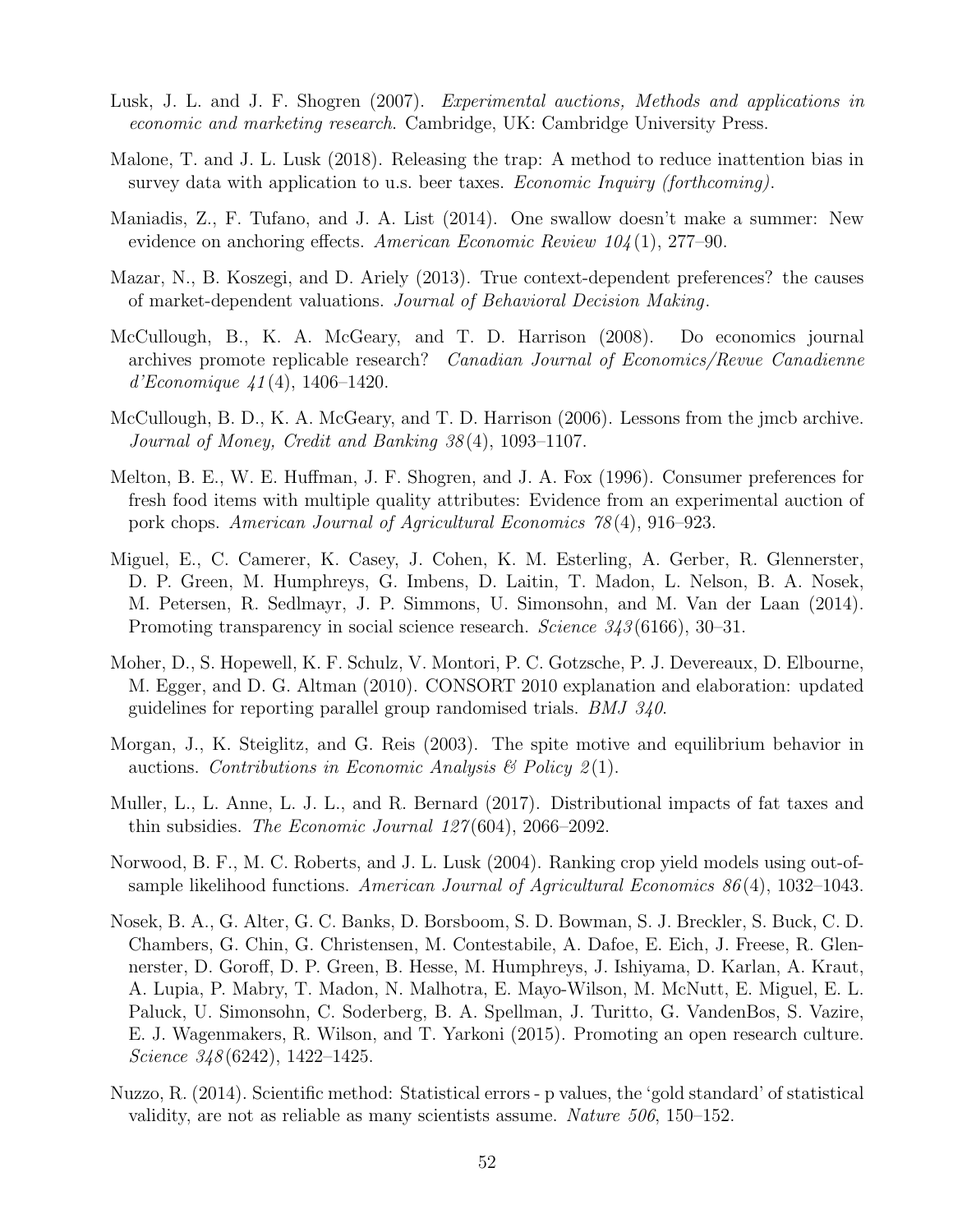Lusk, J. L. and J. F. Shogren (2007). *Experimental auctions, Methods and applications in economic and marketing research*. Cambridge, UK: Cambridge University Press.

Malone, T. and J. L. Lusk (2018). Releasing the trap: A method to reduce inattention bias in survey data with application to u.s. beer taxes. *Economic Inquiry (forthcoming)*.

Maniadis, Z., F. Tufano, and J. A. List (2014). One swallow doesn't make a summer: New evidence on anchoring effects. *American Economic Review 104*(1), 277–90.

Mazar, N., B. Koszegi, and D. Ariely (2013). True context-dependent preferences? the causes of market-dependent valuations. *Journal of Behavioral Decision Making*.

McCullough, B., K. A. McGeary, and T. D. Harrison (2008). Do economics journal archives promote replicable research? *Canadian Journal of Economics/Revue Canadienne d'Economique 41*(4), 1406–1420.

McCullough, B. D., K. A. McGeary, and T. D. Harrison (2006). Lessons from the jmcb archive. *Journal of Money, Credit and Banking 38*(4), 1093–1107.

Melton, B. E., W. E. Huffman, J. F. Shogren, and J. A. Fox (1996). Consumer preferences for fresh food items with multiple quality attributes: Evidence from an experimental auction of pork chops. *American Journal of Agricultural Economics 78*(4), 916–923.

Miguel, E., C. Camerer, K. Casey, J. Cohen, K. M. Esterling, A. Gerber, R. Glennerster, D. P. Green, M. Humphreys, G. Imbens, D. Laitin, T. Madon, L. Nelson, B. A. Nosek, M. Petersen, R. Sedlmayr, J. P. Simmons, U. Simonsohn, and M. Van der Laan (2014). Promoting transparency in social science research. *Science 343*(6166), 30–31.

Moher, D., S. Hopewell, K. F. Schulz, V. Montori, P. C. Gotzsche, P. J. Devereaux, D. Elbourne, M. Egger, and D. G. Altman (2010). CONSORT 2010 explanation and elaboration: updated guidelines for reporting parallel group randomised trials. *BMJ 340*.

Morgan, J., K. Steiglitz, and G. Reis (2003). The spite motive and equilibrium behavior in auctions. *Contributions in Economic Analysis & Policy 2*(1).

Muller, L., L. Anne, L. J. L., and R. Bernard (2017). Distributional impacts of fat taxes and thin subsidies. *The Economic Journal 127*(604), 2066–2092.

Norwood, B. F., M. C. Roberts, and J. L. Lusk (2004). Ranking crop yield models using out-of-sample likelihood functions. *American Journal of Agricultural Economics 86*(4), 1032–1043.

Nosek, B. A., G. Alter, G. C. Banks, D. Borsboom, S. D. Bowman, S. J. Breckler, S. Buck, C. D. Chambers, G. Chin, G. Christensen, M. Contestabile, A. Dafoe, E. Eich, J. Freese, R. Glennerster, D. Goroff, D. P. Green, B. Hesse, M. Humphreys, J. Ishiyama, D. Karlan, A. Kraut, A. Lupia, P. Mabry, T. Madon, N. Malhotra, E. Mayo-Wilson, M. McNutt, E. Miguel, E. L. Paluck, U. Simonsohn, C. Soderberg, B. A. Spellman, J. Turitto, G. VandenBos, S. Vazire, E. J. Wagenmakers, R. Wilson, and T. Yarkoni (2015). Promoting an open research culture. *Science 348*(6242), 1422–1425.

Nuzzo, R. (2014). Scientific method: Statistical errors - p values, the 'gold standard' of statistical validity, are not as reliable as many scientists assume. *Nature 506*, 150–152.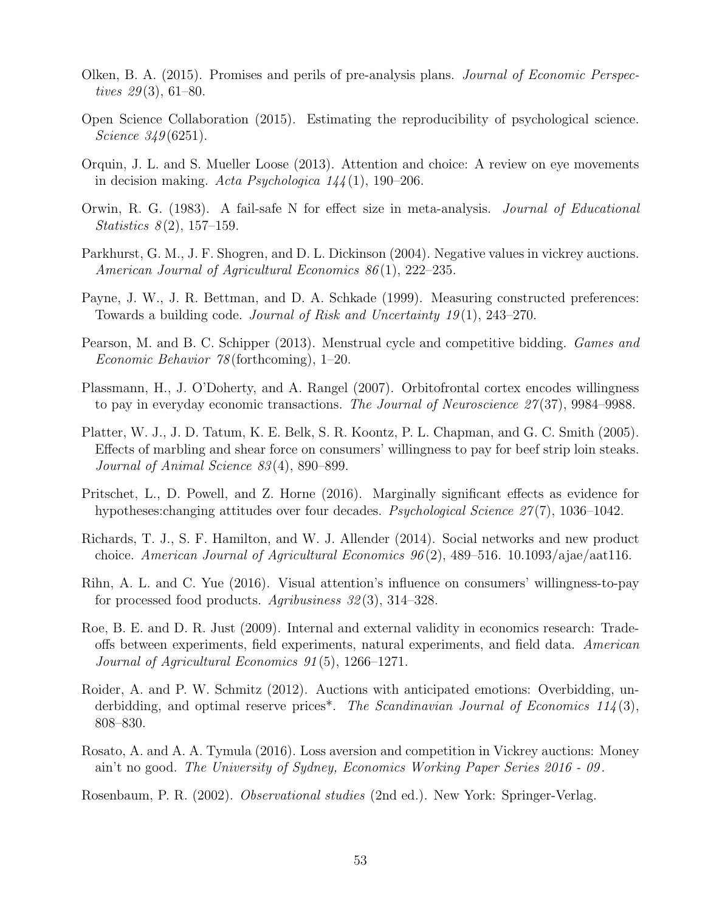Olken, B. A. (2015). Promises and perils of pre-analysis plans. *Journal of Economic Perspectives 29*(3), 61–80.

Open Science Collaboration (2015). Estimating the reproducibility of psychological science. *Science 349*(6251).

Orquin, J. L. and S. Mueller Loose (2013). Attention and choice: A review on eye movements in decision making. *Acta Psychologica 144*(1), 190–206.

Orwin, R. G. (1983). A fail-safe N for effect size in meta-analysis. *Journal of Educational Statistics 8*(2), 157–159.

Parkhurst, G. M., J. F. Shogren, and D. L. Dickinson (2004). Negative values in vickrey auctions. *American Journal of Agricultural Economics 86*(1), 222–235.

Payne, J. W., J. R. Bettman, and D. A. Schkade (1999). Measuring constructed preferences: Towards a building code. *Journal of Risk and Uncertainty 19*(1), 243–270.

Pearson, M. and B. C. Schipper (2013). Menstrual cycle and competitive bidding. *Games and Economic Behavior 78*(forthcoming), 1–20.

Plassmann, H., J. O'Doherty, and A. Rangel (2007). Orbitofrontal cortex encodes willingness to pay in everyday economic transactions. *The Journal of Neuroscience 27*(37), 9984–9988.

Platter, W. J., J. D. Tatum, K. E. Belk, S. R. Koontz, P. L. Chapman, and G. C. Smith (2005). Effects of marbling and shear force on consumers' willingness to pay for beef strip loin steaks. *Journal of Animal Science 83*(4), 890–899.

Pritschet, L., D. Powell, and Z. Horne (2016). Marginally significant effects as evidence for hypotheses:changing attitudes over four decades. *Psychological Science 27*(7), 1036–1042.

Richards, T. J., S. F. Hamilton, and W. J. Allender (2014). Social networks and new product choice. *American Journal of Agricultural Economics 96*(2), 489–516. 10.1093/ajae/aat116.

Rihn, A. L. and C. Yue (2016). Visual attention's influence on consumers' willingness-to-pay for processed food products. *Agribusiness 32*(3), 314–328.

Roe, B. E. and D. R. Just (2009). Internal and external validity in economics research: Tradeoffs between experiments, field experiments, natural experiments, and field data. *American Journal of Agricultural Economics 91*(5), 1266–1271.

Roider, A. and P. W. Schmitz (2012). Auctions with anticipated emotions: Overbidding, underbidding, and optimal reserve prices*. *The Scandinavian Journal of Economics 114*(3), 808–830.

Rosato, A. and A. A. Tymula (2016). Loss aversion and competition in Vickrey auctions: Money ain't no good. *The University of Sydney, Economics Working Paper Series 2016 - 09*.

Rosenbaum, P. R. (2002). *Observational studies* (2nd ed.). New York: Springer-Verlag.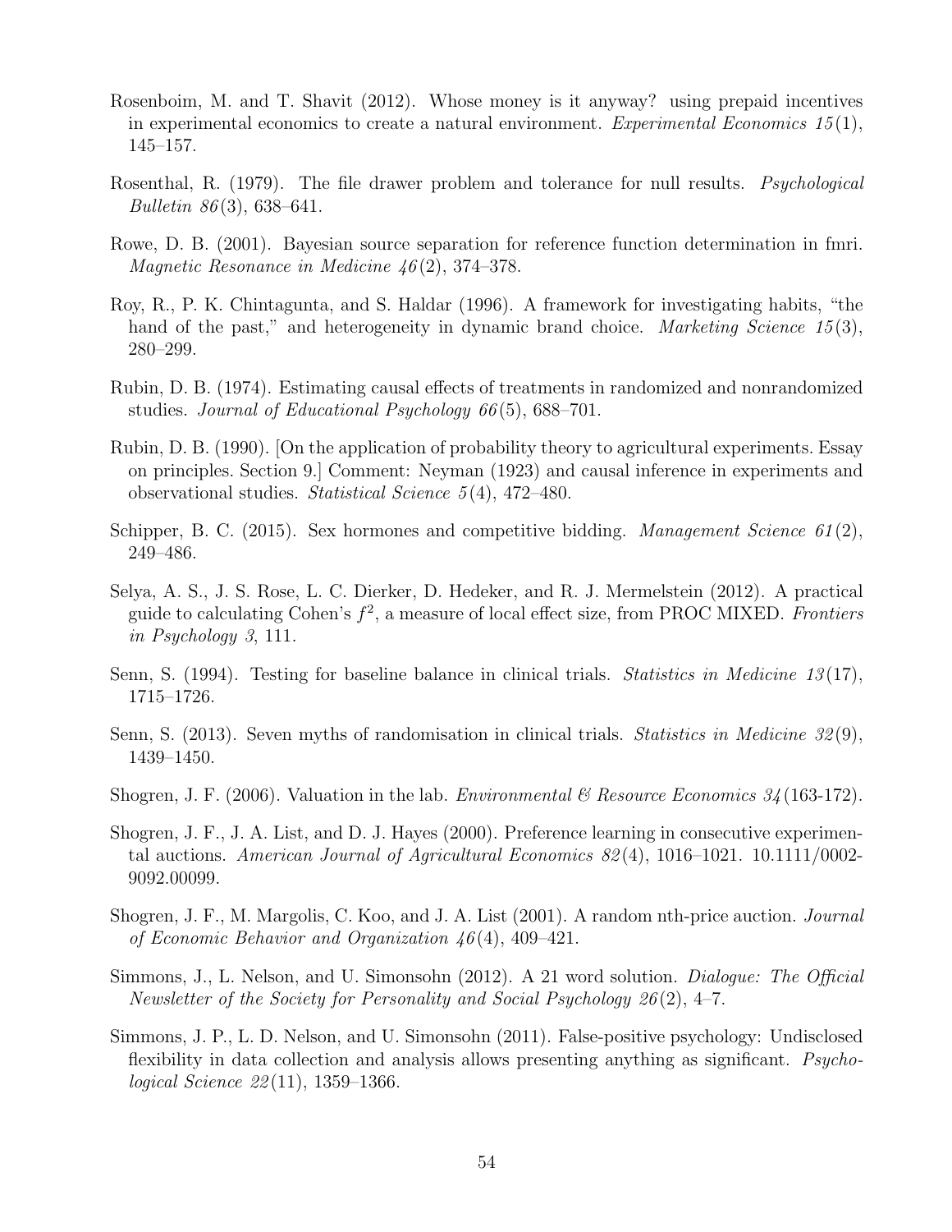Rosenboim, M. and T. Shavit (2012). Whose money is it anyway? using prepaid incentives in experimental economics to create a natural environment. *Experimental Economics 15*(1), 145–157.

Rosenthal, R. (1979). The file drawer problem and tolerance for null results. *Psychological Bulletin 86*(3), 638–641.

Rowe, D. B. (2001). Bayesian source separation for reference function determination in fmri. *Magnetic Resonance in Medicine 46*(2), 374–378.

Roy, R., P. K. Chintagunta, and S. Haldar (1996). A framework for investigating habits, "the hand of the past," and heterogeneity in dynamic brand choice. *Marketing Science 15*(3), 280–299.

Rubin, D. B. (1974). Estimating causal effects of treatments in randomized and nonrandomized studies. *Journal of Educational Psychology 66*(5), 688–701.

Rubin, D. B. (1990). [On the application of probability theory to agricultural experiments. Essay on principles. Section 9.] Comment: Neyman (1923) and causal inference in experiments and observational studies. *Statistical Science 5*(4), 472–480.

Schipper, B. C. (2015). Sex hormones and competitive bidding. *Management Science 61*(2), 249–486.

Selya, A. S., J. S. Rose, L. C. Dierker, D. Hedeker, and R. J. Mermelstein (2012). A practical guide to calculating Cohen's $f^2$, a measure of local effect size, from PROC MIXED. *Frontiers in Psychology 3*, 111.

Senn, S. (1994). Testing for baseline balance in clinical trials. *Statistics in Medicine 13*(17), 1715–1726.

Senn, S. (2013). Seven myths of randomisation in clinical trials. *Statistics in Medicine 32*(9), 1439–1450.

Shogren, J. F. (2006). Valuation in the lab. *Environmental & Resource Economics 34*(163-172).

Shogren, J. F., J. A. List, and D. J. Hayes (2000). Preference learning in consecutive experimental auctions. *American Journal of Agricultural Economics 82*(4), 1016–1021. 10.1111/0002-9092.00099.

Shogren, J. F., M. Margolis, C. Koo, and J. A. List (2001). A random nth-price auction. *Journal of Economic Behavior and Organization 46*(4), 409–421.

Simmons, J., L. Nelson, and U. Simonsohn (2012). A 21 word solution. *Dialogue: The Official Newsletter of the Society for Personality and Social Psychology 26*(2), 4–7.

Simmons, J. P., L. D. Nelson, and U. Simonsohn (2011). False-positive psychology: Undisclosed flexibility in data collection and analysis allows presenting anything as significant. *Psychological Science 22*(11), 1359–1366.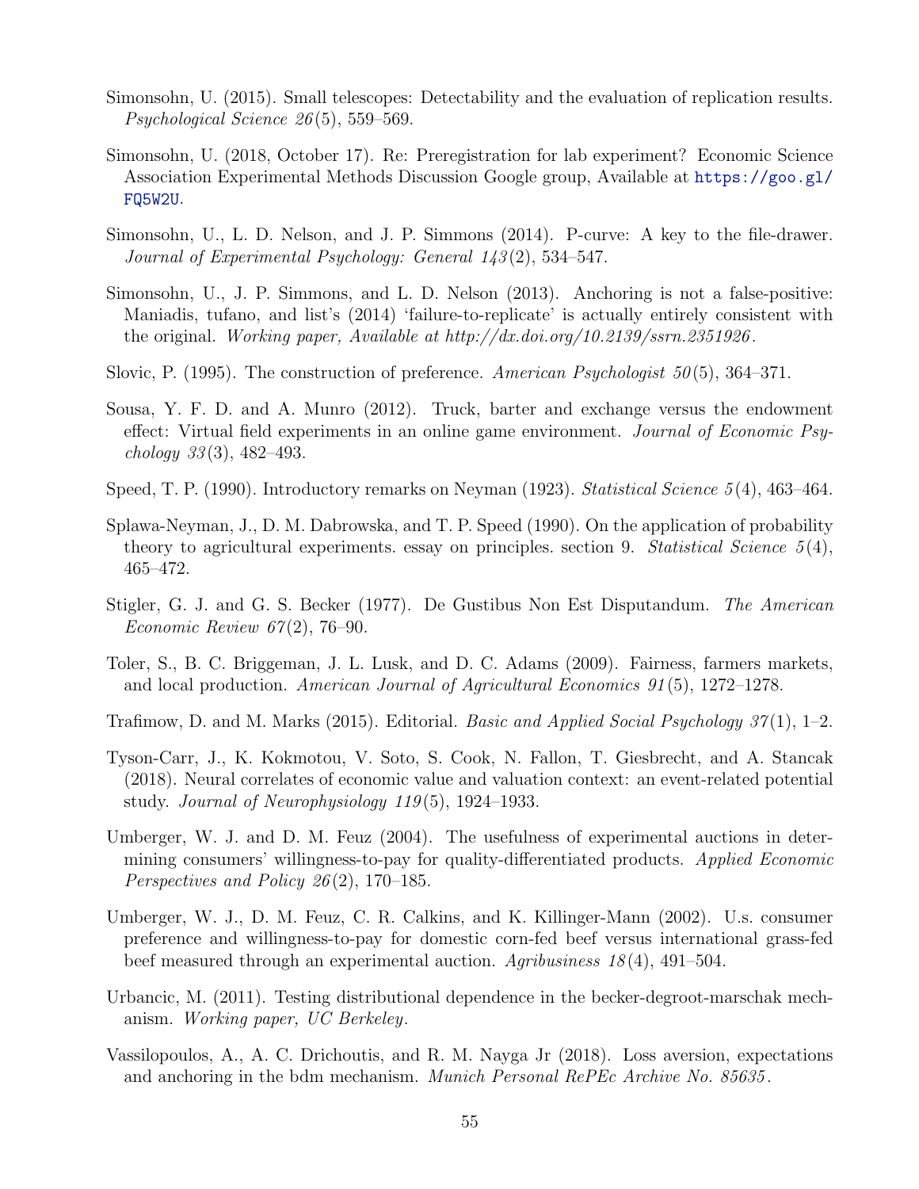Simonsohn, U. (2015). Small telescopes: Detectability and the evaluation of replication results. *Psychological Science 26*(5), 559–569.

Simonsohn, U. (2018, October 17). Re: Preregistration for lab experiment? Economic Science Association Experimental Methods Discussion Google group, Available at https://goo.gl/FQ5W2U.

Simonsohn, U., L. D. Nelson, and J. P. Simmons (2014). P-curve: A key to the file-drawer. *Journal of Experimental Psychology: General 143*(2), 534–547.

Simonsohn, U., J. P. Simmons, and L. D. Nelson (2013). Anchoring is not a false-positive: Maniadis, tufano, and list's (2014) 'failure-to-replicate' is actually entirely consistent with the original. *Working paper, Available at http://dx.doi.org/10.2139/ssrn.2351926*.

Slovic, P. (1995). The construction of preference. *American Psychologist 50*(5), 364–371.

Sousa, Y. F. D. and A. Munro (2012). Truck, barter and exchange versus the endowment effect: Virtual field experiments in an online game environment. *Journal of Economic Psychology 33*(3), 482–493.

Speed, T. P. (1990). Introductory remarks on Neyman (1923). *Statistical Science 5*(4), 463–464.

Splawa-Neyman, J., D. M. Dabrowska, and T. P. Speed (1990). On the application of probability theory to agricultural experiments. essay on principles. section 9. *Statistical Science 5*(4), 465–472.

Stigler, G. J. and G. S. Becker (1977). De Gustibus Non Est Disputandum. *The American Economic Review 67*(2), 76–90.

Toler, S., B. C. Briggeman, J. L. Lusk, and D. C. Adams (2009). Fairness, farmers markets, and local production. *American Journal of Agricultural Economics 91*(5), 1272–1278.

Trafimow, D. and M. Marks (2015). Editorial. *Basic and Applied Social Psychology 37*(1), 1–2.

Tyson-Carr, J., K. Kokmotou, V. Soto, S. Cook, N. Fallon, T. Giesbrecht, and A. Stancak (2018). Neural correlates of economic value and valuation context: an event-related potential study. *Journal of Neurophysiology 119*(5), 1924–1933.

Umberger, W. J. and D. M. Feuz (2004). The usefulness of experimental auctions in determining consumers' willingness-to-pay for quality-differentiated products. *Applied Economic Perspectives and Policy 26*(2), 170–185.

Umberger, W. J., D. M. Feuz, C. R. Calkins, and K. Killinger-Mann (2002). U.s. consumer preference and willingness-to-pay for domestic corn-fed beef versus international grass-fed beef measured through an experimental auction. *Agribusiness 18*(4), 491–504.

Urbancic, M. (2011). Testing distributional dependence in the becker-degroot-marschak mechanism. *Working paper, UC Berkeley*.

Vassilopoulos, A., A. C. Drichoutis, and R. M. Nayga Jr (2018). Loss aversion, expectations and anchoring in the bdm mechanism. *Munich Personal RePEc Archive No. 85635*.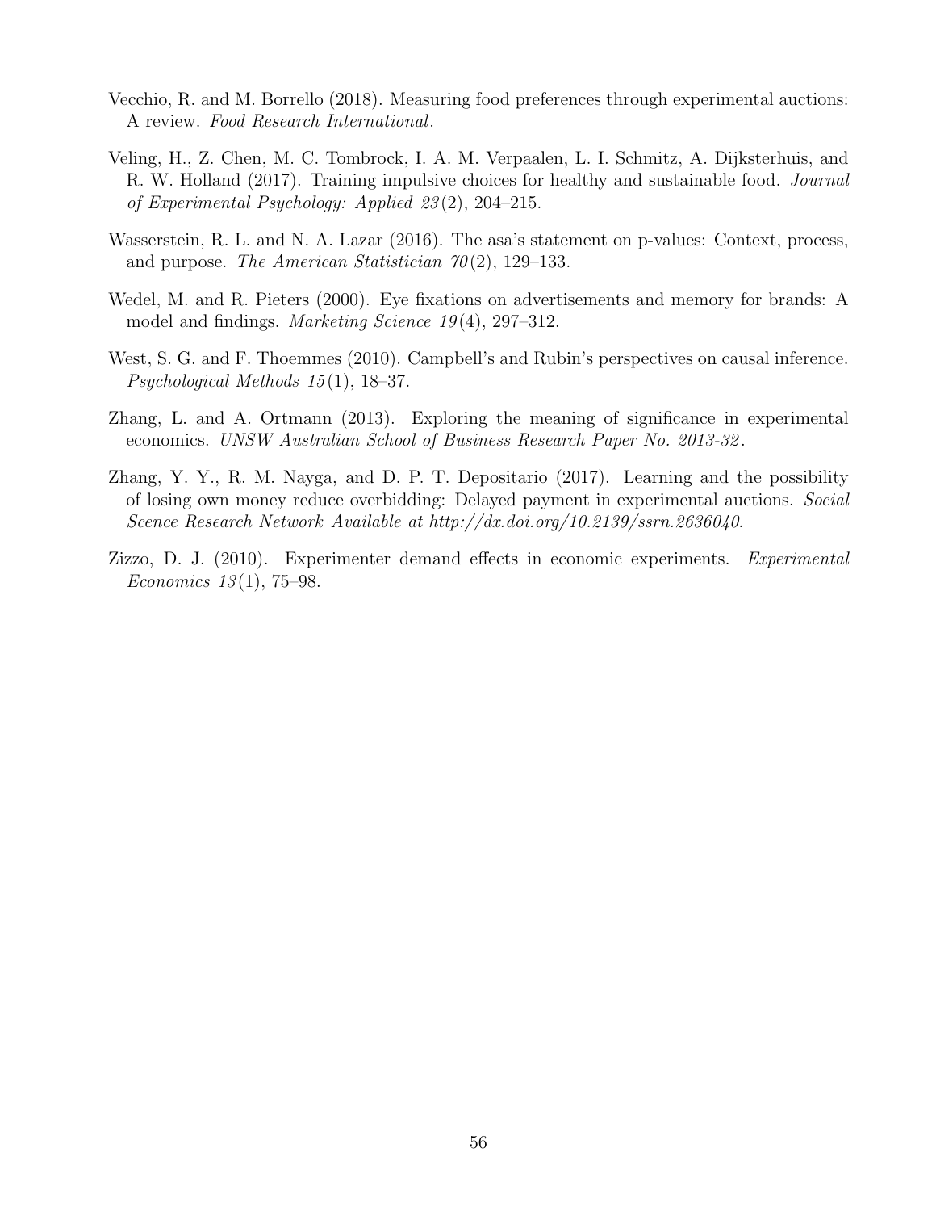Vecchio, R. and M. Borrello (2018). Measuring food preferences through experimental auctions: A review. *Food Research International*.

Veling, H., Z. Chen, M. C. Tombrock, I. A. M. Verpaalen, L. I. Schmitz, A. Dijksterhuis, and R. W. Holland (2017). Training impulsive choices for healthy and sustainable food. *Journal of Experimental Psychology: Applied 23*(2), 204–215.

Wasserstein, R. L. and N. A. Lazar (2016). The asa's statement on p-values: Context, process, and purpose. *The American Statistician 70*(2), 129–133.

Wedel, M. and R. Pieters (2000). Eye fixations on advertisements and memory for brands: A model and findings. *Marketing Science 19*(4), 297–312.

West, S. G. and F. Thoemmes (2010). Campbell's and Rubin's perspectives on causal inference. *Psychological Methods 15*(1), 18–37.

Zhang, L. and A. Ortmann (2013). Exploring the meaning of significance in experimental economics. *UNSW Australian School of Business Research Paper No. 2013-32*.

Zhang, Y. Y., R. M. Nayga, and D. P. T. Depositario (2017). Learning and the possibility of losing own money reduce overbidding: Delayed payment in experimental auctions. *Social Scence Research Network Available at http://dx.doi.org/10.2139/ssrn.2636040*.

Zizzo, D. J. (2010). Experimenter demand effects in economic experiments. *Experimental Economics 13*(1), 75–98.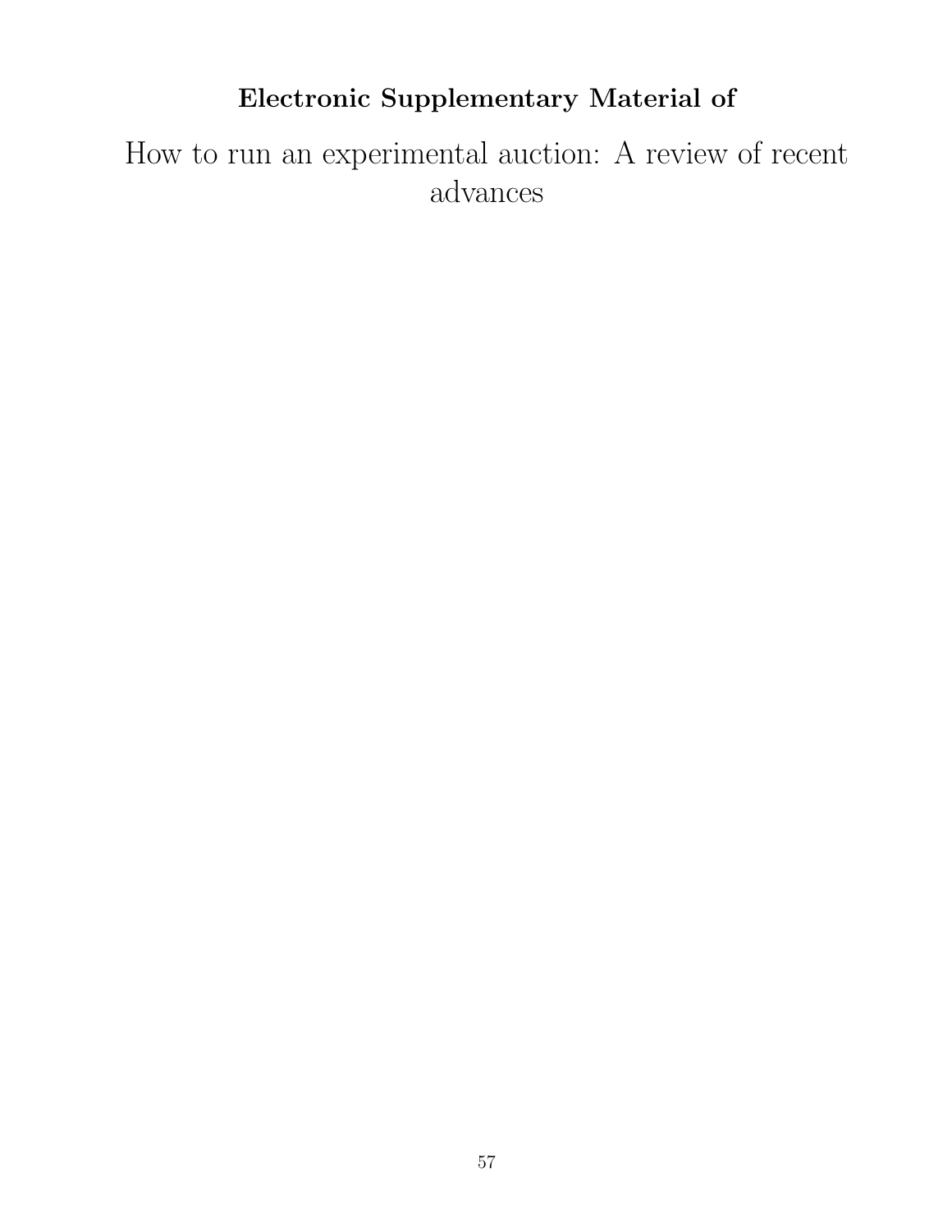**Electronic Supplementary Material of**

# How to run an experimental auction: A review of recent advances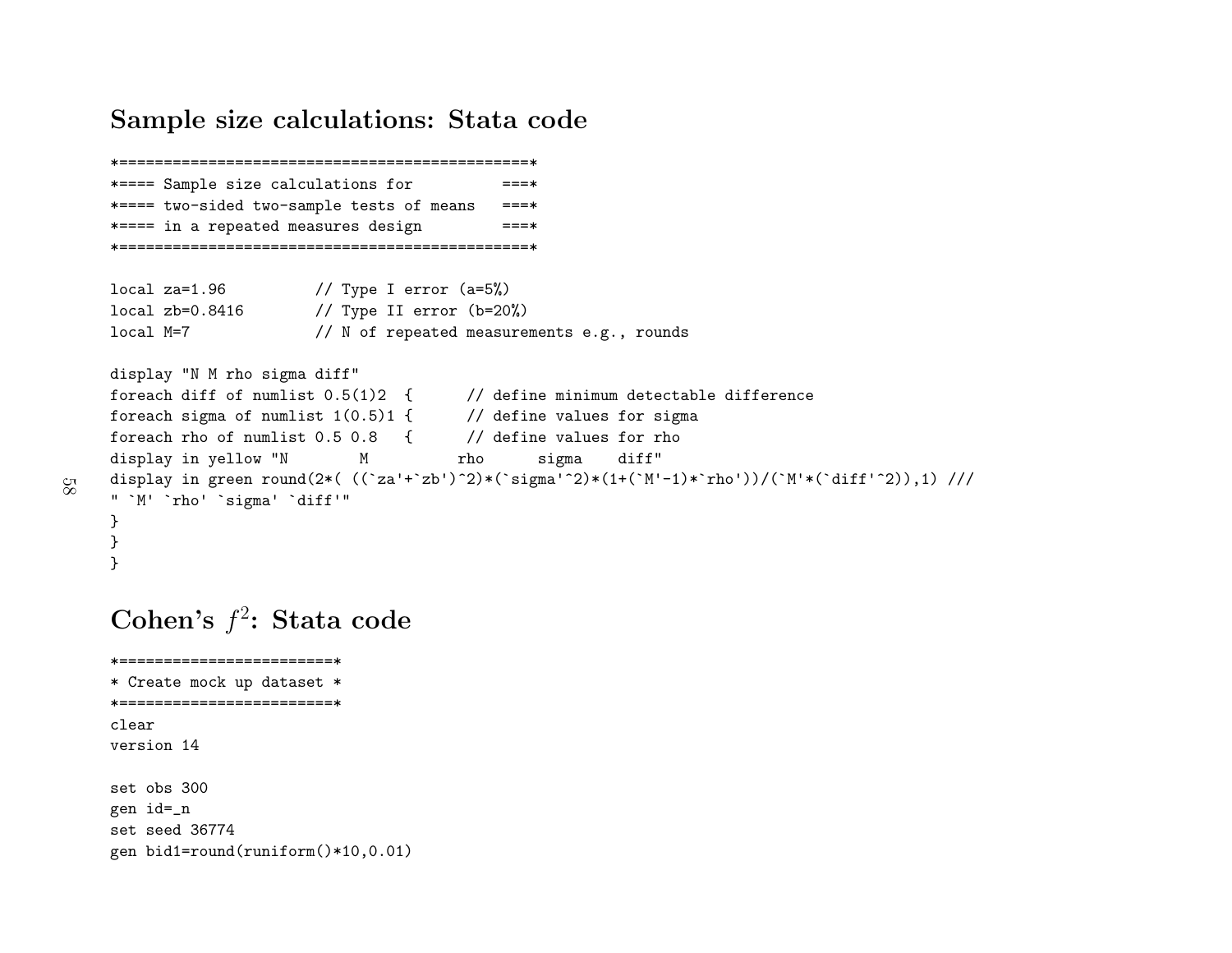## Sample size calculations: Stata code

```
*==============================================*
*==== Sample size calculations for          ===*
*==== two-sided two-sample tests of means   ===*
*==== in a repeated measures design         ===*
*==============================================*

local za=1.96          // Type I error (a=5%)
local zb=0.8416        // Type II error (b=20%)
local M=7              // N of repeated measurements e.g., rounds

display "N M rho sigma diff"
foreach diff of numlist 0.5(1)2  {      // define minimum detectable difference
foreach sigma of numlist 1(0.5)1 {      // define values for sigma
foreach rho of numlist 0.5 0.8   {      // define values for rho
display in yellow "N        M          rho      sigma    diff"
display in green round(2*( ((`za'+`zb')^2)*(`sigma'^2)*(1+(`M'-1)*`rho'))/(`M'*(`diff'^2)),1) ///
" `M' `rho' `sigma' `diff'"
}
}
}
```

## Cohen's $f^2$: Stata code

```
*========================*
* Create mock up dataset *
*========================*
clear
version 14

set obs 300
gen id=_n
set seed 36774
gen bid1=round(runiform()*10,0.01)
```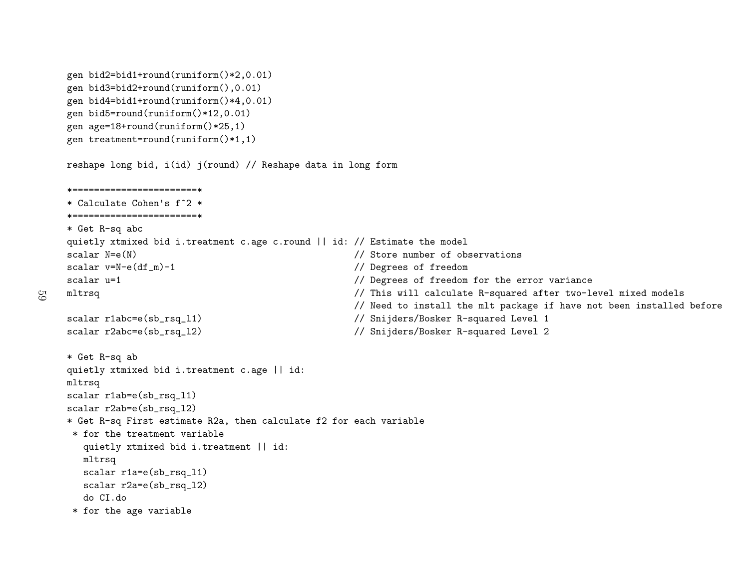```
gen bid2=bid1+round(runiform()*2,0.01)
gen bid3=bid2+round(runiform(),0.01)
gen bid4=bid1+round(runiform()*4,0.01)
gen bid5=round(runiform()*12,0.01)
gen age=18+round(runiform()*25,1)
gen treatment=round(runiform()*1,1)

reshape long bid, i(id) j(round) // Reshape data in long form

*=======================*
* Calculate Cohen's f^2 *
*=======================*
* Get R-sq abc
quietly xtmixed bid i.treatment c.age c.round || id: // Estimate the model
scalar N=e(N)                                        // Store number of observations
scalar v=N-e(df_m)-1                                 // Degrees of freedom
scalar u=1                                           // Degrees of freedom for the error variance
mltrsq                                               // This will calculate R-squared after two-level mixed models
                                                     // Need to install the mlt package if have not been installed before
scalar r1abc=e(sb_rsq_l1)                            // Snijders/Bosker R-squared Level 1
scalar r2abc=e(sb_rsq_l2)                            // Snijders/Bosker R-squared Level 2

* Get R-sq ab
quietly xtmixed bid i.treatment c.age || id:
mltrsq
scalar r1ab=e(sb_rsq_l1)
scalar r2ab=e(sb_rsq_l2)
* Get R-sq First estimate R2a, then calculate f2 for each variable
 * for the treatment variable
   quietly xtmixed bid i.treatment || id:
   mltrsq
   scalar r1a=e(sb_rsq_l1)
   scalar r2a=e(sb_rsq_l2)
   do CI.do
 * for the age variable
```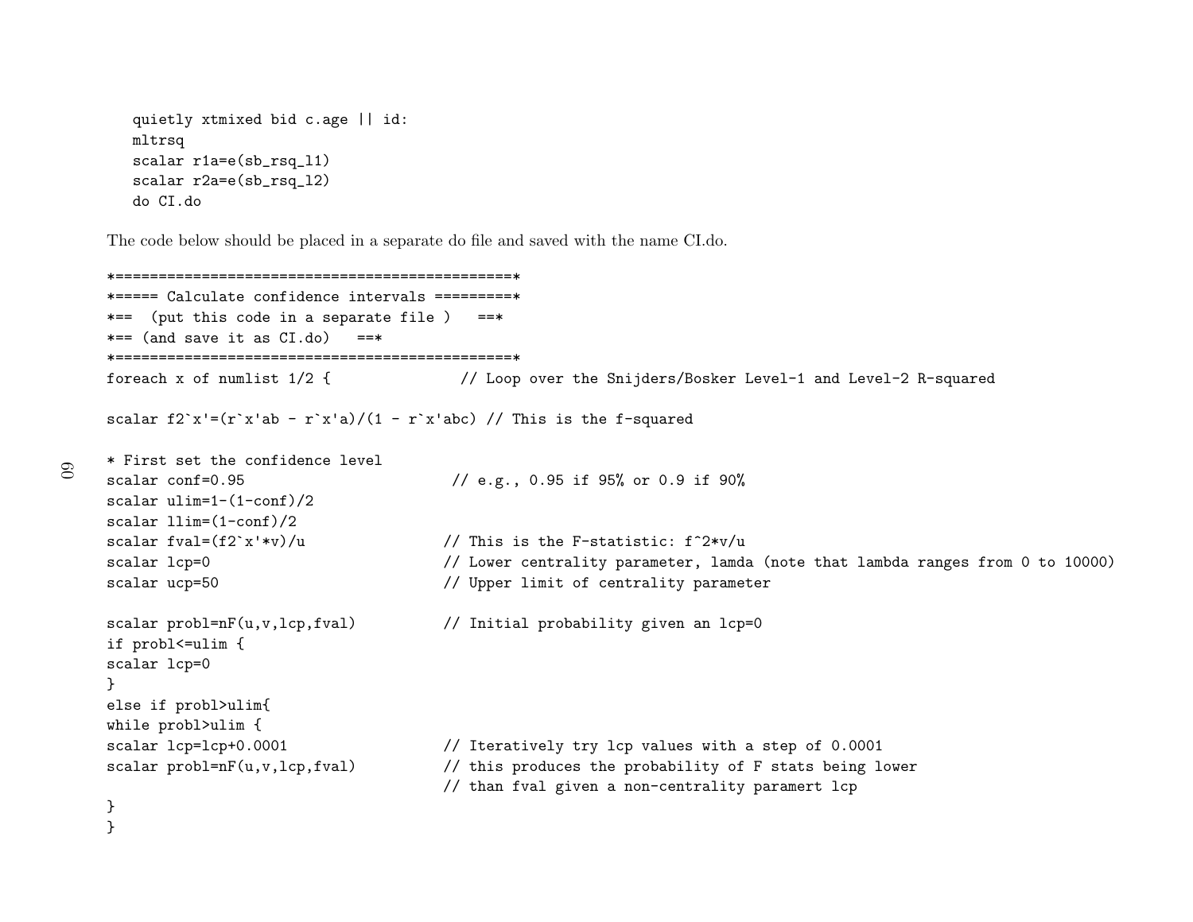```
quietly xtmixed bid c.age || id:
mltrsq
scalar r1a=e(sb_rsq_l1)
scalar r2a=e(sb_rsq_l2)
do CI.do
```

The code below should be placed in a separate do file and saved with the name CI.do.

```
*===============================================*
*===== Calculate confidence intervals =========*
*==  (put this code in a separate file )   ==*
*== (and save it as CI.do)   ==*
*===============================================*
foreach x of numlist 1/2 {               // Loop over the Snijders/Bosker Level-1 and Level-2 R-squared

scalar f2`x'=(r`x'ab - r`x'a)/(1 - r`x'abc) // This is the f-squared

* First set the confidence level
scalar conf=0.95                         // e.g., 0.95 if 95% or 0.9 if 90%
scalar ulim=1-(1-conf)/2
scalar llim=(1-conf)/2
scalar fval=(f2`x'*v)/u                 // This is the F-statistic: f^2*v/u
scalar lcp=0                            // Lower centrality parameter, lamda (note that lambda ranges from 0 to 10000)
scalar ucp=50                           // Upper limit of centrality parameter

scalar probl=nF(u,v,lcp,fval)           // Initial probability given an lcp=0
if probl<=ulim {
scalar lcp=0
}
else if probl>ulim{
while probl>ulim {
scalar lcp=lcp+0.0001                   // Iteratively try lcp values with a step of 0.0001
scalar probl=nF(u,v,lcp,fval)           // this produces the probability of F stats being lower
                                        // than fval given a non-centrality paramert lcp
}
}
```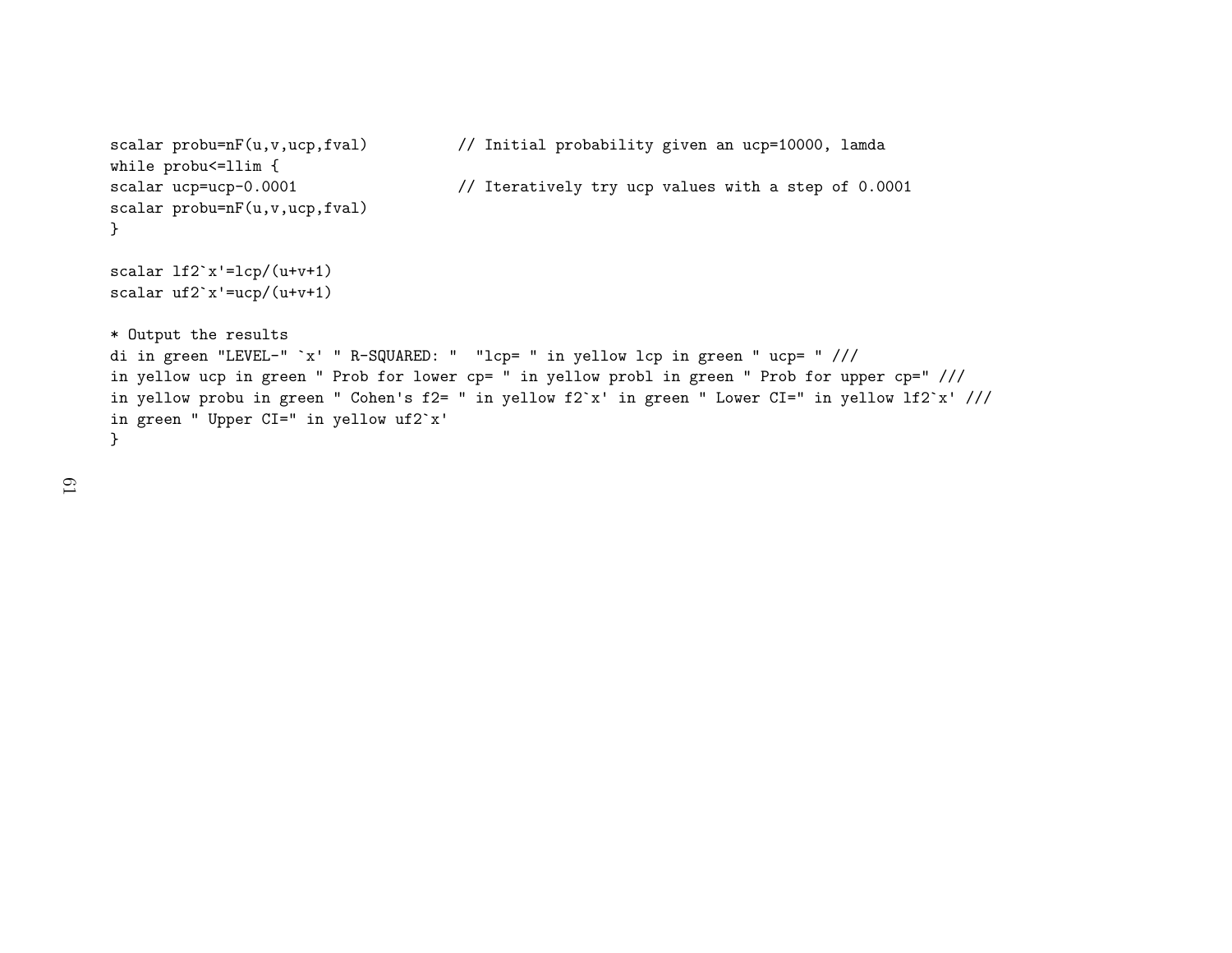```
scalar probu=nF(u,v,ucp,fval)          // Initial probability given an ucp=10000, lamda
while probu<=llim {
scalar ucp=ucp-0.0001                  // Iteratively try ucp values with a step of 0.0001
scalar probu=nF(u,v,ucp,fval)
}

scalar lf2`x'=lcp/(u+v+1)
scalar uf2`x'=ucp/(u+v+1)

* Output the results
di in green "LEVEL-" `x' " R-SQUARED: "  "lcp= " in yellow lcp in green " ucp= " ///
in yellow ucp in green " Prob for lower cp= " in yellow probl in green " Prob for upper cp=" ///
in yellow probu in green " Cohen's f2= " in yellow f2`x' in green " Lower CI=" in yellow lf2`x' ///
in green " Upper CI=" in yellow uf2`x'
}
```